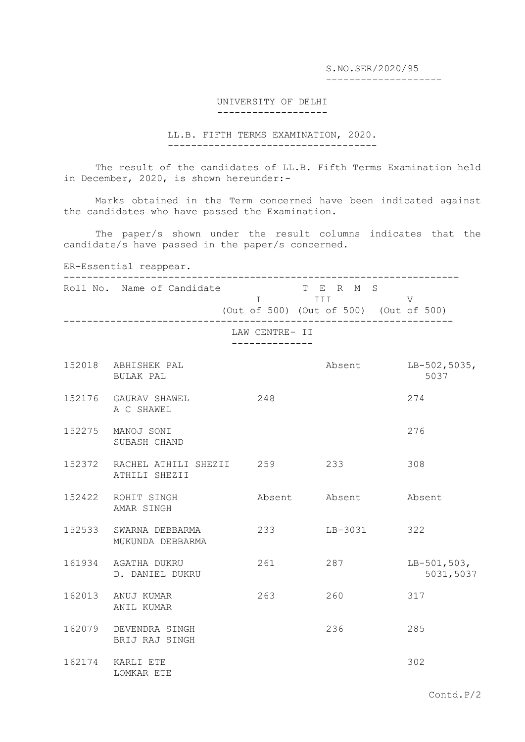S.NO.SER/2020/95

# UNIVERSITY OF DELHI

## LL.B. FIFTH TERMS EXAMINATION, 2020.

The result of the candidates of LL.B. Fifth Terms Examination held in December, 2020, is shown hereunder:-

Marks obtained in the Term concerned have been indicated against the candidates who have passed the Examination.

The paper/s shown under the result columns indicates that the candidate/s have passed in the paper/s concerned.

ER-Essential reappear.

| Roll No. | Name of Candidate | TERMS I (Out of 500) | TERMS III (Out of 500) | TERMS V (Out of 500) |
|---|---|---|---|---|
| | **LAW CENTRE- II** | | | |
| 152018 | ABHISHEK PAL<br>BULAK PAL | | Absent | LB-502,5035,<br>5037 |
| 152176 | GAURAV SHAWEL<br>A C SHAWEL | 248 | | 274 |
| 152275 | MANOJ SONI<br>SUBASH CHAND | | | 276 |
| 152372 | RACHEL ATHILI SHEZII<br>ATHILI SHEZII | 259 | 233 | 308 |
| 152422 | ROHIT SINGH<br>AMAR SINGH | Absent | Absent | Absent |
| 152533 | SWARNA DEBBARMA<br>MUKUNDA DEBBARMA | 233 | LB-3031 | 322 |
| 161934 | AGATHA DUKRU<br>D. DANIEL DUKRU | 261 | 287 | LB-501,503,<br>5031,5037 |
| 162013 | ANUJ KUMAR<br>ANIL KUMAR | 263 | 260 | 317 |
| 162079 | DEVENDRA SINGH<br>BRIJ RAJ SINGH | | 236 | 285 |
| 162174 | KARLI ETE<br>LOMKAR ETE | | | 302 |

Contd.P/2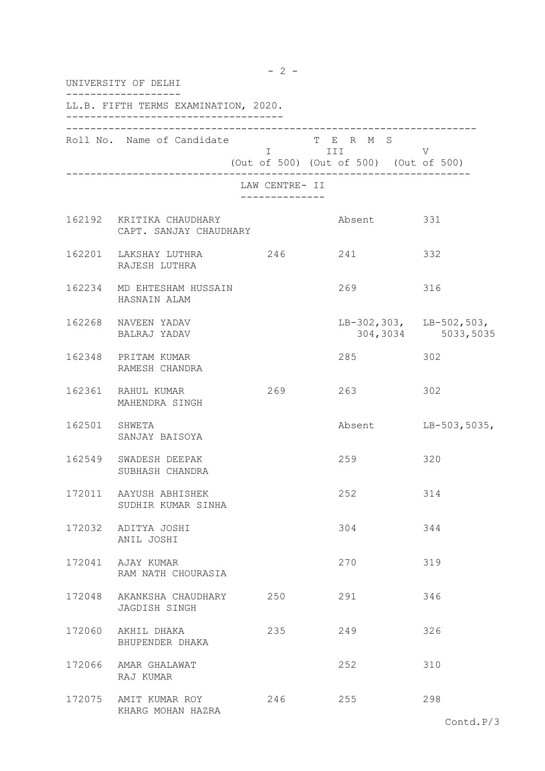UNIVERSITY OF DELHI

LL.B. FIFTH TERMS EXAMINATION, 2020.

| Roll No. | Name of Candidate | TERMS I (Out of 500) | TERMS III (Out of 500) | TERMS V (Out of 500) |
|---|---|---|---|---|
| | **LAW CENTRE- II** | | | |
| 162192 | KRITIKA CHAUDHARY<br>CAPT. SANJAY CHAUDHARY | | Absent | 331 |
| 162201 | LAKSHAY LUTHRA<br>RAJESH LUTHRA | 246 | 241 | 332 |
| 162234 | MD EHTESHAM HUSSAIN<br>HASNAIN ALAM | | 269 | 316 |
| 162268 | NAVEEN YADAV<br>BALRAJ YADAV | | LB-302,303,<br>304,3034 | LB-502,503,<br>5033,5035 |
| 162348 | PRITAM KUMAR<br>RAMESH CHANDRA | | 285 | 302 |
| 162361 | RAHUL KUMAR<br>MAHENDRA SINGH | 269 | 263 | 302 |
| 162501 | SHWETA<br>SANJAY BAISOYA | | Absent | LB-503,5035, |
| 162549 | SWADESH DEEPAK<br>SUBHASH CHANDRA | | 259 | 320 |
| 172011 | AAYUSH ABHISHEK<br>SUDHIR KUMAR SINHA | | 252 | 314 |
| 172032 | ADITYA JOSHI<br>ANIL JOSHI | | 304 | 344 |
| 172041 | AJAY KUMAR<br>RAM NATH CHOURASIA | | 270 | 319 |
| 172048 | AKANKSHA CHAUDHARY<br>JAGDISH SINGH | 250 | 291 | 346 |
| 172060 | AKHIL DHAKA<br>BHUPENDER DHAKA | 235 | 249 | 326 |
| 172066 | AMAR GHALAWAT<br>RAJ KUMAR | | 252 | 310 |
| 172075 | AMIT KUMAR ROY<br>KHARG MOHAN HAZRA | 246 | 255 | 298 |

Contd.P/3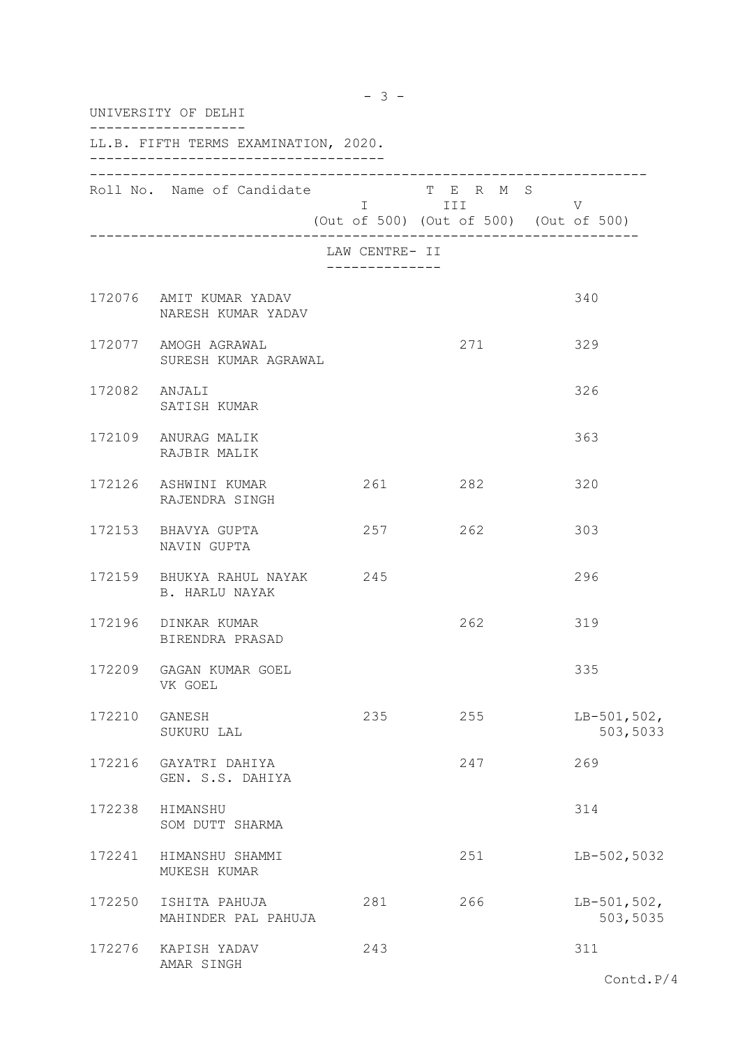UNIVERSITY OF DELHI

LL.B. FIFTH TERMS EXAMINATION, 2020.

| Roll No. | Name of Candidate | TERMS I (Out of 500) | TERMS III (Out of 500) | TERMS V (Out of 500) |
|---|---|---|---|---|
| | **LAW CENTRE- II** | | | |
| 172076 | AMIT KUMAR YADAV<br>NARESH KUMAR YADAV | | | 340 |
| 172077 | AMOGH AGRAWAL<br>SURESH KUMAR AGRAWAL | | 271 | 329 |
| 172082 | ANJALI<br>SATISH KUMAR | | | 326 |
| 172109 | ANURAG MALIK<br>RAJBIR MALIK | | | 363 |
| 172126 | ASHWINI KUMAR<br>RAJENDRA SINGH | 261 | 282 | 320 |
| 172153 | BHAVYA GUPTA<br>NAVIN GUPTA | 257 | 262 | 303 |
| 172159 | BHUKYA RAHUL NAYAK<br>B. HARLU NAYAK | 245 | | 296 |
| 172196 | DINKAR KUMAR<br>BIRENDRA PRASAD | | 262 | 319 |
| 172209 | GAGAN KUMAR GOEL<br>VK GOEL | | | 335 |
| 172210 | GANESH<br>SUKURU LAL | 235 | 255 | LB-501,502,<br>503,5033 |
| 172216 | GAYATRI DAHIYA<br>GEN. S.S. DAHIYA | | 247 | 269 |
| 172238 | HIMANSHU<br>SOM DUTT SHARMA | | | 314 |
| 172241 | HIMANSHU SHAMMI<br>MUKESH KUMAR | | 251 | LB-502,5032 |
| 172250 | ISHITA PAHUJA<br>MAHINDER PAL PAHUJA | 281 | 266 | LB-501,502,<br>503,5035 |
| 172276 | KAPISH YADAV<br>AMAR SINGH | 243 | | 311 |

Contd.P/4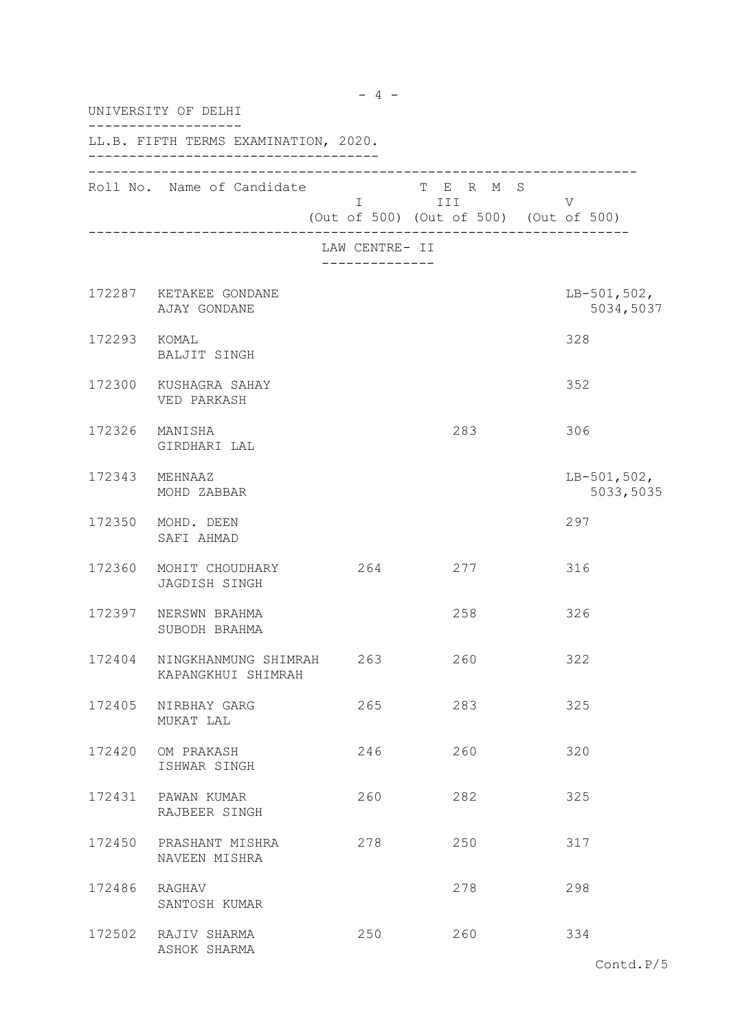UNIVERSITY OF DELHI

LL.B. FIFTH TERMS EXAMINATION, 2020.

| Roll No. | Name of Candidate | TERMS I (Out of 500) | TERMS III (Out of 500) | TERMS V (Out of 500) |
|---|---|---|---|---|
| | **LAW CENTRE- II** | | | |
| 172287 | KETAKEE GONDANE<br>AJAY GONDANE | | | LB-501,502,<br>5034,5037 |
| 172293 | KOMAL<br>BALJIT SINGH | | | 328 |
| 172300 | KUSHAGRA SAHAY<br>VED PARKASH | | | 352 |
| 172326 | MANISHA<br>GIRDHARI LAL | | 283 | 306 |
| 172343 | MEHNAAZ<br>MOHD ZABBAR | | | LB-501,502,<br>5033,5035 |
| 172350 | MOHD. DEEN<br>SAFI AHMAD | | | 297 |
| 172360 | MOHIT CHOUDHARY<br>JAGDISH SINGH | 264 | 277 | 316 |
| 172397 | NERSWN BRAHMA<br>SUBODH BRAHMA | | 258 | 326 |
| 172404 | NINGKHANMUNG SHIMRAH<br>KAPANGKHUI SHIMRAH | 263 | 260 | 322 |
| 172405 | NIRBHAY GARG<br>MUKAT LAL | 265 | 283 | 325 |
| 172420 | OM PRAKASH<br>ISHWAR SINGH | 246 | 260 | 320 |
| 172431 | PAWAN KUMAR<br>RAJBEER SINGH | 260 | 282 | 325 |
| 172450 | PRASHANT MISHRA<br>NAVEEN MISHRA | 278 | 250 | 317 |
| 172486 | RAGHAV<br>SANTOSH KUMAR | | 278 | 298 |
| 172502 | RAJIV SHARMA<br>ASHOK SHARMA | 250 | 260 | 334 |

Contd.P/5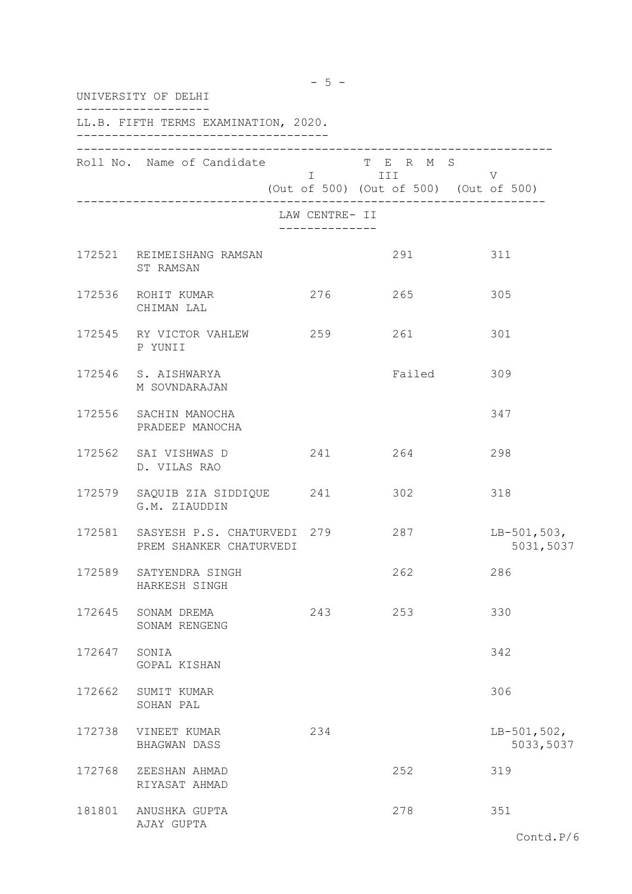UNIVERSITY OF DELHI

LL.B. FIFTH TERMS EXAMINATION, 2020.

| Roll No. | Name of Candidate | TERMS I (Out of 500) | TERMS III (Out of 500) | TERMS V (Out of 500) |
|---|---|---|---|---|
| | **LAW CENTRE- II** | | | |
| 172521 | REIMEISHANG RAMSAN<br>ST RAMSAN | | 291 | 311 |
| 172536 | ROHIT KUMAR<br>CHIMAN LAL | 276 | 265 | 305 |
| 172545 | RY VICTOR VAHLEW<br>P YUNII | 259 | 261 | 301 |
| 172546 | S. AISHWARYA<br>M SOVNDARAJAN | | Failed | 309 |
| 172556 | SACHIN MANOCHA<br>PRADEEP MANOCHA | | | 347 |
| 172562 | SAI VISHWAS D<br>D. VILAS RAO | 241 | 264 | 298 |
| 172579 | SAQUIB ZIA SIDDIQUE<br>G.M. ZIAUDDIN | 241 | 302 | 318 |
| 172581 | SASYESH P.S. CHATURVEDI<br>PREM SHANKER CHATURVEDI | 279 | 287 | LB-501,503,<br>5031,5037 |
| 172589 | SATYENDRA SINGH<br>HARKESH SINGH | | 262 | 286 |
| 172645 | SONAM DREMA<br>SONAM RENGENG | 243 | 253 | 330 |
| 172647 | SONIA<br>GOPAL KISHAN | | | 342 |
| 172662 | SUMIT KUMAR<br>SOHAN PAL | | | 306 |
| 172738 | VINEET KUMAR<br>BHAGWAN DASS | 234 | | LB-501,502,<br>5033,5037 |
| 172768 | ZEESHAN AHMAD<br>RIYASAT AHMAD | | 252 | 319 |
| 181801 | ANUSHKA GUPTA<br>AJAY GUPTA | | 278 | 351 |

Contd.P/6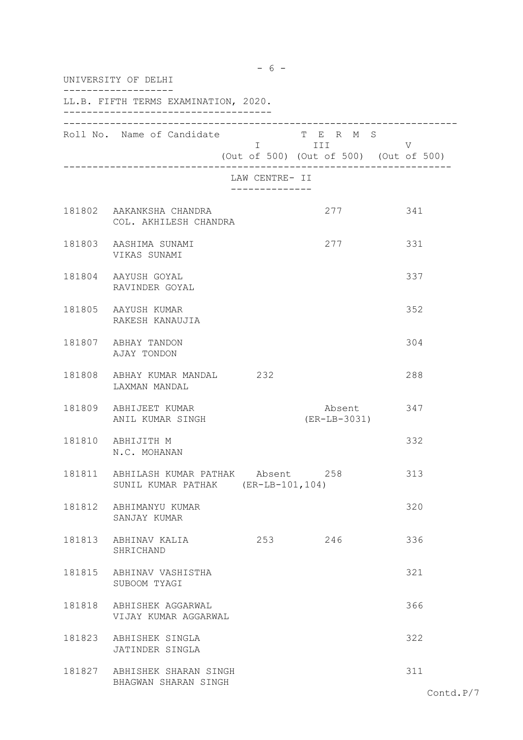UNIVERSITY OF DELHI

LL.B. FIFTH TERMS EXAMINATION, 2020.

| Roll No. | Name of Candidate | TERMS I (Out of 500) | TERMS III (Out of 500) | TERMS V (Out of 500) |
|---|---|---|---|---|
| | **LAW CENTRE- II** | | | |
| 181802 | AAKANKSHA CHANDRA<br>COL. AKHILESH CHANDRA | | 277 | 341 |
| 181803 | AASHIMA SUNAMI<br>VIKAS SUNAMI | | 277 | 331 |
| 181804 | AAYUSH GOYAL<br>RAVINDER GOYAL | | | 337 |
| 181805 | AAYUSH KUMAR<br>RAKESH KANAUJIA | | | 352 |
| 181807 | ABHAY TANDON<br>AJAY TONDON | | | 304 |
| 181808 | ABHAY KUMAR MANDAL<br>LAXMAN MANDAL | 232 | | 288 |
| 181809 | ABHIJEET KUMAR<br>ANIL KUMAR SINGH | | Absent<br>(ER-LB-3031) | 347 |
| 181810 | ABHIJITH M<br>N.C. MOHANAN | | | 332 |
| 181811 | ABHILASH KUMAR PATHAK<br>SUNIL KUMAR PATHAK | Absent<br>(ER-LB-101,104) | 258 | 313 |
| 181812 | ABHIMANYU KUMAR<br>SANJAY KUMAR | | | 320 |
| 181813 | ABHINAV KALIA<br>SHRICHAND | 253 | 246 | 336 |
| 181815 | ABHINAV VASHISTHA<br>SUBOOM TYAGI | | | 321 |
| 181818 | ABHISHEK AGGARWAL<br>VIJAY KUMAR AGGARWAL | | | 366 |
| 181823 | ABHISHEK SINGLA<br>JATINDER SINGLA | | | 322 |
| 181827 | ABHISHEK SHARAN SINGH<br>BHAGWAN SHARAN SINGH | | | 311 |

Contd.P/7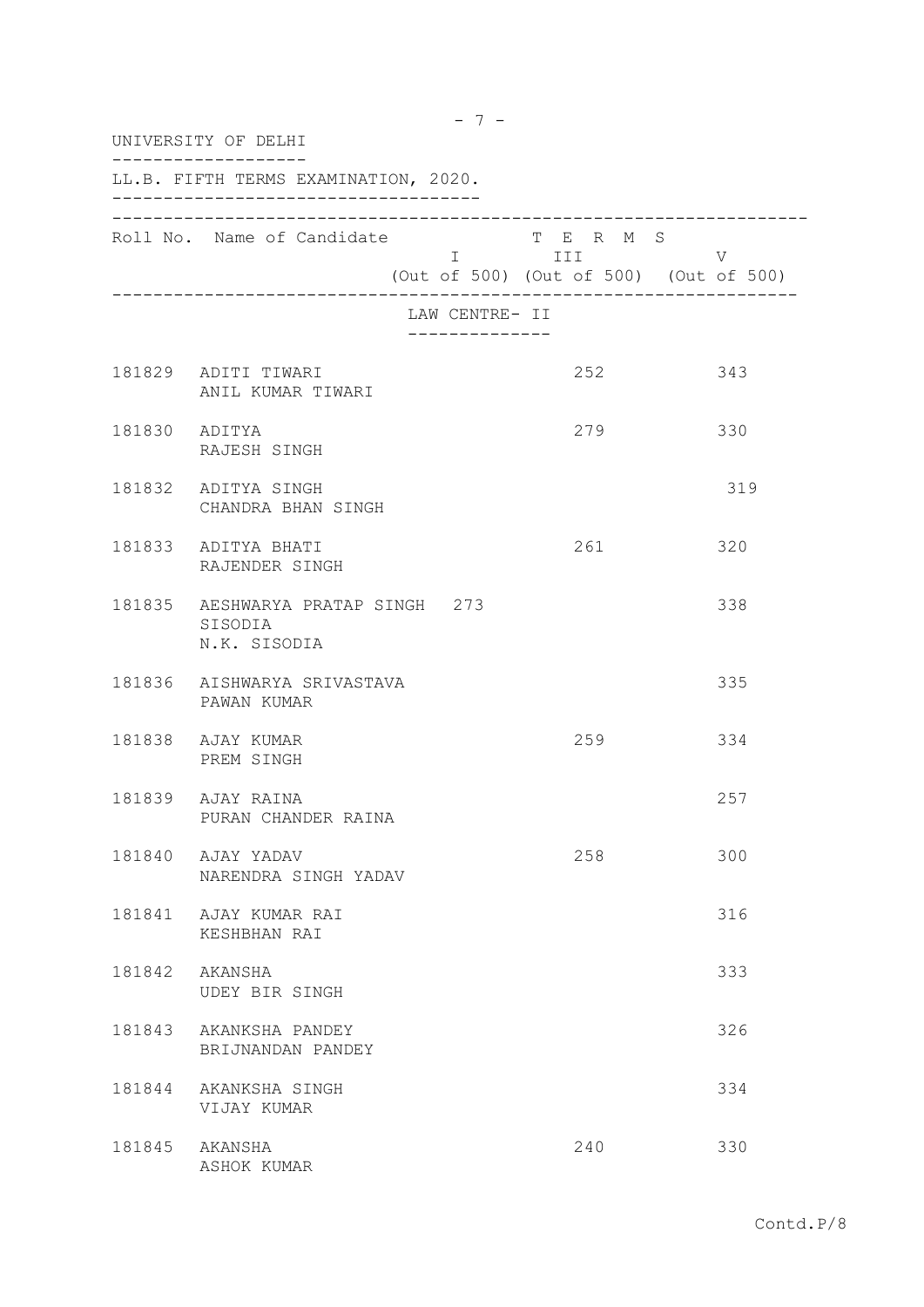UNIVERSITY OF DELHI

LL.B. FIFTH TERMS EXAMINATION, 2020.

| Roll No. | Name of Candidate | TERMS I (Out of 500) | TERMS III (Out of 500) | TERMS V (Out of 500) |
|---|---|---|---|---|
| | **LAW CENTRE- II** | | | |
| 181829 | ADITI TIWARI<br>ANIL KUMAR TIWARI | | 252 | 343 |
| 181830 | ADITYA<br>RAJESH SINGH | | 279 | 330 |
| 181832 | ADITYA SINGH<br>CHANDRA BHAN SINGH | | | 319 |
| 181833 | ADITYA BHATI<br>RAJENDER SINGH | | 261 | 320 |
| 181835 | AESHWARYA PRATAP SINGH SISODIA<br>N.K. SISODIA | 273 | | 338 |
| 181836 | AISHWARYA SRIVASTAVA<br>PAWAN KUMAR | | | 335 |
| 181838 | AJAY KUMAR<br>PREM SINGH | | 259 | 334 |
| 181839 | AJAY RAINA<br>PURAN CHANDER RAINA | | | 257 |
| 181840 | AJAY YADAV<br>NARENDRA SINGH YADAV | | 258 | 300 |
| 181841 | AJAY KUMAR RAI<br>KESHBHAN RAI | | | 316 |
| 181842 | AKANSHA<br>UDEY BIR SINGH | | | 333 |
| 181843 | AKANKSHA PANDEY<br>BRIJNANDAN PANDEY | | | 326 |
| 181844 | AKANKSHA SINGH<br>VIJAY KUMAR | | | 334 |
| 181845 | AKANSHA<br>ASHOK KUMAR | | 240 | 330 |

Contd.P/8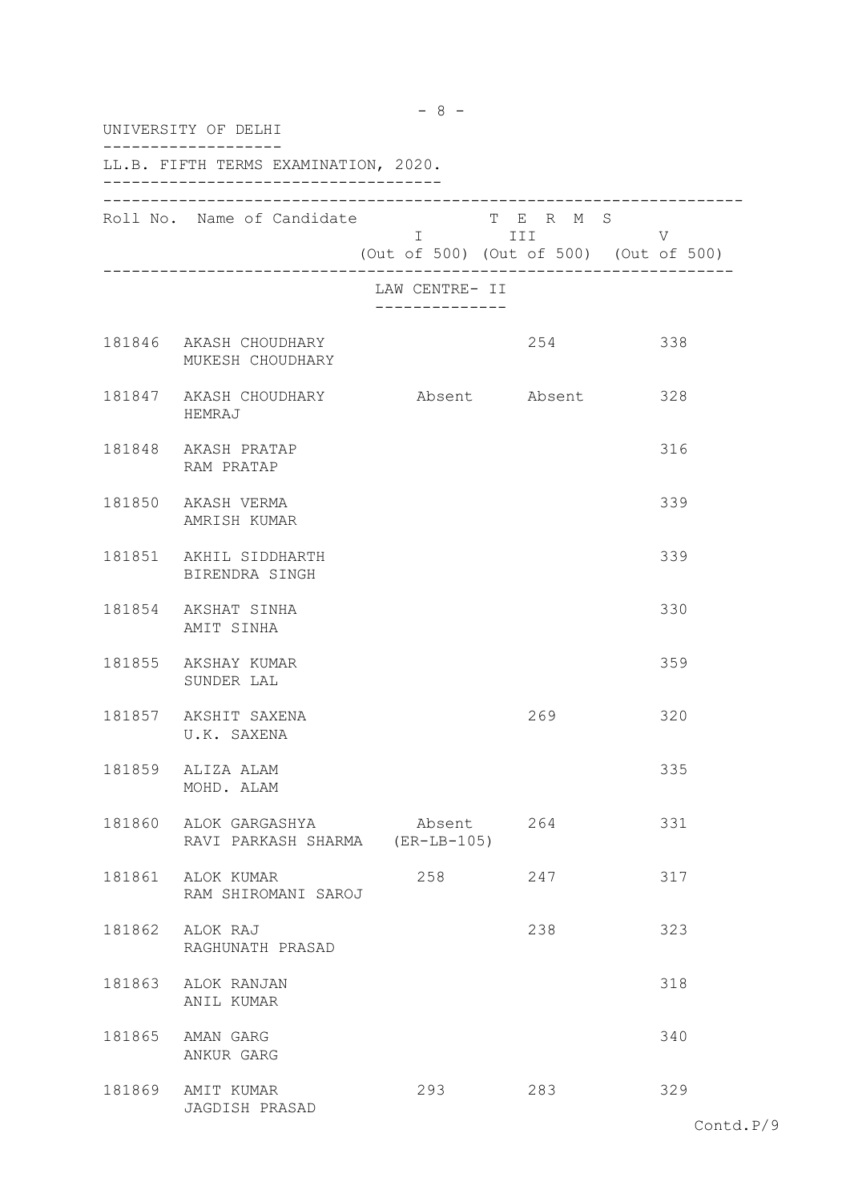UNIVERSITY OF DELHI

LL.B. FIFTH TERMS EXAMINATION, 2020.

| Roll No. | Name of Candidate | TERMS I (Out of 500) | TERMS III (Out of 500) | TERMS V (Out of 500) |
|---|---|---|---|---|
| | **LAW CENTRE- II** | | | |
| 181846 | AKASH CHOUDHARY<br>MUKESH CHOUDHARY | | 254 | 338 |
| 181847 | AKASH CHOUDHARY<br>HEMRAJ | Absent | Absent | 328 |
| 181848 | AKASH PRATAP<br>RAM PRATAP | | | 316 |
| 181850 | AKASH VERMA<br>AMRISH KUMAR | | | 339 |
| 181851 | AKHIL SIDDHARTH<br>BIRENDRA SINGH | | | 339 |
| 181854 | AKSHAT SINHA<br>AMIT SINHA | | | 330 |
| 181855 | AKSHAY KUMAR<br>SUNDER LAL | | | 359 |
| 181857 | AKSHIT SAXENA<br>U.K. SAXENA | | 269 | 320 |
| 181859 | ALIZA ALAM<br>MOHD. ALAM | | | 335 |
| 181860 | ALOK GARGASHYA<br>RAVI PARKASH SHARMA | Absent<br>(ER-LB-105) | 264 | 331 |
| 181861 | ALOK KUMAR<br>RAM SHIROMANI SAROJ | 258 | 247 | 317 |
| 181862 | ALOK RAJ<br>RAGHUNATH PRASAD | | 238 | 323 |
| 181863 | ALOK RANJAN<br>ANIL KUMAR | | | 318 |
| 181865 | AMAN GARG<br>ANKUR GARG | | | 340 |
| 181869 | AMIT KUMAR<br>JAGDISH PRASAD | 293 | 283 | 329 |

Contd.P/9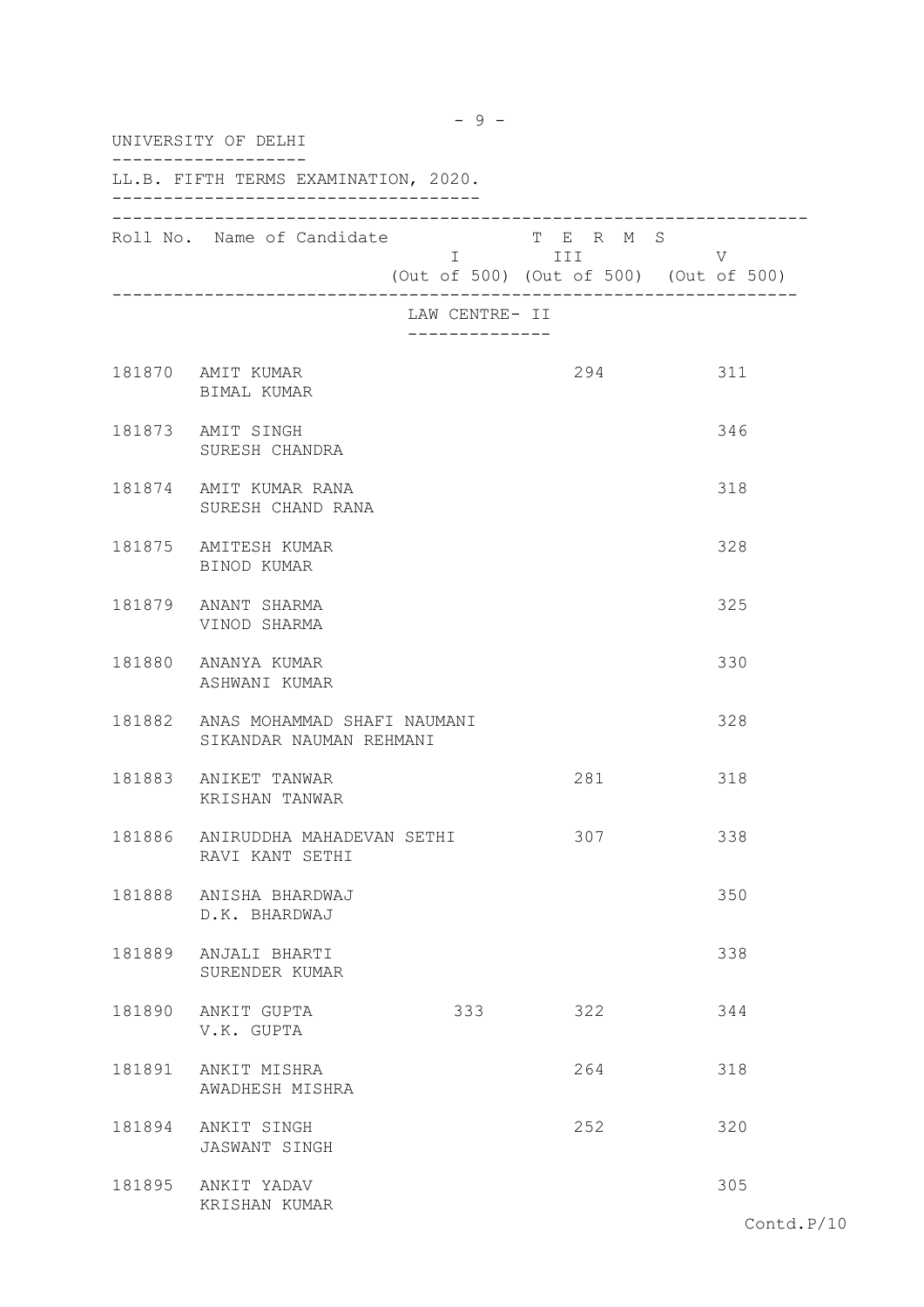UNIVERSITY OF DELHI

LL.B. FIFTH TERMS EXAMINATION, 2020.

| Roll No. | Name of Candidate | TERMS I (Out of 500) | TERMS III (Out of 500) | TERMS V (Out of 500) |
|---|---|---|---|---|
| | **LAW CENTRE- II** | | | |
| 181870 | AMIT KUMAR<br>BIMAL KUMAR | | 294 | 311 |
| 181873 | AMIT SINGH<br>SURESH CHANDRA | | | 346 |
| 181874 | AMIT KUMAR RANA<br>SURESH CHAND RANA | | | 318 |
| 181875 | AMITESH KUMAR<br>BINOD KUMAR | | | 328 |
| 181879 | ANANT SHARMA<br>VINOD SHARMA | | | 325 |
| 181880 | ANANYA KUMAR<br>ASHWANI KUMAR | | | 330 |
| 181882 | ANAS MOHAMMAD SHAFI NAUMANI<br>SIKANDAR NAUMAN REHMANI | | | 328 |
| 181883 | ANIKET TANWAR<br>KRISHAN TANWAR | | 281 | 318 |
| 181886 | ANIRUDDHA MAHADEVAN SETHI<br>RAVI KANT SETHI | | 307 | 338 |
| 181888 | ANISHA BHARDWAJ<br>D.K. BHARDWAJ | | | 350 |
| 181889 | ANJALI BHARTI<br>SURENDER KUMAR | | | 338 |
| 181890 | ANKIT GUPTA<br>V.K. GUPTA | 333 | 322 | 344 |
| 181891 | ANKIT MISHRA<br>AWADHESH MISHRA | | 264 | 318 |
| 181894 | ANKIT SINGH<br>JASWANT SINGH | | 252 | 320 |
| 181895 | ANKIT YADAV<br>KRISHAN KUMAR | | | 305 |

Contd.P/10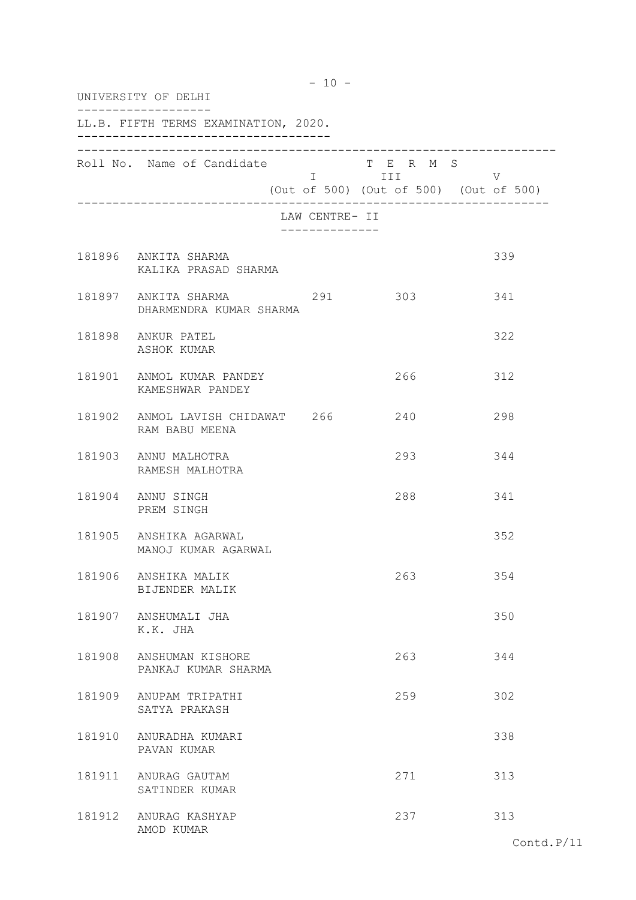UNIVERSITY OF DELHI

LL.B. FIFTH TERMS EXAMINATION, 2020.

| Roll No. | Name of Candidate | TERMS I (Out of 500) | TERMS III (Out of 500) | TERMS V (Out of 500) |
|---|---|---|---|---|
| | **LAW CENTRE- II** | | | |
| 181896 | ANKITA SHARMA<br>KALIKA PRASAD SHARMA | | | 339 |
| 181897 | ANKITA SHARMA<br>DHARMENDRA KUMAR SHARMA | 291 | 303 | 341 |
| 181898 | ANKUR PATEL<br>ASHOK KUMAR | | | 322 |
| 181901 | ANMOL KUMAR PANDEY<br>KAMESHWAR PANDEY | | 266 | 312 |
| 181902 | ANMOL LAVISH CHIDAWAT<br>RAM BABU MEENA | 266 | 240 | 298 |
| 181903 | ANNU MALHOTRA<br>RAMESH MALHOTRA | | 293 | 344 |
| 181904 | ANNU SINGH<br>PREM SINGH | | 288 | 341 |
| 181905 | ANSHIKA AGARWAL<br>MANOJ KUMAR AGARWAL | | | 352 |
| 181906 | ANSHIKA MALIK<br>BIJENDER MALIK | | 263 | 354 |
| 181907 | ANSHUMALI JHA<br>K.K. JHA | | | 350 |
| 181908 | ANSHUMAN KISHORE<br>PANKAJ KUMAR SHARMA | | 263 | 344 |
| 181909 | ANUPAM TRIPATHI<br>SATYA PRAKASH | | 259 | 302 |
| 181910 | ANURADHA KUMARI<br>PAVAN KUMAR | | | 338 |
| 181911 | ANURAG GAUTAM<br>SATINDER KUMAR | | 271 | 313 |
| 181912 | ANURAG KASHYAP<br>AMOD KUMAR | | 237 | 313 |

Contd.P/11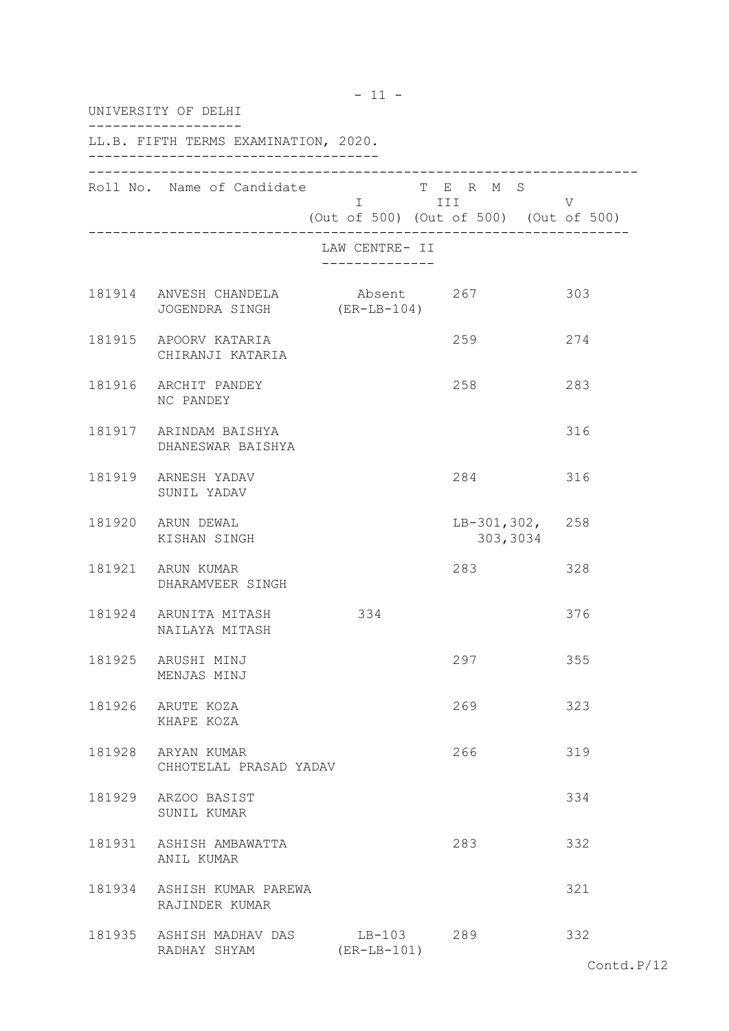UNIVERSITY OF DELHI

LL.B. FIFTH TERMS EXAMINATION, 2020.

| Roll No. | Name of Candidate | TERMS I (Out of 500) | TERMS III (Out of 500) | TERMS V (Out of 500) |
|---|---|---|---|---|
| | **LAW CENTRE- II** | | | |
| 181914 | ANVESH CHANDELA<br>JOGENDRA SINGH | Absent<br>(ER-LB-104) | 267 | 303 |
| 181915 | APOORV KATARIA<br>CHIRANJI KATARIA | | 259 | 274 |
| 181916 | ARCHIT PANDEY<br>NC PANDEY | | 258 | 283 |
| 181917 | ARINDAM BAISHYA<br>DHANESWAR BAISHYA | | | 316 |
| 181919 | ARNESH YADAV<br>SUNIL YADAV | | 284 | 316 |
| 181920 | ARUN DEWAL<br>KISHAN SINGH | | LB-301,302,<br>303,3034 | 258 |
| 181921 | ARUN KUMAR<br>DHARAMVEER SINGH | | 283 | 328 |
| 181924 | ARUNITA MITASH<br>NAILAYA MITASH | 334 | | 376 |
| 181925 | ARUSHI MINJ<br>MENJAS MINJ | | 297 | 355 |
| 181926 | ARUTE KOZA<br>KHAPE KOZA | | 269 | 323 |
| 181928 | ARYAN KUMAR<br>CHHOTELAL PRASAD YADAV | | 266 | 319 |
| 181929 | ARZOO BASIST<br>SUNIL KUMAR | | | 334 |
| 181931 | ASHISH AMBAWATTA<br>ANIL KUMAR | | 283 | 332 |
| 181934 | ASHISH KUMAR PAREWA<br>RAJINDER KUMAR | | | 321 |
| 181935 | ASHISH MADHAV DAS<br>RADHAY SHYAM | LB-103<br>(ER-LB-101) | 289 | 332 |

Contd.P/12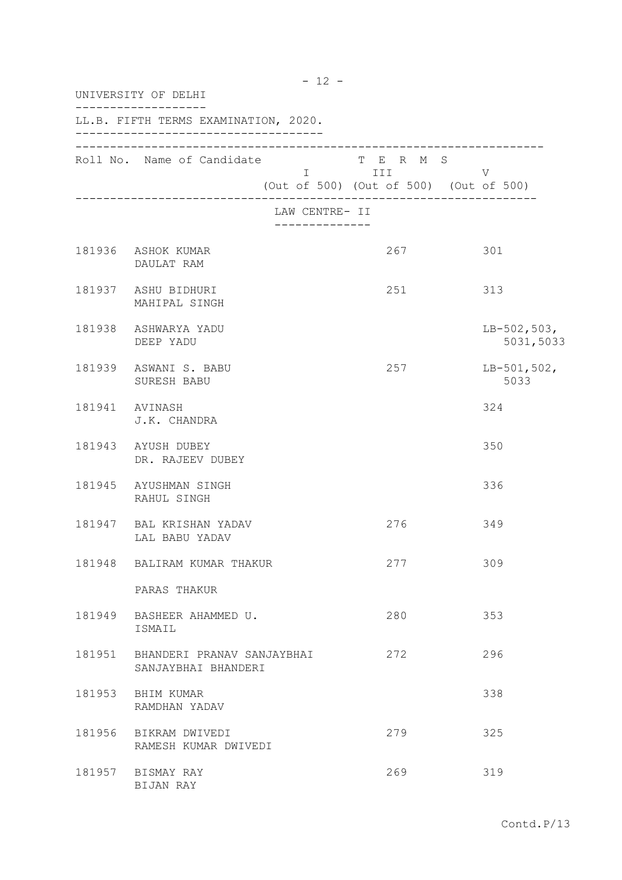UNIVERSITY OF DELHI

LL.B. FIFTH TERMS EXAMINATION, 2020.

| Roll No. | Name of Candidate | TERMS I (Out of 500) | TERMS III (Out of 500) | TERMS V (Out of 500) |
|---|---|---|---|---|
| | **LAW CENTRE- II** | | | |
| 181936 | ASHOK KUMAR<br>DAULAT RAM | | 267 | 301 |
| 181937 | ASHU BIDHURI<br>MAHIPAL SINGH | | 251 | 313 |
| 181938 | ASHWARYA YADU<br>DEEP YADU | | | LB-502,503,<br>5031,5033 |
| 181939 | ASWANI S. BABU<br>SURESH BABU | | 257 | LB-501,502,<br>5033 |
| 181941 | AVINASH<br>J.K. CHANDRA | | | 324 |
| 181943 | AYUSH DUBEY<br>DR. RAJEEV DUBEY | | | 350 |
| 181945 | AYUSHMAN SINGH<br>RAHUL SINGH | | | 336 |
| 181947 | BAL KRISHAN YADAV<br>LAL BABU YADAV | | 276 | 349 |
| 181948 | BALIRAM KUMAR THAKUR<br>PARAS THAKUR | | 277 | 309 |
| 181949 | BASHEER AHAMMED U.<br>ISMAIL | | 280 | 353 |
| 181951 | BHANDERI PRANAV SANJAYBHAI<br>SANJAYBHAI BHANDERI | | 272 | 296 |
| 181953 | BHIM KUMAR<br>RAMDHAN YADAV | | | 338 |
| 181956 | BIKRAM DWIVEDI<br>RAMESH KUMAR DWIVEDI | | 279 | 325 |
| 181957 | BISMAY RAY<br>BIJAN RAY | | 269 | 319 |

Contd.P/13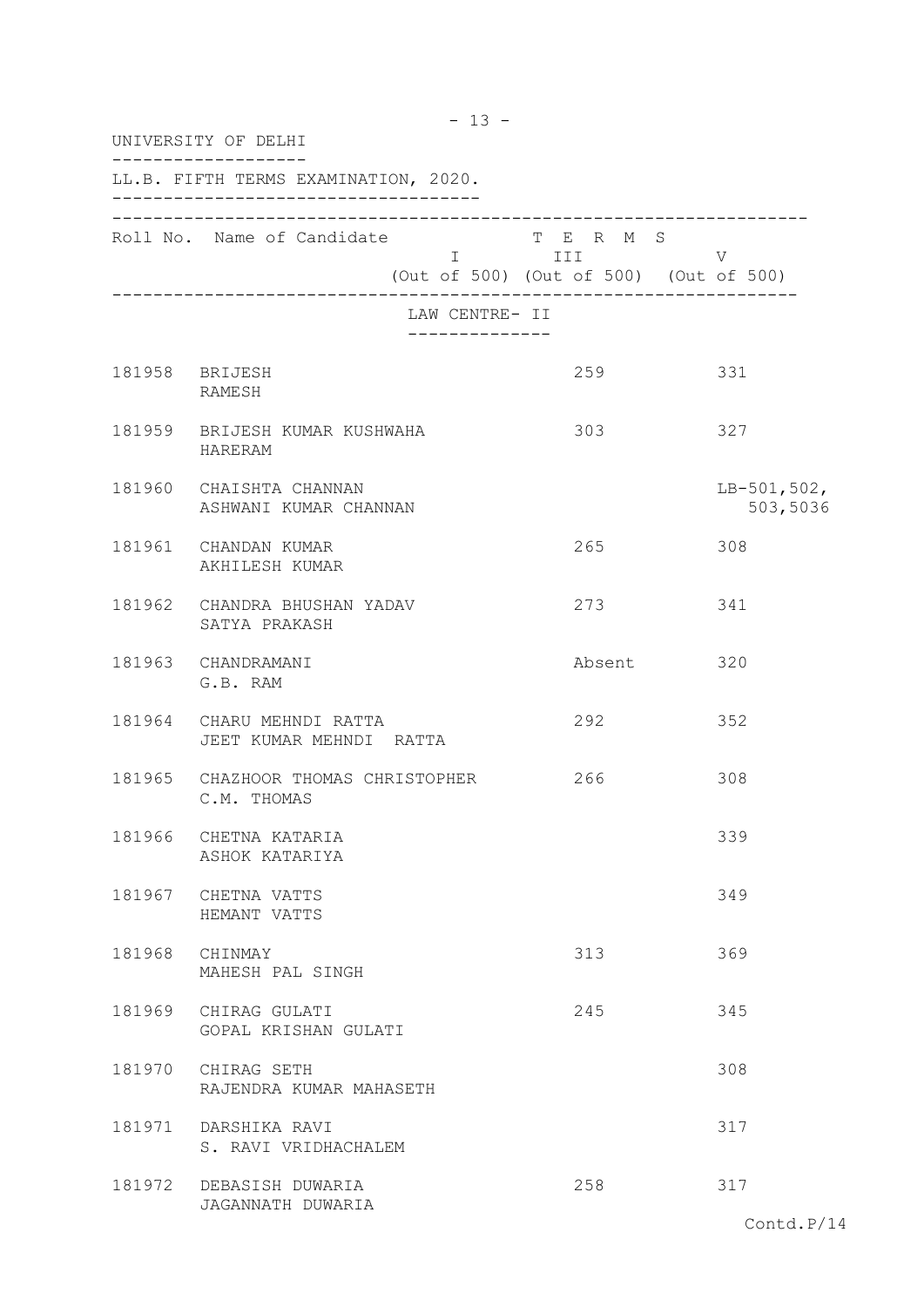UNIVERSITY OF DELHI

LL.B. FIFTH TERMS EXAMINATION, 2020.

| Roll No. | Name of Candidate | TERMS I (Out of 500) | TERMS III (Out of 500) | TERMS V (Out of 500) |
|---|---|---|---|---|
| | **LAW CENTRE- II** | | | |
| 181958 | BRIJESH<br>RAMESH | | 259 | 331 |
| 181959 | BRIJESH KUMAR KUSHWAHA<br>HARERAM | | 303 | 327 |
| 181960 | CHAISHTA CHANNAN<br>ASHWANI KUMAR CHANNAN | | | LB-501,502,<br>503,5036 |
| 181961 | CHANDAN KUMAR<br>AKHILESH KUMAR | | 265 | 308 |
| 181962 | CHANDRA BHUSHAN YADAV<br>SATYA PRAKASH | | 273 | 341 |
| 181963 | CHANDRAMANI<br>G.B. RAM | | Absent | 320 |
| 181964 | CHARU MEHNDI RATTA<br>JEET KUMAR MEHNDI RATTA | | 292 | 352 |
| 181965 | CHAZHOOR THOMAS CHRISTOPHER<br>C.M. THOMAS | | 266 | 308 |
| 181966 | CHETNA KATARIA<br>ASHOK KATARIYA | | | 339 |
| 181967 | CHETNA VATTS<br>HEMANT VATTS | | | 349 |
| 181968 | CHINMAY<br>MAHESH PAL SINGH | | 313 | 369 |
| 181969 | CHIRAG GULATI<br>GOPAL KRISHAN GULATI | | 245 | 345 |
| 181970 | CHIRAG SETH<br>RAJENDRA KUMAR MAHASETH | | | 308 |
| 181971 | DARSHIKA RAVI<br>S. RAVI VRIDHACHALEM | | | 317 |
| 181972 | DEBASISH DUWARIA<br>JAGANNATH DUWARIA | | 258 | 317 |

Contd.P/14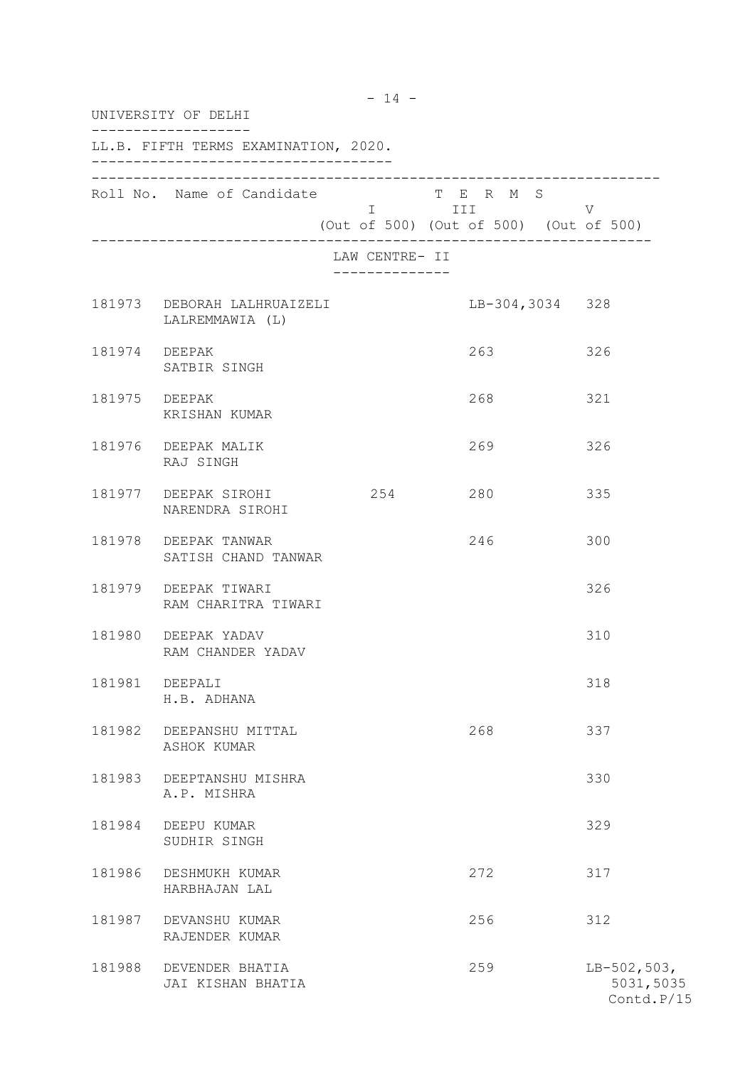UNIVERSITY OF DELHI

LL.B. FIFTH TERMS EXAMINATION, 2020.

| Roll No. | Name of Candidate | TERMS I (Out of 500) | TERMS III (Out of 500) | TERMS V (Out of 500) |
|---|---|---|---|---|
| | **LAW CENTRE- II** | | | |
| 181973 | DEBORAH LALHRUAIZELI<br>LALREMMAWIA (L) | | LB-304,3034 | 328 |
| 181974 | DEEPAK<br>SATBIR SINGH | | 263 | 326 |
| 181975 | DEEPAK<br>KRISHAN KUMAR | | 268 | 321 |
| 181976 | DEEPAK MALIK<br>RAJ SINGH | | 269 | 326 |
| 181977 | DEEPAK SIROHI<br>NARENDRA SIROHI | 254 | 280 | 335 |
| 181978 | DEEPAK TANWAR<br>SATISH CHAND TANWAR | | 246 | 300 |
| 181979 | DEEPAK TIWARI<br>RAM CHARITRA TIWARI | | | 326 |
| 181980 | DEEPAK YADAV<br>RAM CHANDER YADAV | | | 310 |
| 181981 | DEEPALI<br>H.B. ADHANA | | | 318 |
| 181982 | DEEPANSHU MITTAL<br>ASHOK KUMAR | | 268 | 337 |
| 181983 | DEEPTANSHU MISHRA<br>A.P. MISHRA | | | 330 |
| 181984 | DEEPU KUMAR<br>SUDHIR SINGH | | | 329 |
| 181986 | DESHMUKH KUMAR<br>HARBHAJAN LAL | | 272 | 317 |
| 181987 | DEVANSHU KUMAR<br>RAJENDER KUMAR | | 256 | 312 |
| 181988 | DEVENDER BHATIA<br>JAI KISHAN BHATIA | | 259 | LB-502,503,<br>5031,5035 |

Contd.P/15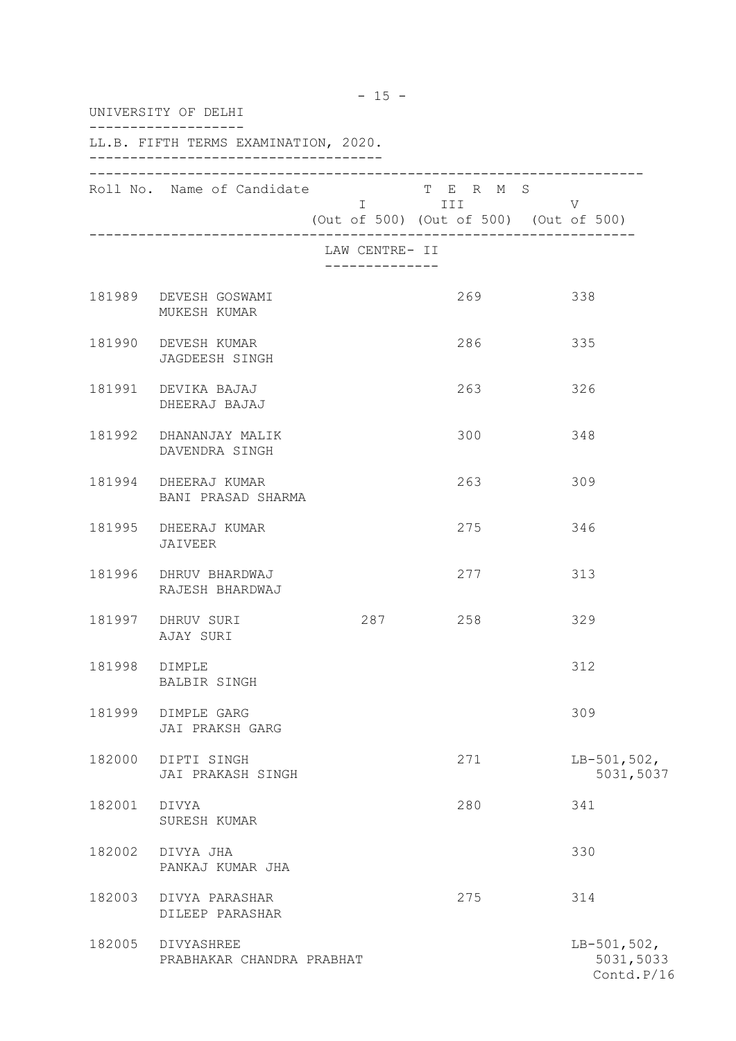UNIVERSITY OF DELHI

LL.B. FIFTH TERMS EXAMINATION, 2020.

| Roll No. | Name of Candidate | TERMS I (Out of 500) | TERMS III (Out of 500) | TERMS V (Out of 500) |
|---|---|---|---|---|
| | **LAW CENTRE- II** | | | |
| 181989 | DEVESH GOSWAMI<br>MUKESH KUMAR | | 269 | 338 |
| 181990 | DEVESH KUMAR<br>JAGDEESH SINGH | | 286 | 335 |
| 181991 | DEVIKA BAJAJ<br>DHEERAJ BAJAJ | | 263 | 326 |
| 181992 | DHANANJAY MALIK<br>DAVENDRA SINGH | | 300 | 348 |
| 181994 | DHEERAJ KUMAR<br>BANI PRASAD SHARMA | | 263 | 309 |
| 181995 | DHEERAJ KUMAR<br>JAIVEER | | 275 | 346 |
| 181996 | DHRUV BHARDWAJ<br>RAJESH BHARDWAJ | | 277 | 313 |
| 181997 | DHRUV SURI<br>AJAY SURI | 287 | 258 | 329 |
| 181998 | DIMPLE<br>BALBIR SINGH | | | 312 |
| 181999 | DIMPLE GARG<br>JAI PRAKSH GARG | | | 309 |
| 182000 | DIPTI SINGH<br>JAI PRAKASH SINGH | | 271 | LB-501,502,<br>5031,5037 |
| 182001 | DIVYA<br>SURESH KUMAR | | 280 | 341 |
| 182002 | DIVYA JHA<br>PANKAJ KUMAR JHA | | | 330 |
| 182003 | DIVYA PARASHAR<br>DILEEP PARASHAR | | 275 | 314 |
| 182005 | DIVYASHREE<br>PRABHAKAR CHANDRA PRABHAT | | | LB-501,502,<br>5031,5033 |

Contd.P/16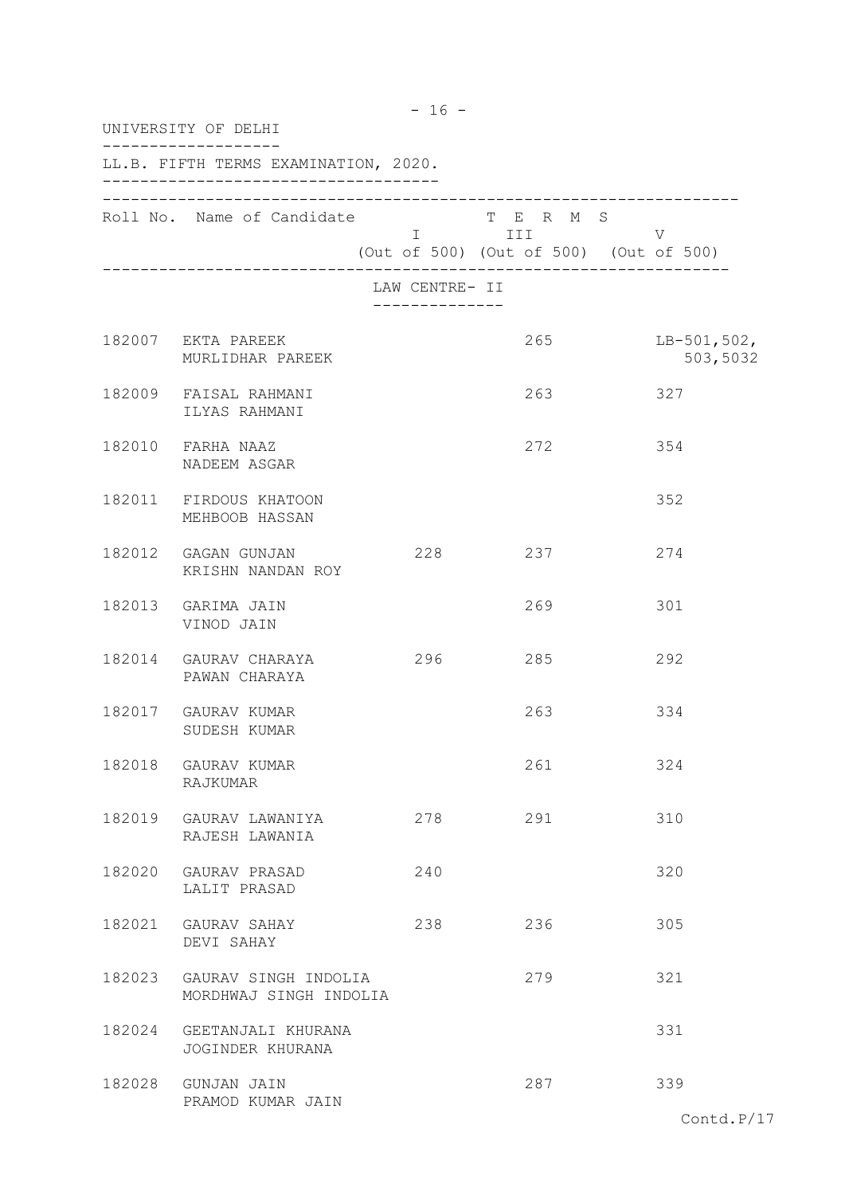UNIVERSITY OF DELHI

LL.B. FIFTH TERMS EXAMINATION, 2020.

| Roll No. | Name of Candidate | TERMS I (Out of 500) | TERMS III (Out of 500) | TERMS V (Out of 500) |
|---|---|---|---|---|
| | **LAW CENTRE- II** | | | |
| 182007 | EKTA PAREEK<br>MURLIDHAR PAREEK | | 265 | LB-501,502,<br>503,5032 |
| 182009 | FAISAL RAHMANI<br>ILYAS RAHMANI | | 263 | 327 |
| 182010 | FARHA NAAZ<br>NADEEM ASGAR | | 272 | 354 |
| 182011 | FIRDOUS KHATOON<br>MEHBOOB HASSAN | | | 352 |
| 182012 | GAGAN GUNJAN<br>KRISHN NANDAN ROY | 228 | 237 | 274 |
| 182013 | GARIMA JAIN<br>VINOD JAIN | | 269 | 301 |
| 182014 | GAURAV CHARAYA<br>PAWAN CHARAYA | 296 | 285 | 292 |
| 182017 | GAURAV KUMAR<br>SUDESH KUMAR | | 263 | 334 |
| 182018 | GAURAV KUMAR<br>RAJKUMAR | | 261 | 324 |
| 182019 | GAURAV LAWANIYA<br>RAJESH LAWANIA | 278 | 291 | 310 |
| 182020 | GAURAV PRASAD<br>LALIT PRASAD | 240 | | 320 |
| 182021 | GAURAV SAHAY<br>DEVI SAHAY | 238 | 236 | 305 |
| 182023 | GAURAV SINGH INDOLIA<br>MORDHWAJ SINGH INDOLIA | | 279 | 321 |
| 182024 | GEETANJALI KHURANA<br>JOGINDER KHURANA | | | 331 |
| 182028 | GUNJAN JAIN<br>PRAMOD KUMAR JAIN | | 287 | 339 |

Contd.P/17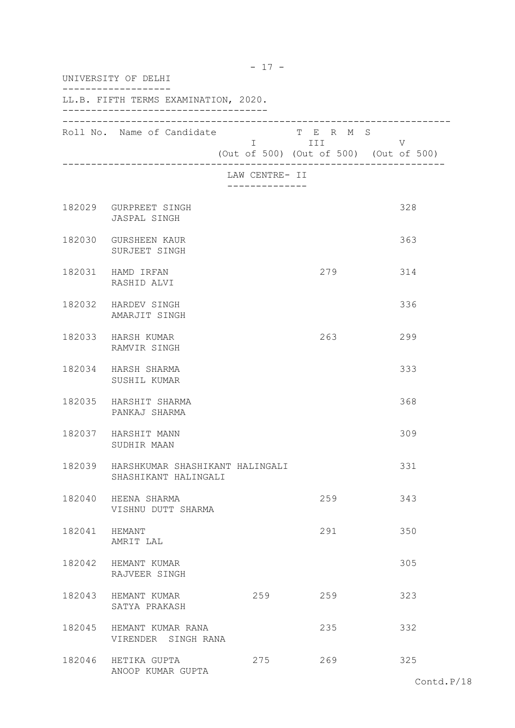UNIVERSITY OF DELHI

LL.B. FIFTH TERMS EXAMINATION, 2020.

LAW CENTRE- II

| Roll No. | Name of Candidate | TERMS I (Out of 500) | TERMS III (Out of 500) | TERMS V (Out of 500) |
|---|---|---|---|---|
| 182029 | GURPREET SINGH<br>JASPAL SINGH | | | 328 |
| 182030 | GURSHEEN KAUR<br>SURJEET SINGH | | | 363 |
| 182031 | HAMD IRFAN<br>RASHID ALVI | | 279 | 314 |
| 182032 | HARDEV SINGH<br>AMARJIT SINGH | | | 336 |
| 182033 | HARSH KUMAR<br>RAMVIR SINGH | | 263 | 299 |
| 182034 | HARSH SHARMA<br>SUSHIL KUMAR | | | 333 |
| 182035 | HARSHIT SHARMA<br>PANKAJ SHARMA | | | 368 |
| 182037 | HARSHIT MANN<br>SUDHIR MAAN | | | 309 |
| 182039 | HARSHKUMAR SHASHIKANT HALINGALI<br>SHASHIKANT HALINGALI | | | 331 |
| 182040 | HEENA SHARMA<br>VISHNU DUTT SHARMA | | 259 | 343 |
| 182041 | HEMANT<br>AMRIT LAL | | 291 | 350 |
| 182042 | HEMANT KUMAR<br>RAJVEER SINGH | | | 305 |
| 182043 | HEMANT KUMAR<br>SATYA PRAKASH | 259 | 259 | 323 |
| 182045 | HEMANT KUMAR RANA<br>VIRENDER SINGH RANA | | 235 | 332 |
| 182046 | HETIKA GUPTA<br>ANOOP KUMAR GUPTA | 275 | 269 | 325 |

Contd.P/18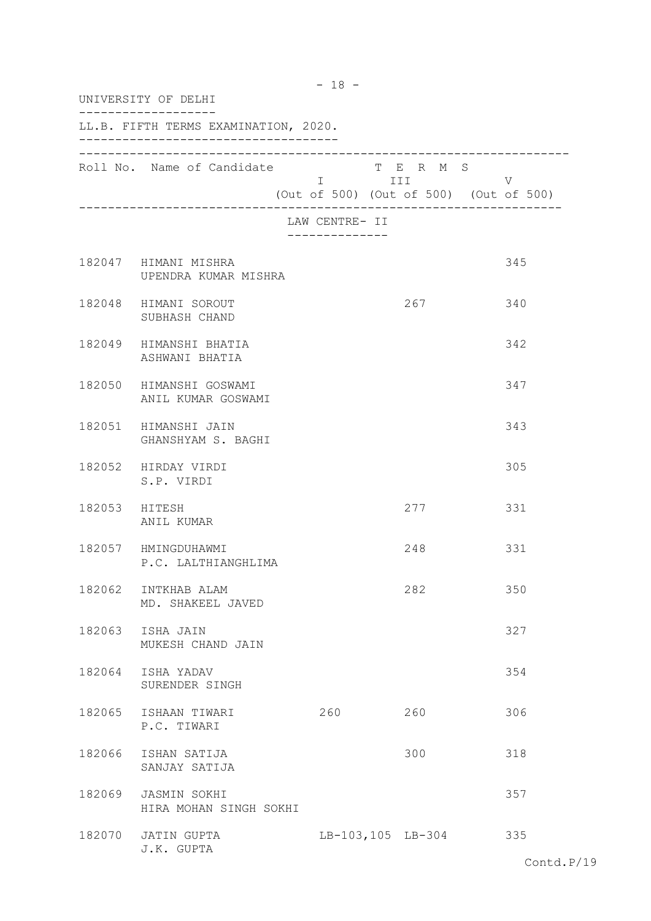UNIVERSITY OF DELHI

LL.B. FIFTH TERMS EXAMINATION, 2020.

| Roll No. | Name of Candidate | TERMS I (Out of 500) | TERMS III (Out of 500) | TERMS V (Out of 500) |
|---|---|---|---|---|
| | **LAW CENTRE- II** | | | |
| 182047 | HIMANI MISHRA<br>UPENDRA KUMAR MISHRA | | | 345 |
| 182048 | HIMANI SOROUT<br>SUBHASH CHAND | | 267 | 340 |
| 182049 | HIMANSHI BHATIA<br>ASHWANI BHATIA | | | 342 |
| 182050 | HIMANSHI GOSWAMI<br>ANIL KUMAR GOSWAMI | | | 347 |
| 182051 | HIMANSHI JAIN<br>GHANSHYAM S. BAGHI | | | 343 |
| 182052 | HIRDAY VIRDI<br>S.P. VIRDI | | | 305 |
| 182053 | HITESH<br>ANIL KUMAR | | 277 | 331 |
| 182057 | HMINGDUHAWMI<br>P.C. LALTHIANGHLIMA | | 248 | 331 |
| 182062 | INTKHAB ALAM<br>MD. SHAKEEL JAVED | | 282 | 350 |
| 182063 | ISHA JAIN<br>MUKESH CHAND JAIN | | | 327 |
| 182064 | ISHA YADAV<br>SURENDER SINGH | | | 354 |
| 182065 | ISHAAN TIWARI<br>P.C. TIWARI | 260 | 260 | 306 |
| 182066 | ISHAN SATIJA<br>SANJAY SATIJA | | 300 | 318 |
| 182069 | JASMIN SOKHI<br>HIRA MOHAN SINGH SOKHI | | | 357 |
| 182070 | JATIN GUPTA<br>J.K. GUPTA | LB-103,105 | LB-304 | 335 |

Contd.P/19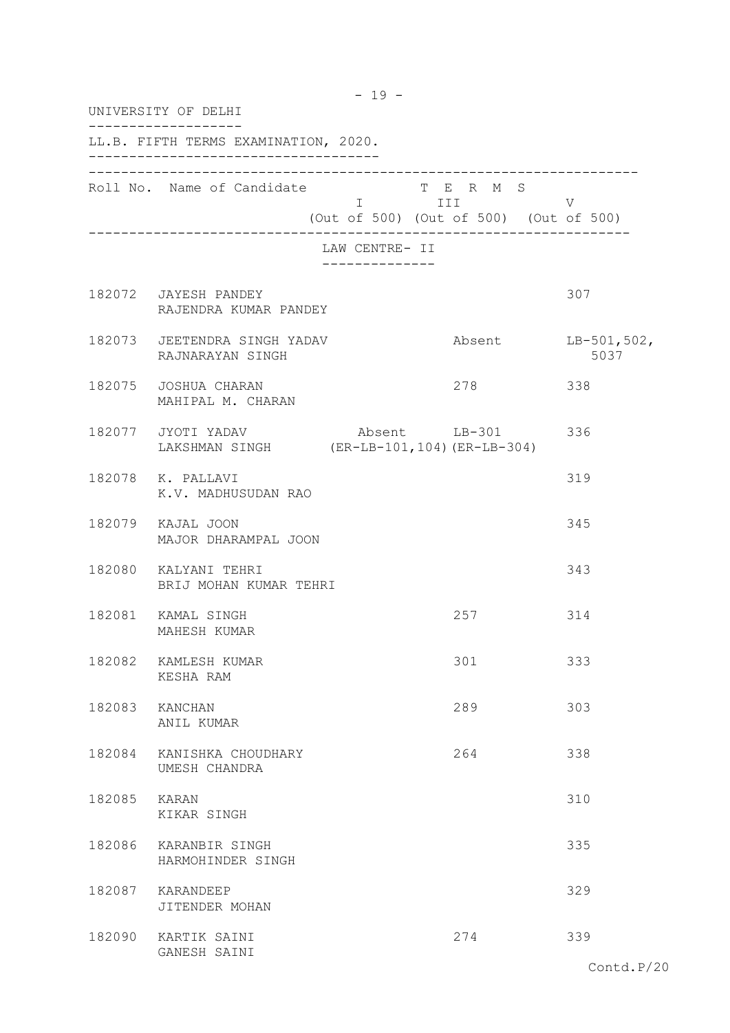UNIVERSITY OF DELHI

LL.B. FIFTH TERMS EXAMINATION, 2020.

| Roll No. | Name of Candidate | TERMS I (Out of 500) | TERMS III (Out of 500) | TERMS V (Out of 500) |
|---|---|---|---|---|
| | **LAW CENTRE- II** | | | |
| 182072 | JAYESH PANDEY<br>RAJENDRA KUMAR PANDEY | | | 307 |
| 182073 | JEETENDRA SINGH YADAV<br>RAJNARAYAN SINGH | | Absent | LB-501,502,<br>5037 |
| 182075 | JOSHUA CHARAN<br>MAHIPAL M. CHARAN | | 278 | 338 |
| 182077 | JYOTI YADAV<br>LAKSHMAN SINGH | Absent<br>(ER-LB-101,104) | LB-301<br>(ER-LB-304) | 336 |
| 182078 | K. PALLAVI<br>K.V. MADHUSUDAN RAO | | | 319 |
| 182079 | KAJAL JOON<br>MAJOR DHARAMPAL JOON | | | 345 |
| 182080 | KALYANI TEHRI<br>BRIJ MOHAN KUMAR TEHRI | | | 343 |
| 182081 | KAMAL SINGH<br>MAHESH KUMAR | | 257 | 314 |
| 182082 | KAMLESH KUMAR<br>KESHA RAM | | 301 | 333 |
| 182083 | KANCHAN<br>ANIL KUMAR | | 289 | 303 |
| 182084 | KANISHKA CHOUDHARY<br>UMESH CHANDRA | | 264 | 338 |
| 182085 | KARAN<br>KIKAR SINGH | | | 310 |
| 182086 | KARANBIR SINGH<br>HARMOHINDER SINGH | | | 335 |
| 182087 | KARANDEEP<br>JITENDER MOHAN | | | 329 |
| 182090 | KARTIK SAINI<br>GANESH SAINI | | 274 | 339 |

Contd.P/20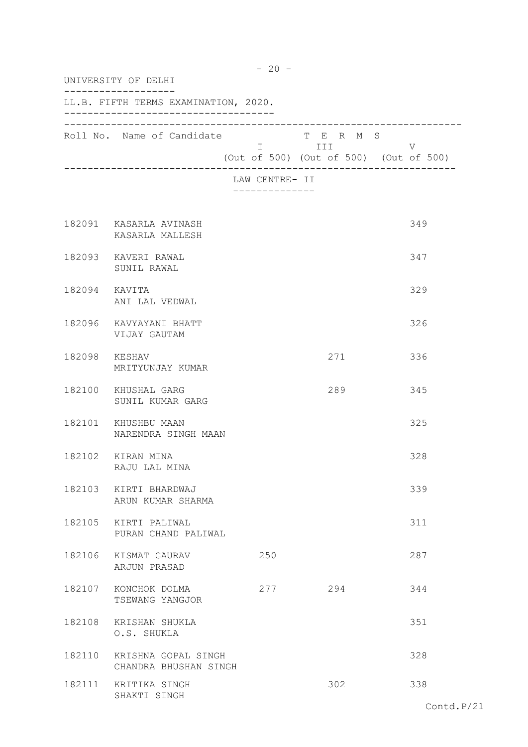UNIVERSITY OF DELHI

LL.B. FIFTH TERMS EXAMINATION, 2020.

| Roll No. | Name of Candidate | TERMS I (Out of 500) | TERMS III (Out of 500) | TERMS V (Out of 500) |
|---|---|---|---|---|
| | **LAW CENTRE- II** | | | |
| 182091 | KASARLA AVINASH<br>KASARLA MALLESH | | | 349 |
| 182093 | KAVERI RAWAL<br>SUNIL RAWAL | | | 347 |
| 182094 | KAVITA<br>ANI LAL VEDWAL | | | 329 |
| 182096 | KAVYAYANI BHATT<br>VIJAY GAUTAM | | | 326 |
| 182098 | KESHAV<br>MRITYUNJAY KUMAR | | 271 | 336 |
| 182100 | KHUSHAL GARG<br>SUNIL KUMAR GARG | | 289 | 345 |
| 182101 | KHUSHBU MAAN<br>NARENDRA SINGH MAAN | | | 325 |
| 182102 | KIRAN MINA<br>RAJU LAL MINA | | | 328 |
| 182103 | KIRTI BHARDWAJ<br>ARUN KUMAR SHARMA | | | 339 |
| 182105 | KIRTI PALIWAL<br>PURAN CHAND PALIWAL | | | 311 |
| 182106 | KISMAT GAURAV<br>ARJUN PRASAD | 250 | | 287 |
| 182107 | KONCHOK DOLMA<br>TSEWANG YANGJOR | 277 | 294 | 344 |
| 182108 | KRISHAN SHUKLA<br>O.S. SHUKLA | | | 351 |
| 182110 | KRISHNA GOPAL SINGH<br>CHANDRA BHUSHAN SINGH | | | 328 |
| 182111 | KRITIKA SINGH<br>SHAKTI SINGH | | 302 | 338 |

Contd.P/21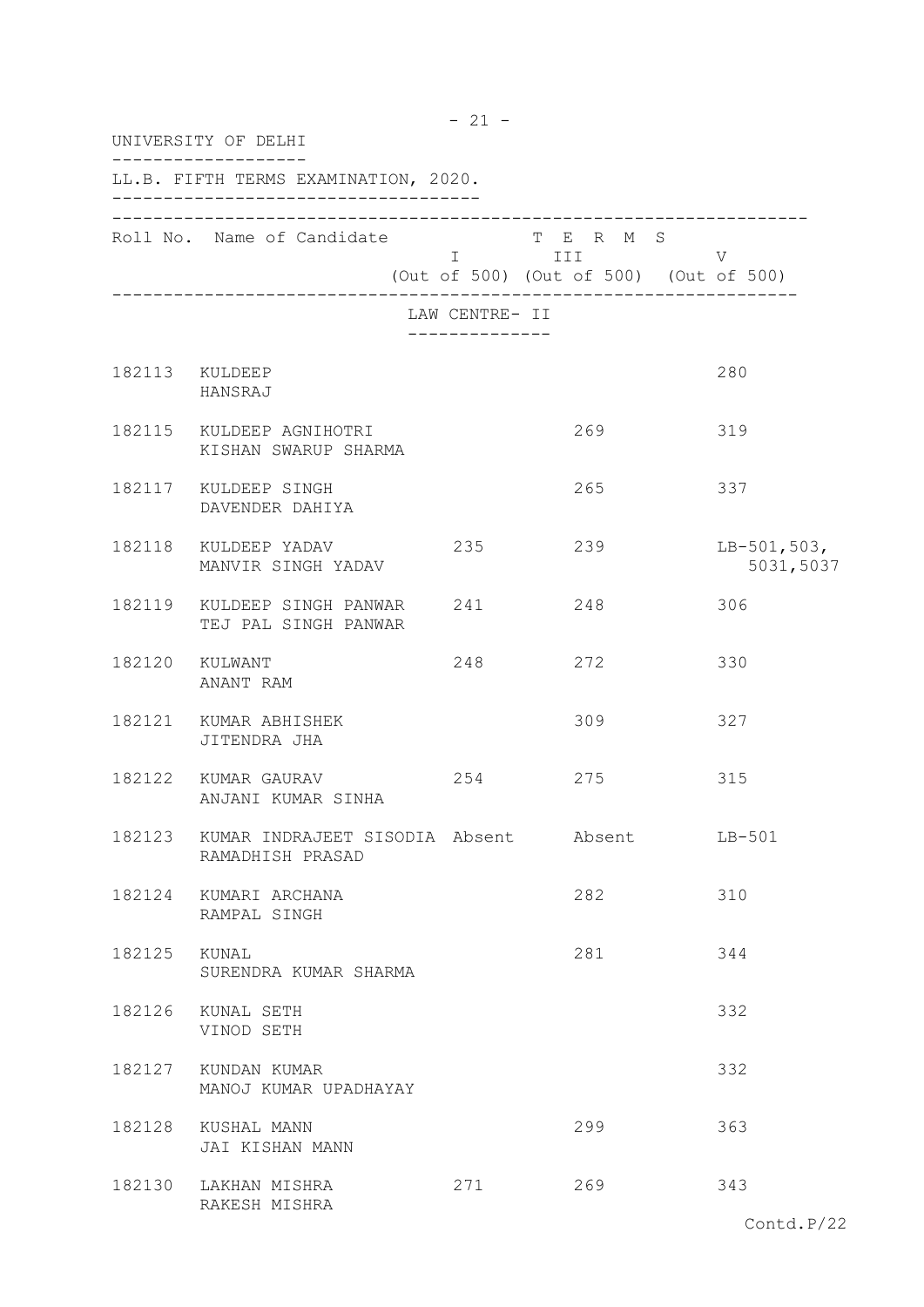UNIVERSITY OF DELHI

LL.B. FIFTH TERMS EXAMINATION, 2020.

| Roll No. | Name of Candidate | TERMS I (Out of 500) | TERMS III (Out of 500) | TERMS V (Out of 500) |
|---|---|---|---|---|
| | **LAW CENTRE- II** | | | |
| 182113 | KULDEEP<br>HANSRAJ | | | 280 |
| 182115 | KULDEEP AGNIHOTRI<br>KISHAN SWARUP SHARMA | | 269 | 319 |
| 182117 | KULDEEP SINGH<br>DAVENDER DAHIYA | | 265 | 337 |
| 182118 | KULDEEP YADAV<br>MANVIR SINGH YADAV | 235 | 239 | LB-501,503,<br>5031,5037 |
| 182119 | KULDEEP SINGH PANWAR<br>TEJ PAL SINGH PANWAR | 241 | 248 | 306 |
| 182120 | KULWANT<br>ANANT RAM | 248 | 272 | 330 |
| 182121 | KUMAR ABHISHEK<br>JITENDRA JHA | | 309 | 327 |
| 182122 | KUMAR GAURAV<br>ANJANI KUMAR SINHA | 254 | 275 | 315 |
| 182123 | KUMAR INDRAJEET SISODIA<br>RAMADHISH PRASAD | Absent | Absent | LB-501 |
| 182124 | KUMARI ARCHANA<br>RAMPAL SINGH | | 282 | 310 |
| 182125 | KUNAL<br>SURENDRA KUMAR SHARMA | | 281 | 344 |
| 182126 | KUNAL SETH<br>VINOD SETH | | | 332 |
| 182127 | KUNDAN KUMAR<br>MANOJ KUMAR UPADHAYAY | | | 332 |
| 182128 | KUSHAL MANN<br>JAI KISHAN MANN | | 299 | 363 |
| 182130 | LAKHAN MISHRA<br>RAKESH MISHRA | 271 | 269 | 343 |

Contd.P/22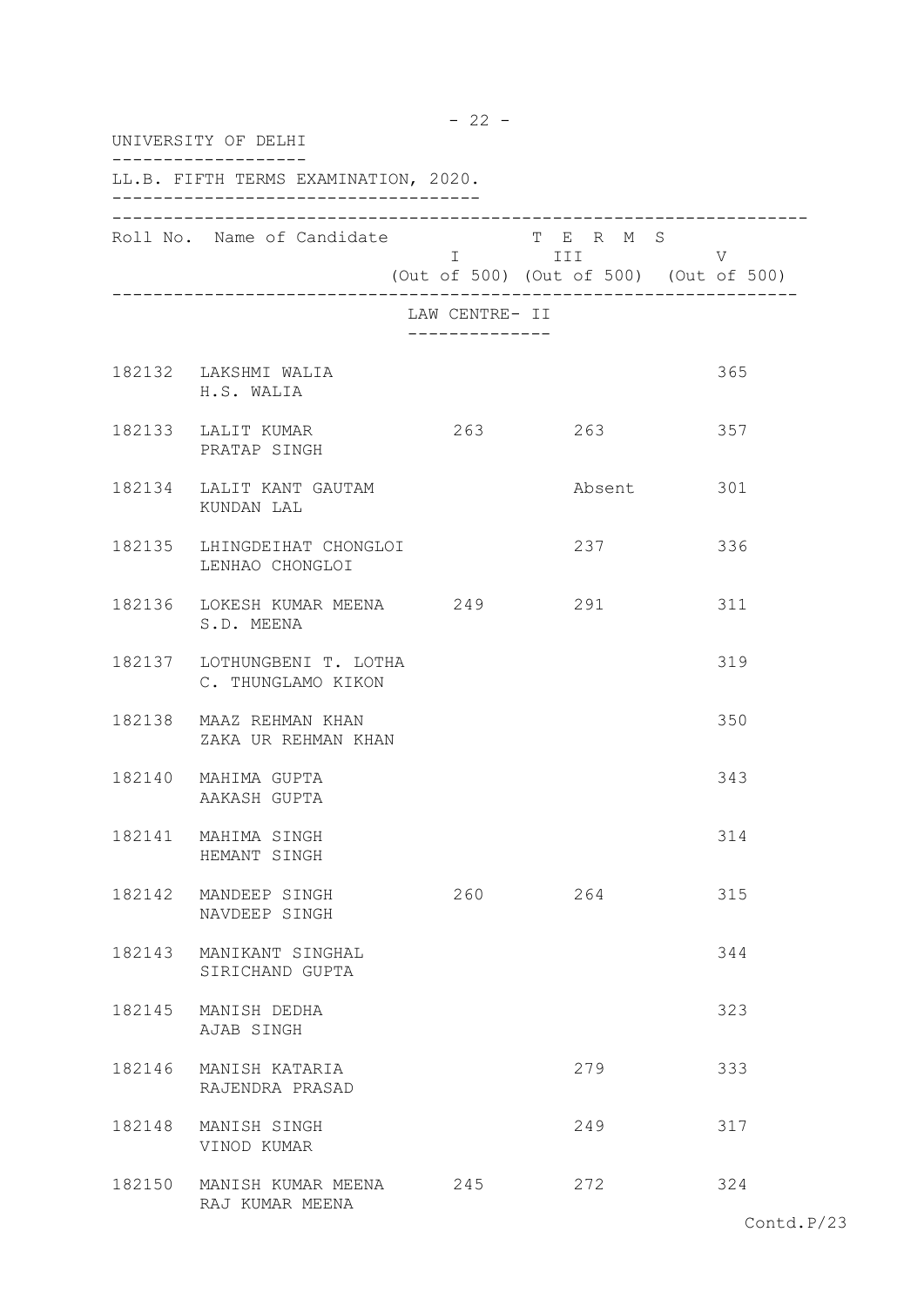UNIVERSITY OF DELHI

LL.B. FIFTH TERMS EXAMINATION, 2020.

| Roll No. | Name of Candidate | TERMS I (Out of 500) | TERMS III (Out of 500) | TERMS V (Out of 500) |
|---|---|---|---|---|
| | **LAW CENTRE- II** | | | |
| 182132 | LAKSHMI WALIA<br>H.S. WALIA | | | 365 |
| 182133 | LALIT KUMAR<br>PRATAP SINGH | 263 | 263 | 357 |
| 182134 | LALIT KANT GAUTAM<br>KUNDAN LAL | | Absent | 301 |
| 182135 | LHINGDEIHAT CHONGLOI<br>LENHAO CHONGLOI | | 237 | 336 |
| 182136 | LOKESH KUMAR MEENA<br>S.D. MEENA | 249 | 291 | 311 |
| 182137 | LOTHUNGBENI T. LOTHA<br>C. THUNGLAMO KIKON | | | 319 |
| 182138 | MAAZ REHMAN KHAN<br>ZAKA UR REHMAN KHAN | | | 350 |
| 182140 | MAHIMA GUPTA<br>AAKASH GUPTA | | | 343 |
| 182141 | MAHIMA SINGH<br>HEMANT SINGH | | | 314 |
| 182142 | MANDEEP SINGH<br>NAVDEEP SINGH | 260 | 264 | 315 |
| 182143 | MANIKANT SINGHAL<br>SIRICHAND GUPTA | | | 344 |
| 182145 | MANISH DEDHA<br>AJAB SINGH | | | 323 |
| 182146 | MANISH KATARIA<br>RAJENDRA PRASAD | | 279 | 333 |
| 182148 | MANISH SINGH<br>VINOD KUMAR | | 249 | 317 |
| 182150 | MANISH KUMAR MEENA<br>RAJ KUMAR MEENA | 245 | 272 | 324 |

Contd.P/23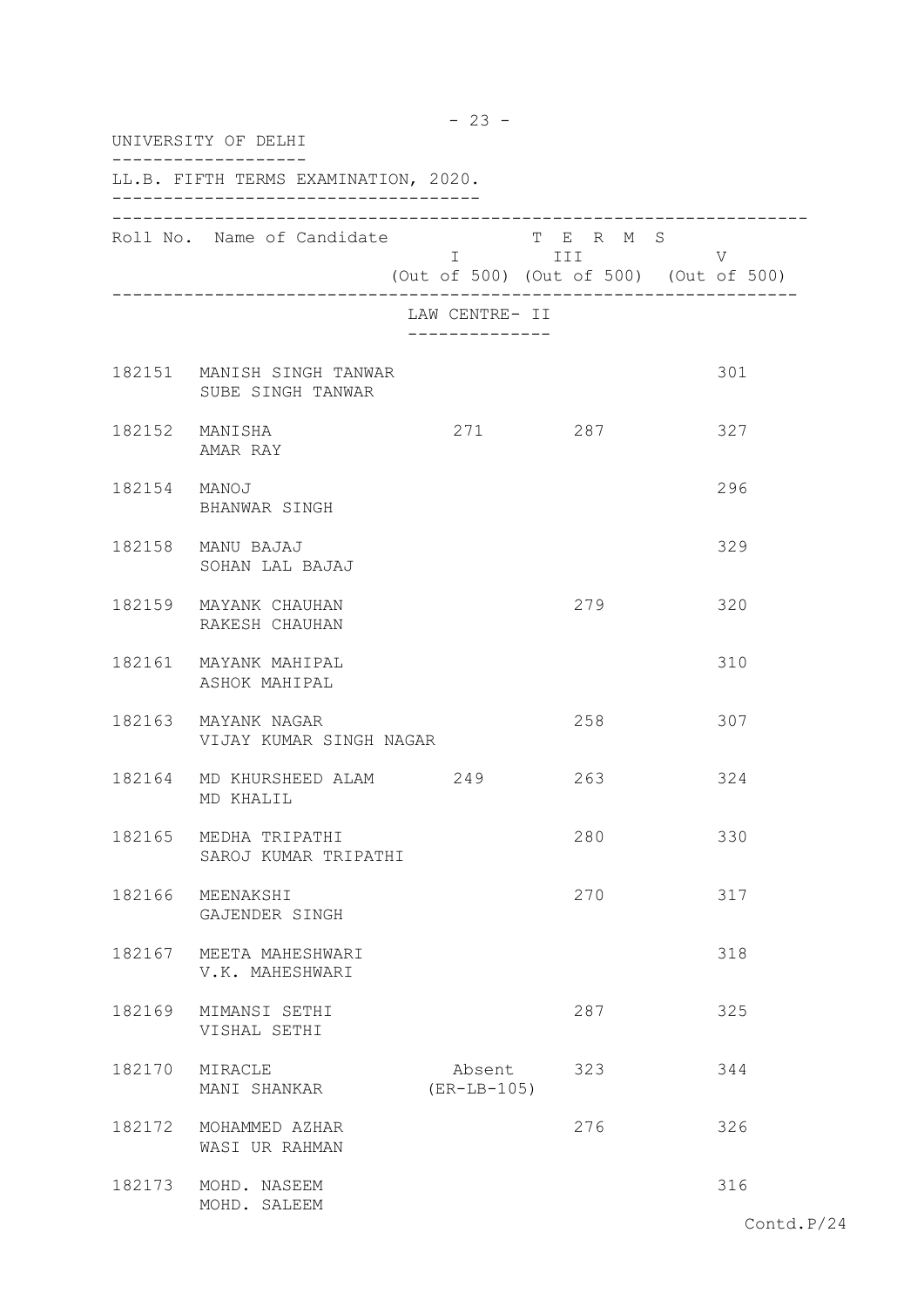UNIVERSITY OF DELHI

LL.B. FIFTH TERMS EXAMINATION, 2020.

| Roll No. | Name of Candidate | TERMS I (Out of 500) | TERMS III (Out of 500) | TERMS V (Out of 500) |
|---|---|---|---|---|
| | **LAW CENTRE- II** | | | |
| 182151 | MANISH SINGH TANWAR<br>SUBE SINGH TANWAR | | | 301 |
| 182152 | MANISHA<br>AMAR RAY | 271 | 287 | 327 |
| 182154 | MANOJ<br>BHANWAR SINGH | | | 296 |
| 182158 | MANU BAJAJ<br>SOHAN LAL BAJAJ | | | 329 |
| 182159 | MAYANK CHAUHAN<br>RAKESH CHAUHAN | | 279 | 320 |
| 182161 | MAYANK MAHIPAL<br>ASHOK MAHIPAL | | | 310 |
| 182163 | MAYANK NAGAR<br>VIJAY KUMAR SINGH NAGAR | | 258 | 307 |
| 182164 | MD KHURSHEED ALAM<br>MD KHALIL | 249 | 263 | 324 |
| 182165 | MEDHA TRIPATHI<br>SAROJ KUMAR TRIPATHI | | 280 | 330 |
| 182166 | MEENAKSHI<br>GAJENDER SINGH | | 270 | 317 |
| 182167 | MEETA MAHESHWARI<br>V.K. MAHESHWARI | | | 318 |
| 182169 | MIMANSI SETHI<br>VISHAL SETHI | | 287 | 325 |
| 182170 | MIRACLE<br>MANI SHANKAR | Absent<br>(ER-LB-105) | 323 | 344 |
| 182172 | MOHAMMED AZHAR<br>WASI UR RAHMAN | | 276 | 326 |
| 182173 | MOHD. NASEEM<br>MOHD. SALEEM | | | 316 |

Contd.P/24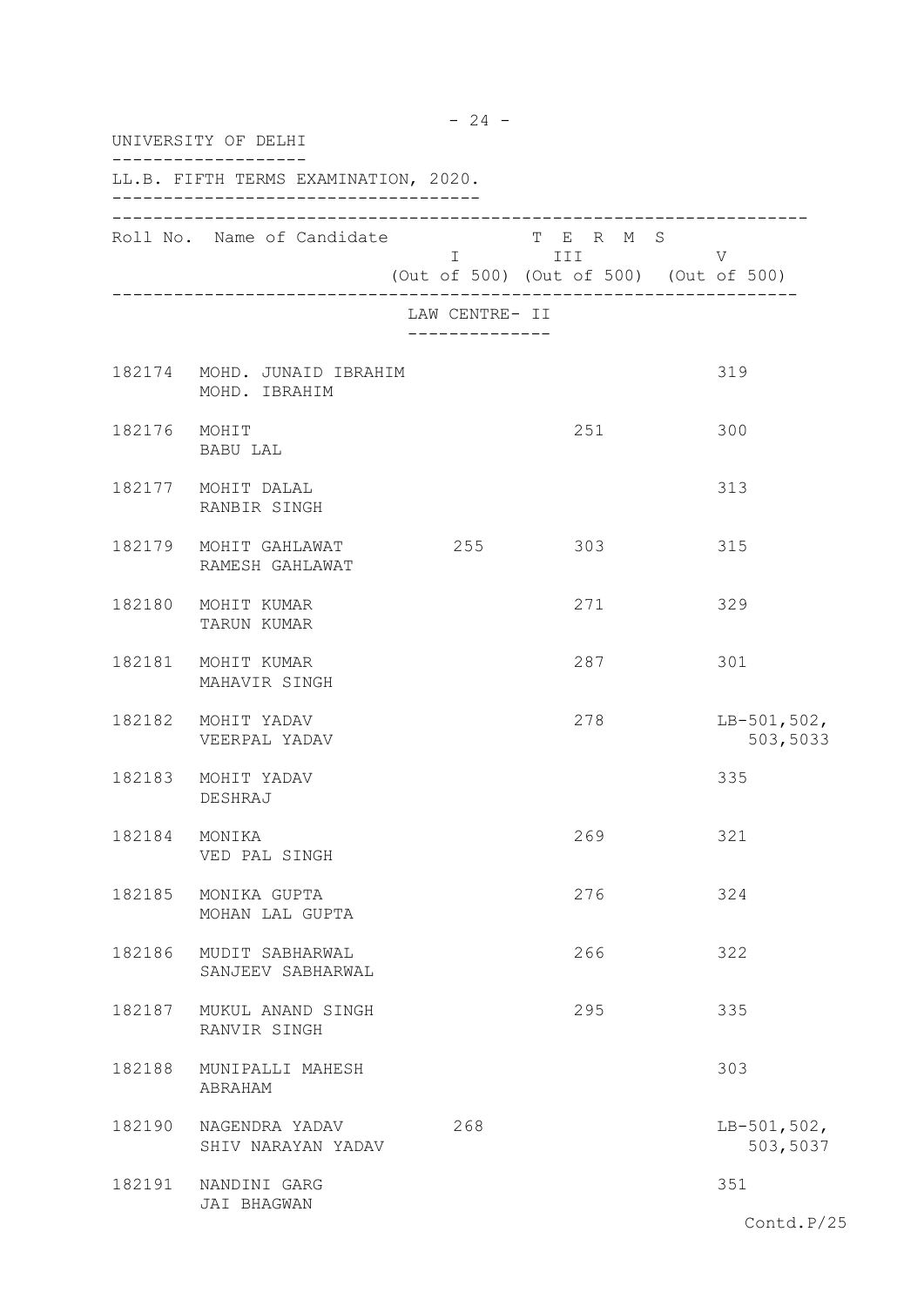UNIVERSITY OF DELHI

LL.B. FIFTH TERMS EXAMINATION, 2020.

| Roll No. | Name of Candidate | TERMS I (Out of 500) | TERMS III (Out of 500) | TERMS V (Out of 500) |
|---|---|---|---|---|
| | **LAW CENTRE- II** | | | |
| 182174 | MOHD. JUNAID IBRAHIM<br>MOHD. IBRAHIM | | | 319 |
| 182176 | MOHIT<br>BABU LAL | | 251 | 300 |
| 182177 | MOHIT DALAL<br>RANBIR SINGH | | | 313 |
| 182179 | MOHIT GAHLAWAT<br>RAMESH GAHLAWAT | 255 | 303 | 315 |
| 182180 | MOHIT KUMAR<br>TARUN KUMAR | | 271 | 329 |
| 182181 | MOHIT KUMAR<br>MAHAVIR SINGH | | 287 | 301 |
| 182182 | MOHIT YADAV<br>VEERPAL YADAV | | 278 | LB-501,502,<br>503,5033 |
| 182183 | MOHIT YADAV<br>DESHRAJ | | | 335 |
| 182184 | MONIKA<br>VED PAL SINGH | | 269 | 321 |
| 182185 | MONIKA GUPTA<br>MOHAN LAL GUPTA | | 276 | 324 |
| 182186 | MUDIT SABHARWAL<br>SANJEEV SABHARWAL | | 266 | 322 |
| 182187 | MUKUL ANAND SINGH<br>RANVIR SINGH | | 295 | 335 |
| 182188 | MUNIPALLI MAHESH<br>ABRAHAM | | | 303 |
| 182190 | NAGENDRA YADAV<br>SHIV NARAYAN YADAV | 268 | | LB-501,502,<br>503,5037 |
| 182191 | NANDINI GARG<br>JAI BHAGWAN | | | 351 |

Contd.P/25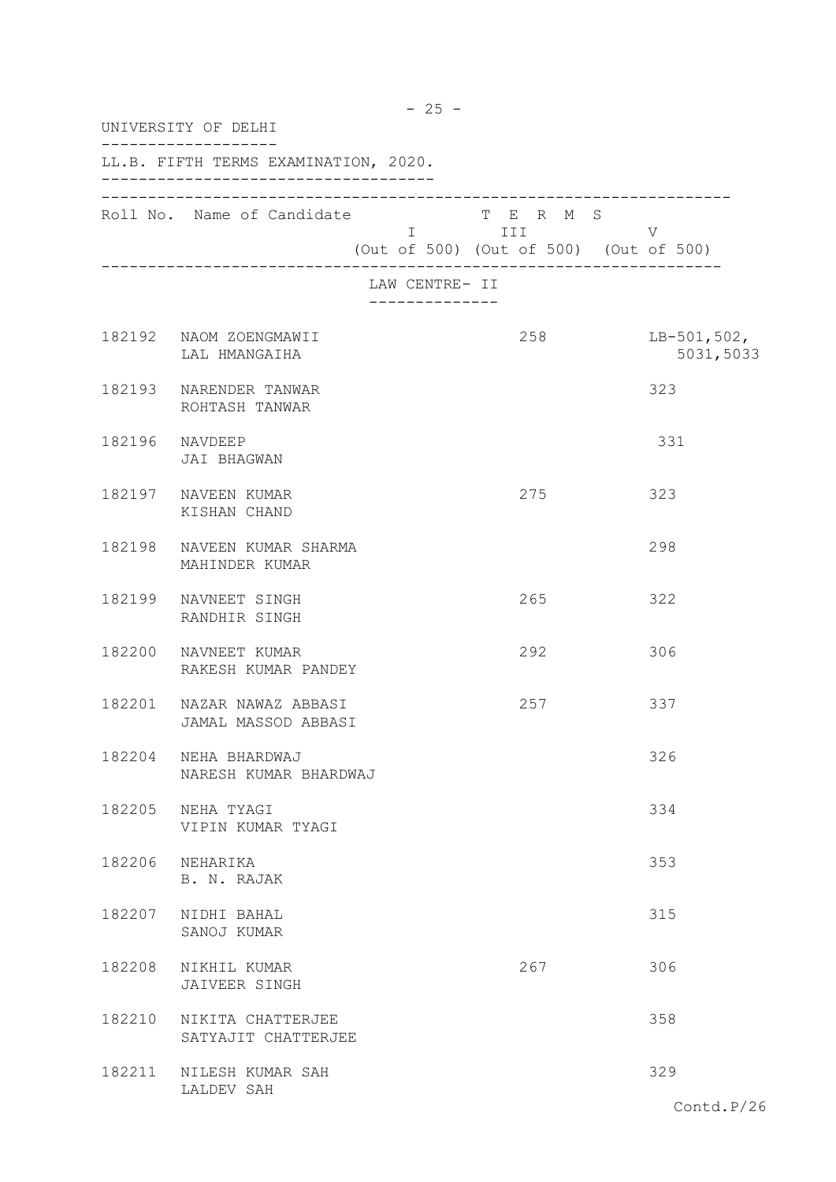UNIVERSITY OF DELHI

LL.B. FIFTH TERMS EXAMINATION, 2020.

| Roll No. | Name of Candidate | TERMS I (Out of 500) | TERMS III (Out of 500) | TERMS V (Out of 500) |
|---|---|---|---|---|
| | **LAW CENTRE- II** | | | |
| 182192 | NAOM ZOENGMAWII<br>LAL HMANGAIHA | | 258 | LB-501,502,<br>5031,5033 |
| 182193 | NARENDER TANWAR<br>ROHTASH TANWAR | | | 323 |
| 182196 | NAVDEEP<br>JAI BHAGWAN | | | 331 |
| 182197 | NAVEEN KUMAR<br>KISHAN CHAND | | 275 | 323 |
| 182198 | NAVEEN KUMAR SHARMA<br>MAHINDER KUMAR | | | 298 |
| 182199 | NAVNEET SINGH<br>RANDHIR SINGH | | 265 | 322 |
| 182200 | NAVNEET KUMAR<br>RAKESH KUMAR PANDEY | | 292 | 306 |
| 182201 | NAZAR NAWAZ ABBASI<br>JAMAL MASSOD ABBASI | | 257 | 337 |
| 182204 | NEHA BHARDWAJ<br>NARESH KUMAR BHARDWAJ | | | 326 |
| 182205 | NEHA TYAGI<br>VIPIN KUMAR TYAGI | | | 334 |
| 182206 | NEHARIKA<br>B. N. RAJAK | | | 353 |
| 182207 | NIDHI BAHAL<br>SANOJ KUMAR | | | 315 |
| 182208 | NIKHIL KUMAR<br>JAIVEER SINGH | | 267 | 306 |
| 182210 | NIKITA CHATTERJEE<br>SATYAJIT CHATTERJEE | | | 358 |
| 182211 | NILESH KUMAR SAH<br>LALDEV SAH | | | 329 |

Contd.P/26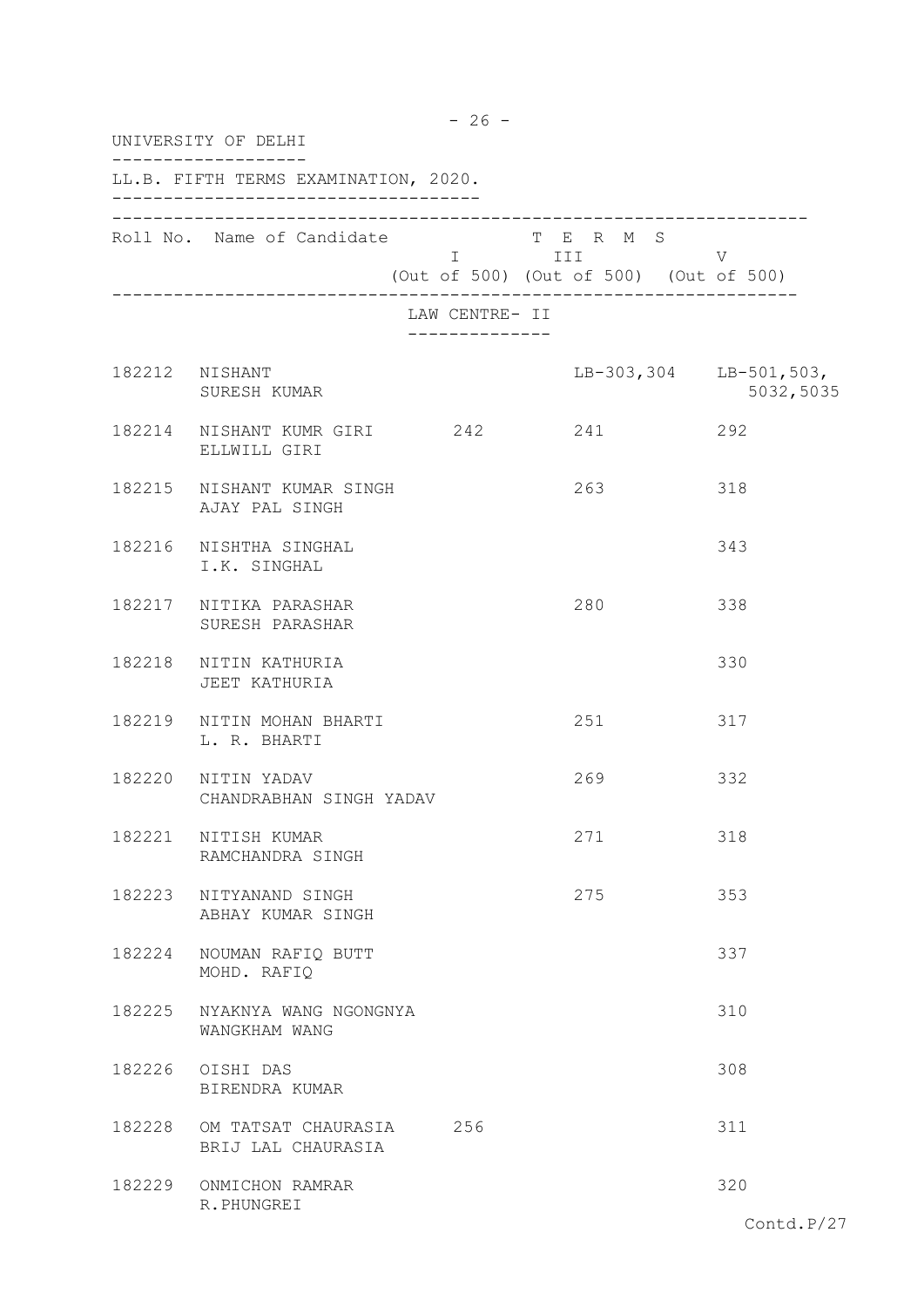UNIVERSITY OF DELHI

LL.B. FIFTH TERMS EXAMINATION, 2020.

| Roll No. | Name of Candidate | TERMS I (Out of 500) | TERMS III (Out of 500) | TERMS V (Out of 500) |
|---|---|---|---|---|
| | **LAW CENTRE- II** | | | |
| 182212 | NISHANT<br>SURESH KUMAR | | LB-303,304 | LB-501,503,<br>5032,5035 |
| 182214 | NISHANT KUMR GIRI<br>ELLWILL GIRI | 242 | 241 | 292 |
| 182215 | NISHANT KUMAR SINGH<br>AJAY PAL SINGH | | 263 | 318 |
| 182216 | NISHTHA SINGHAL<br>I.K. SINGHAL | | | 343 |
| 182217 | NITIKA PARASHAR<br>SURESH PARASHAR | | 280 | 338 |
| 182218 | NITIN KATHURIA<br>JEET KATHURIA | | | 330 |
| 182219 | NITIN MOHAN BHARTI<br>L. R. BHARTI | | 251 | 317 |
| 182220 | NITIN YADAV<br>CHANDRABHAN SINGH YADAV | | 269 | 332 |
| 182221 | NITISH KUMAR<br>RAMCHANDRA SINGH | | 271 | 318 |
| 182223 | NITYANAND SINGH<br>ABHAY KUMAR SINGH | | 275 | 353 |
| 182224 | NOUMAN RAFIQ BUTT<br>MOHD. RAFIQ | | | 337 |
| 182225 | NYAKNYA WANG NGONGNYA<br>WANGKHAM WANG | | | 310 |
| 182226 | OISHI DAS<br>BIRENDRA KUMAR | | | 308 |
| 182228 | OM TATSAT CHAURASIA<br>BRIJ LAL CHAURASIA | 256 | | 311 |
| 182229 | ONMICHON RAMRAR<br>R.PHUNGREI | | | 320 |

Contd.P/27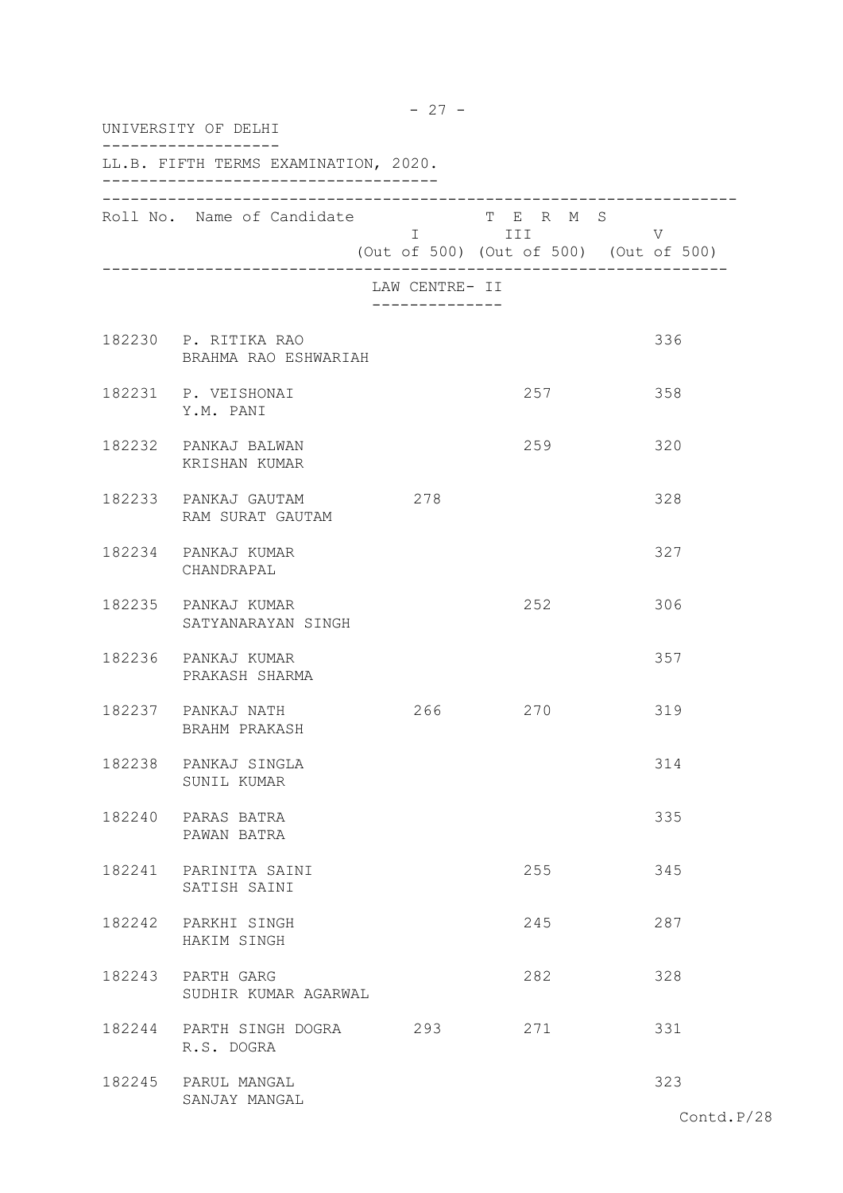UNIVERSITY OF DELHI

LL.B. FIFTH TERMS EXAMINATION, 2020.

| Roll No. | Name of Candidate | TERMS I (Out of 500) | TERMS III (Out of 500) | TERMS V (Out of 500) |
|---|---|---|---|---|
| | **LAW CENTRE- II** | | | |
| 182230 | P. RITIKA RAO<br>BRAHMA RAO ESHWARIAH | | | 336 |
| 182231 | P. VEISHONAI<br>Y.M. PANI | | 257 | 358 |
| 182232 | PANKAJ BALWAN<br>KRISHAN KUMAR | | 259 | 320 |
| 182233 | PANKAJ GAUTAM<br>RAM SURAT GAUTAM | 278 | | 328 |
| 182234 | PANKAJ KUMAR<br>CHANDRAPAL | | | 327 |
| 182235 | PANKAJ KUMAR<br>SATYANARAYAN SINGH | | 252 | 306 |
| 182236 | PANKAJ KUMAR<br>PRAKASH SHARMA | | | 357 |
| 182237 | PANKAJ NATH<br>BRAHM PRAKASH | 266 | 270 | 319 |
| 182238 | PANKAJ SINGLA<br>SUNIL KUMAR | | | 314 |
| 182240 | PARAS BATRA<br>PAWAN BATRA | | | 335 |
| 182241 | PARINITA SAINI<br>SATISH SAINI | | 255 | 345 |
| 182242 | PARKHI SINGH<br>HAKIM SINGH | | 245 | 287 |
| 182243 | PARTH GARG<br>SUDHIR KUMAR AGARWAL | | 282 | 328 |
| 182244 | PARTH SINGH DOGRA<br>R.S. DOGRA | 293 | 271 | 331 |
| 182245 | PARUL MANGAL<br>SANJAY MANGAL | | | 323 |

Contd.P/28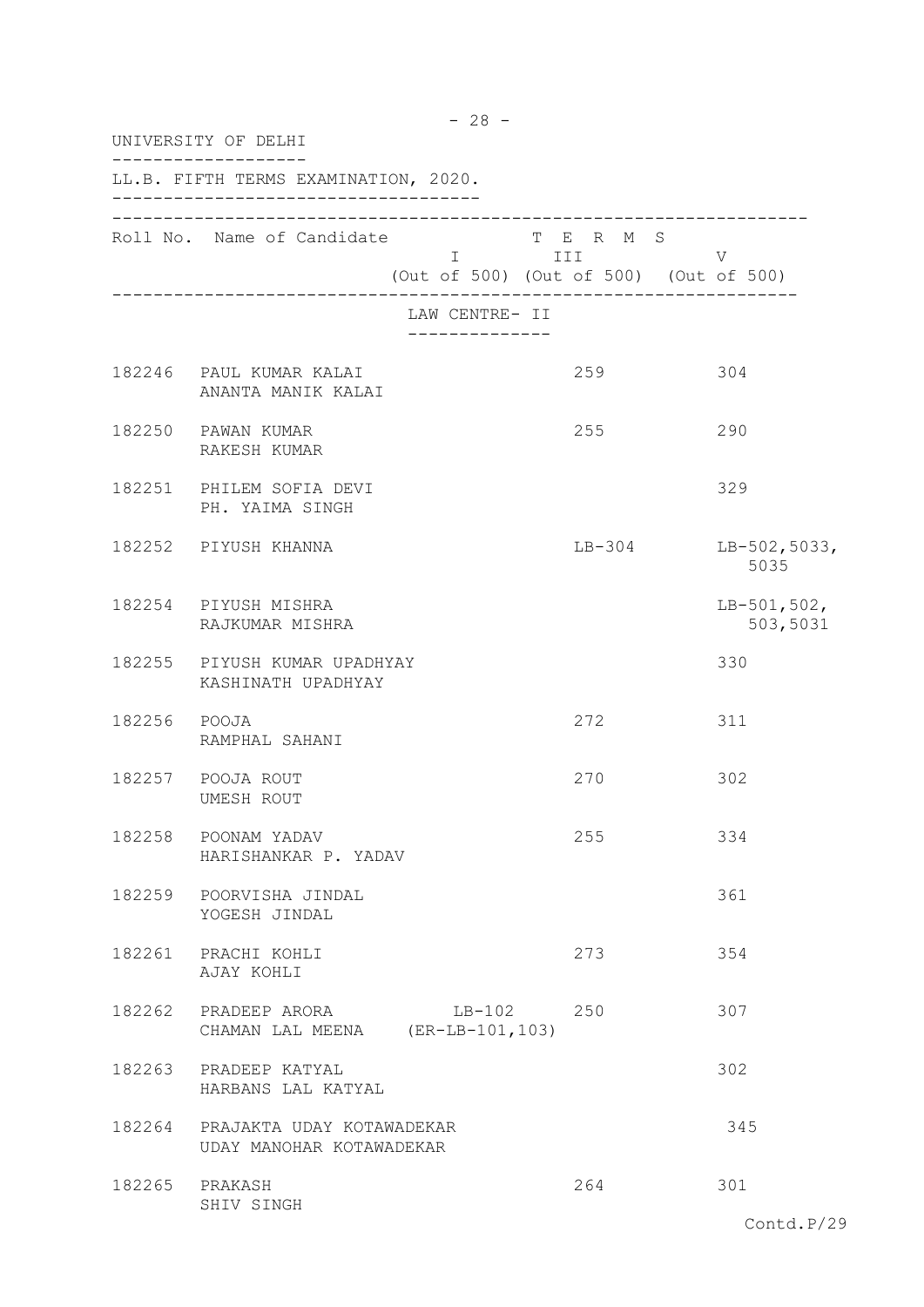UNIVERSITY OF DELHI

LL.B. FIFTH TERMS EXAMINATION, 2020.

| Roll No. | Name of Candidate | TERMS I (Out of 500) | TERMS III (Out of 500) | TERMS V (Out of 500) |
|---|---|---|---|---|
| | **LAW CENTRE- II** | | | |
| 182246 | PAUL KUMAR KALAI<br>ANANTA MANIK KALAI | | 259 | 304 |
| 182250 | PAWAN KUMAR<br>RAKESH KUMAR | | 255 | 290 |
| 182251 | PHILEM SOFIA DEVI<br>PH. YAIMA SINGH | | | 329 |
| 182252 | PIYUSH KHANNA | | LB-304 | LB-502,5033,<br>5035 |
| 182254 | PIYUSH MISHRA<br>RAJKUMAR MISHRA | | | LB-501,502,<br>503,5031 |
| 182255 | PIYUSH KUMAR UPADHYAY<br>KASHINATH UPADHYAY | | | 330 |
| 182256 | POOJA<br>RAMPHAL SAHANI | | 272 | 311 |
| 182257 | POOJA ROUT<br>UMESH ROUT | | 270 | 302 |
| 182258 | POONAM YADAV<br>HARISHANKAR P. YADAV | | 255 | 334 |
| 182259 | POORVISHA JINDAL<br>YOGESH JINDAL | | | 361 |
| 182261 | PRACHI KOHLI<br>AJAY KOHLI | | 273 | 354 |
| 182262 | PRADEEP ARORA<br>CHAMAN LAL MEENA | LB-102<br>(ER-LB-101,103) | 250 | 307 |
| 182263 | PRADEEP KATYAL<br>HARBANS LAL KATYAL | | | 302 |
| 182264 | PRAJAKTA UDAY KOTAWADEKAR<br>UDAY MANOHAR KOTAWADEKAR | | | 345 |
| 182265 | PRAKASH<br>SHIV SINGH | | 264 | 301 |

Contd.P/29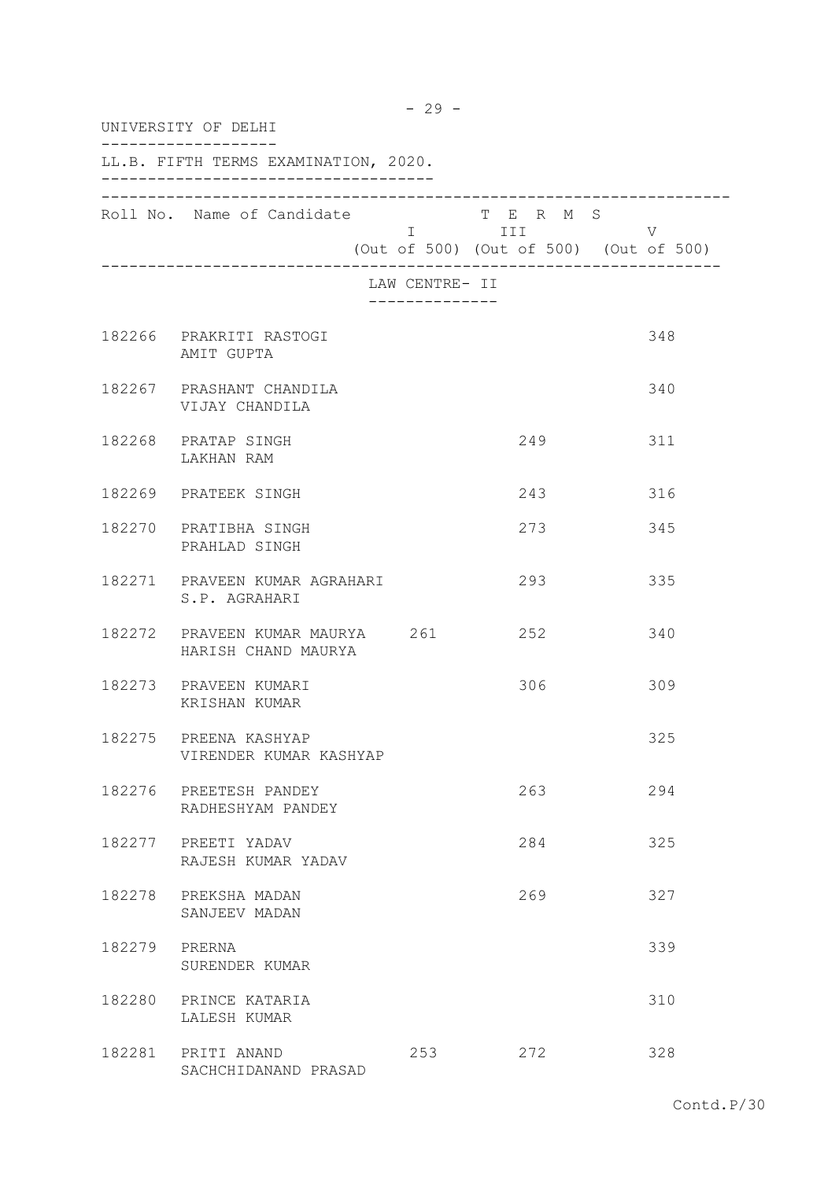UNIVERSITY OF DELHI

LL.B. FIFTH TERMS EXAMINATION, 2020.

| Roll No. | Name of Candidate | TERMS I (Out of 500) | TERMS III (Out of 500) | TERMS V (Out of 500) |
|---|---|---|---|---|
| | LAW CENTRE- II | | | |
| 182266 | PRAKRITI RASTOGI<br>AMIT GUPTA | | | 348 |
| 182267 | PRASHANT CHANDILA<br>VIJAY CHANDILA | | | 340 |
| 182268 | PRATAP SINGH<br>LAKHAN RAM | | 249 | 311 |
| 182269 | PRATEEK SINGH | | 243 | 316 |
| 182270 | PRATIBHA SINGH<br>PRAHLAD SINGH | | 273 | 345 |
| 182271 | PRAVEEN KUMAR AGRAHARI<br>S.P. AGRAHARI | | 293 | 335 |
| 182272 | PRAVEEN KUMAR MAURYA<br>HARISH CHAND MAURYA | 261 | 252 | 340 |
| 182273 | PRAVEEN KUMARI<br>KRISHAN KUMAR | | 306 | 309 |
| 182275 | PREENA KASHYAP<br>VIRENDER KUMAR KASHYAP | | | 325 |
| 182276 | PREETESH PANDEY<br>RADHESHYAM PANDEY | | 263 | 294 |
| 182277 | PREETI YADAV<br>RAJESH KUMAR YADAV | | 284 | 325 |
| 182278 | PREKSHA MADAN<br>SANJEEV MADAN | | 269 | 327 |
| 182279 | PRERNA<br>SURENDER KUMAR | | | 339 |
| 182280 | PRINCE KATARIA<br>LALESH KUMAR | | | 310 |
| 182281 | PRITI ANAND<br>SACHCHIDANAND PRASAD | 253 | 272 | 328 |

Contd.P/30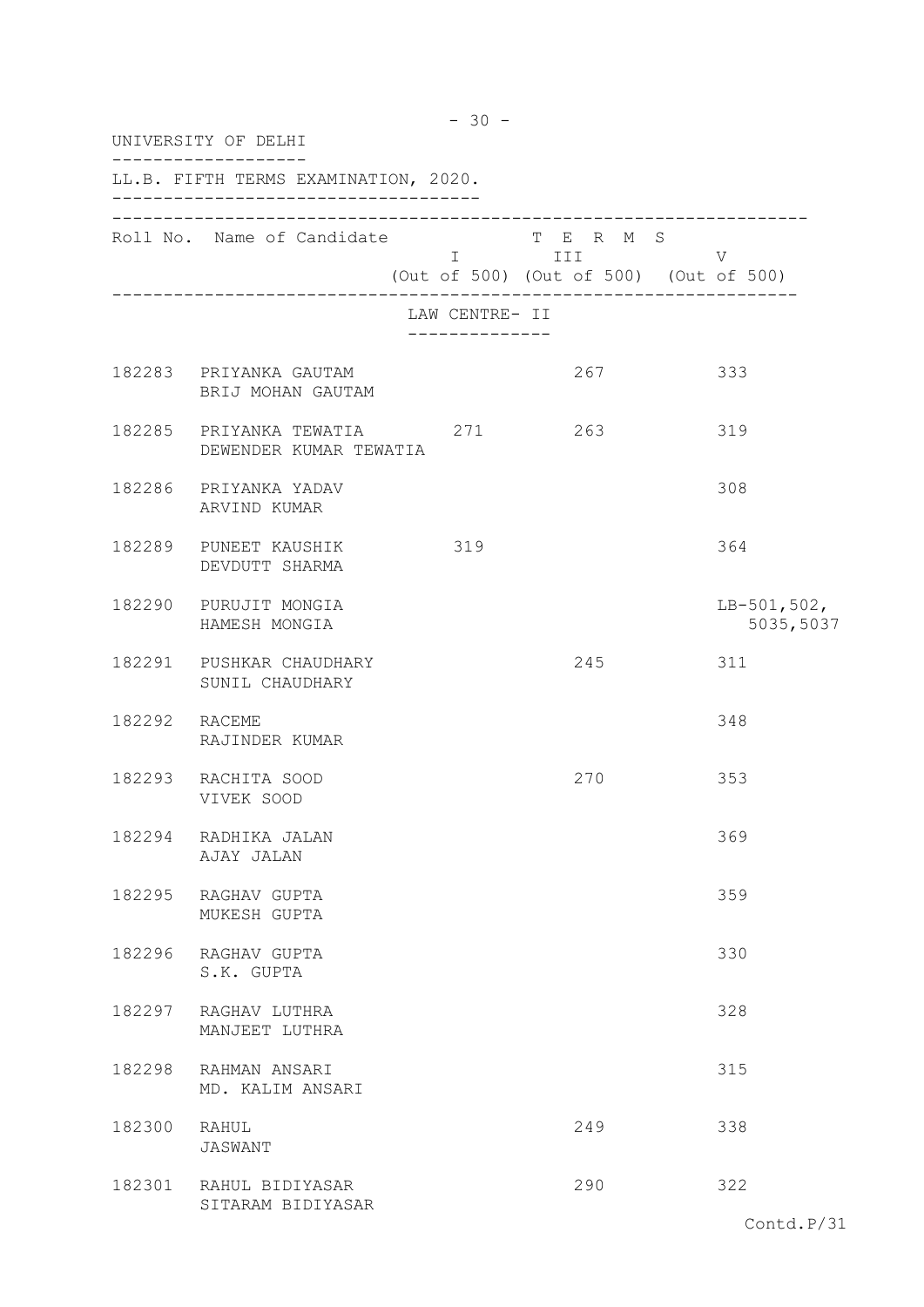UNIVERSITY OF DELHI

LL.B. FIFTH TERMS EXAMINATION, 2020.

| Roll No. | Name of Candidate | TERMS I (Out of 500) | TERMS III (Out of 500) | TERMS V (Out of 500) |
|---|---|---|---|---|
| | **LAW CENTRE- II** | | | |
| 182283 | PRIYANKA GAUTAM<br>BRIJ MOHAN GAUTAM | | 267 | 333 |
| 182285 | PRIYANKA TEWATIA<br>DEWENDER KUMAR TEWATIA | 271 | 263 | 319 |
| 182286 | PRIYANKA YADAV<br>ARVIND KUMAR | | | 308 |
| 182289 | PUNEET KAUSHIK<br>DEVDUTT SHARMA | 319 | | 364 |
| 182290 | PURUJIT MONGIA<br>HAMESH MONGIA | | | LB-501,502,<br>5035,5037 |
| 182291 | PUSHKAR CHAUDHARY<br>SUNIL CHAUDHARY | | 245 | 311 |
| 182292 | RACEME<br>RAJINDER KUMAR | | | 348 |
| 182293 | RACHITA SOOD<br>VIVEK SOOD | | 270 | 353 |
| 182294 | RADHIKA JALAN<br>AJAY JALAN | | | 369 |
| 182295 | RAGHAV GUPTA<br>MUKESH GUPTA | | | 359 |
| 182296 | RAGHAV GUPTA<br>S.K. GUPTA | | | 330 |
| 182297 | RAGHAV LUTHRA<br>MANJEET LUTHRA | | | 328 |
| 182298 | RAHMAN ANSARI<br>MD. KALIM ANSARI | | | 315 |
| 182300 | RAHUL<br>JASWANT | | 249 | 338 |
| 182301 | RAHUL BIDIYASAR<br>SITARAM BIDIYASAR | | 290 | 322 |

Contd.P/31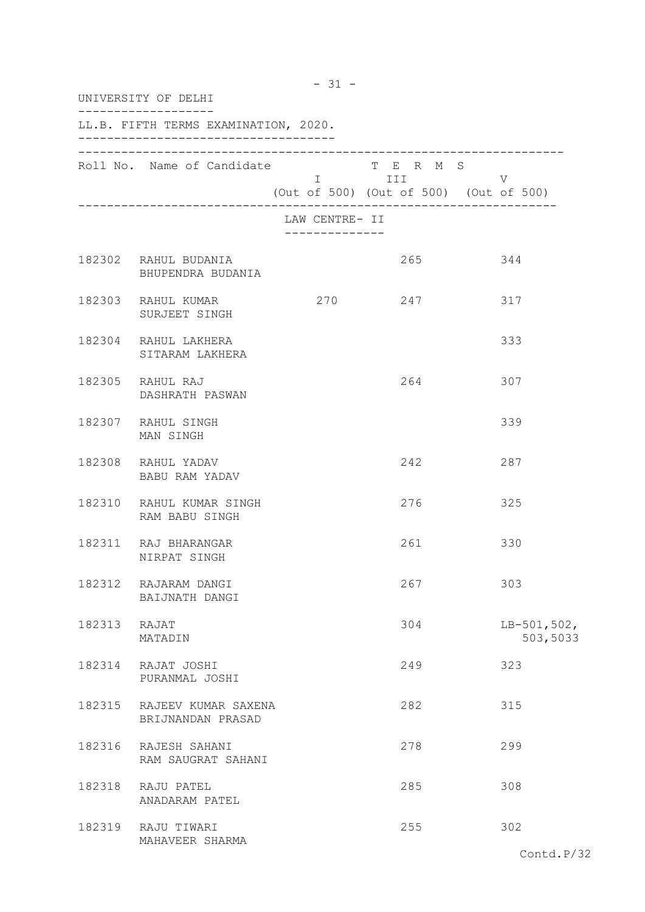UNIVERSITY OF DELHI

LL.B. FIFTH TERMS EXAMINATION, 2020.

| Roll No. | Name of Candidate | TERMS I (Out of 500) | TERMS III (Out of 500) | TERMS V (Out of 500) |
|---|---|---|---|---|
| | **LAW CENTRE- II** | | | |
| 182302 | RAHUL BUDANIA<br>BHUPENDRA BUDANIA | | 265 | 344 |
| 182303 | RAHUL KUMAR<br>SURJEET SINGH | 270 | 247 | 317 |
| 182304 | RAHUL LAKHERA<br>SITARAM LAKHERA | | | 333 |
| 182305 | RAHUL RAJ<br>DASHRATH PASWAN | | 264 | 307 |
| 182307 | RAHUL SINGH<br>MAN SINGH | | | 339 |
| 182308 | RAHUL YADAV<br>BABU RAM YADAV | | 242 | 287 |
| 182310 | RAHUL KUMAR SINGH<br>RAM BABU SINGH | | 276 | 325 |
| 182311 | RAJ BHARANGAR<br>NIRPAT SINGH | | 261 | 330 |
| 182312 | RAJARAM DANGI<br>BAIJNATH DANGI | | 267 | 303 |
| 182313 | RAJAT<br>MATADIN | | 304 | LB-501,502,<br>503,5033 |
| 182314 | RAJAT JOSHI<br>PURANMAL JOSHI | | 249 | 323 |
| 182315 | RAJEEV KUMAR SAXENA<br>BRIJNANDAN PRASAD | | 282 | 315 |
| 182316 | RAJESH SAHANI<br>RAM SAUGRAT SAHANI | | 278 | 299 |
| 182318 | RAJU PATEL<br>ANADARAM PATEL | | 285 | 308 |
| 182319 | RAJU TIWARI<br>MAHAVEER SHARMA | | 255 | 302 |

Contd.P/32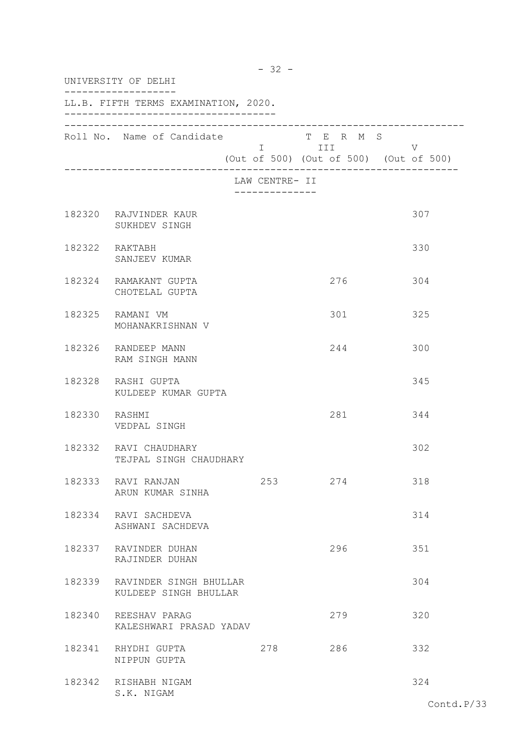UNIVERSITY OF DELHI

LL.B. FIFTH TERMS EXAMINATION, 2020.

| Roll No. | Name of Candidate | TERMS I (Out of 500) | TERMS III (Out of 500) | TERMS V (Out of 500) |
|---|---|---|---|---|
| | **LAW CENTRE- II** | | | |
| 182320 | RAJVINDER KAUR<br>SUKHDEV SINGH | | | 307 |
| 182322 | RAKTABH<br>SANJEEV KUMAR | | | 330 |
| 182324 | RAMAKANT GUPTA<br>CHOTELAL GUPTA | | 276 | 304 |
| 182325 | RAMANI VM<br>MOHANAKRISHNAN V | | 301 | 325 |
| 182326 | RANDEEP MANN<br>RAM SINGH MANN | | 244 | 300 |
| 182328 | RASHI GUPTA<br>KULDEEP KUMAR GUPTA | | | 345 |
| 182330 | RASHMI<br>VEDPAL SINGH | | 281 | 344 |
| 182332 | RAVI CHAUDHARY<br>TEJPAL SINGH CHAUDHARY | | | 302 |
| 182333 | RAVI RANJAN<br>ARUN KUMAR SINHA | 253 | 274 | 318 |
| 182334 | RAVI SACHDEVA<br>ASHWANI SACHDEVA | | | 314 |
| 182337 | RAVINDER DUHAN<br>RAJINDER DUHAN | | 296 | 351 |
| 182339 | RAVINDER SINGH BHULLAR<br>KULDEEP SINGH BHULLAR | | | 304 |
| 182340 | REESHAV PARAG<br>KALESHWARI PRASAD YADAV | | 279 | 320 |
| 182341 | RHYDHI GUPTA<br>NIPPUN GUPTA | 278 | 286 | 332 |
| 182342 | RISHABH NIGAM<br>S.K. NIGAM | | | 324 |

Contd.P/33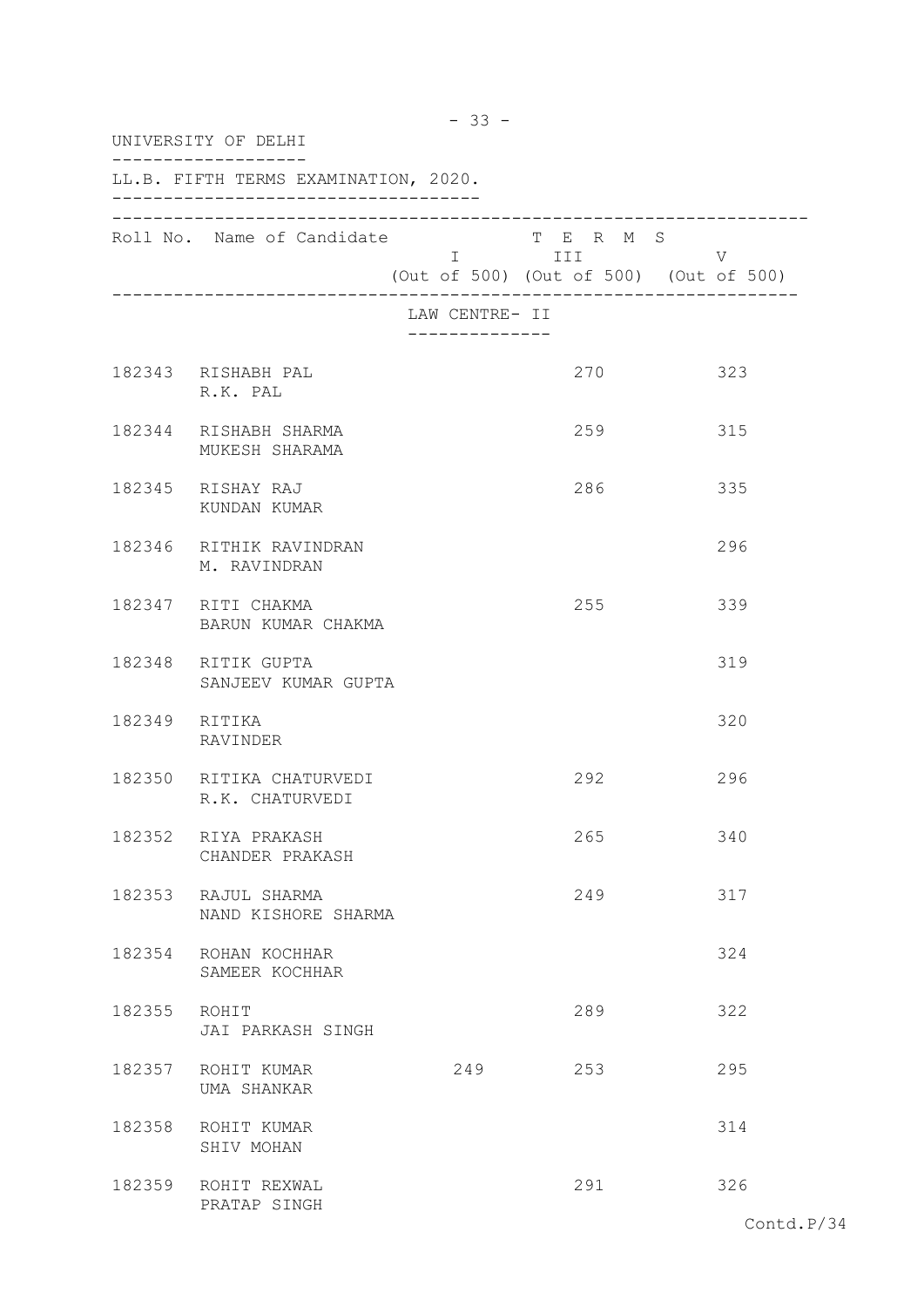UNIVERSITY OF DELHI

LL.B. FIFTH TERMS EXAMINATION, 2020.

| Roll No. | Name of Candidate | TERMS I (Out of 500) | TERMS III (Out of 500) | TERMS V (Out of 500) |
|---|---|---|---|---|
| | **LAW CENTRE- II** | | | |
| 182343 | RISHABH PAL<br>R.K. PAL | | 270 | 323 |
| 182344 | RISHABH SHARMA<br>MUKESH SHARAMA | | 259 | 315 |
| 182345 | RISHAY RAJ<br>KUNDAN KUMAR | | 286 | 335 |
| 182346 | RITHIK RAVINDRAN<br>M. RAVINDRAN | | | 296 |
| 182347 | RITI CHAKMA<br>BARUN KUMAR CHAKMA | | 255 | 339 |
| 182348 | RITIK GUPTA<br>SANJEEV KUMAR GUPTA | | | 319 |
| 182349 | RITIKA<br>RAVINDER | | | 320 |
| 182350 | RITIKA CHATURVEDI<br>R.K. CHATURVEDI | | 292 | 296 |
| 182352 | RIYA PRAKASH<br>CHANDER PRAKASH | | 265 | 340 |
| 182353 | RAJUL SHARMA<br>NAND KISHORE SHARMA | | 249 | 317 |
| 182354 | ROHAN KOCHHAR<br>SAMEER KOCHHAR | | | 324 |
| 182355 | ROHIT<br>JAI PARKASH SINGH | | 289 | 322 |
| 182357 | ROHIT KUMAR<br>UMA SHANKAR | 249 | 253 | 295 |
| 182358 | ROHIT KUMAR<br>SHIV MOHAN | | | 314 |
| 182359 | ROHIT REXWAL<br>PRATAP SINGH | | 291 | 326 |

Contd.P/34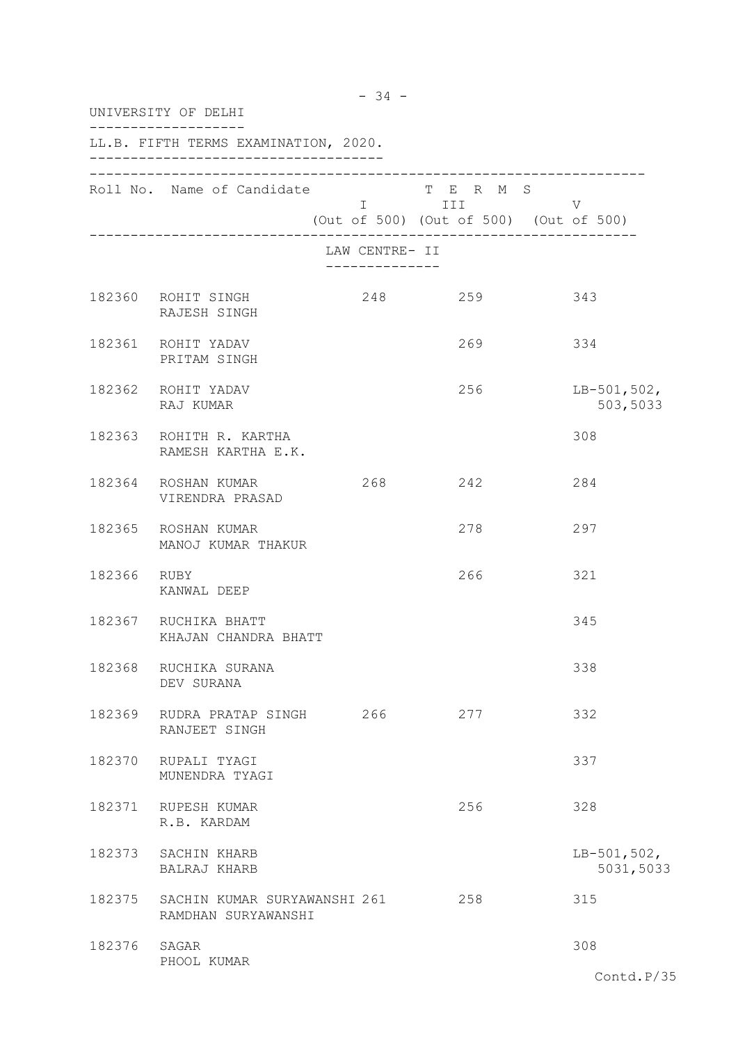UNIVERSITY OF DELHI

LL.B. FIFTH TERMS EXAMINATION, 2020.

| Roll No. | Name of Candidate | TERMS I (Out of 500) | TERMS III (Out of 500) | TERMS V (Out of 500) |
|---|---|---|---|---|
| | **LAW CENTRE- II** | | | |
| 182360 | ROHIT SINGH<br>RAJESH SINGH | 248 | 259 | 343 |
| 182361 | ROHIT YADAV<br>PRITAM SINGH | | 269 | 334 |
| 182362 | ROHIT YADAV<br>RAJ KUMAR | | 256 | LB-501,502,<br>503,5033 |
| 182363 | ROHITH R. KARTHA<br>RAMESH KARTHA E.K. | | | 308 |
| 182364 | ROSHAN KUMAR<br>VIRENDRA PRASAD | 268 | 242 | 284 |
| 182365 | ROSHAN KUMAR<br>MANOJ KUMAR THAKUR | | 278 | 297 |
| 182366 | RUBY<br>KANWAL DEEP | | 266 | 321 |
| 182367 | RUCHIKA BHATT<br>KHAJAN CHANDRA BHATT | | | 345 |
| 182368 | RUCHIKA SURANA<br>DEV SURANA | | | 338 |
| 182369 | RUDRA PRATAP SINGH<br>RANJEET SINGH | 266 | 277 | 332 |
| 182370 | RUPALI TYAGI<br>MUNENDRA TYAGI | | | 337 |
| 182371 | RUPESH KUMAR<br>R.B. KARDAM | | 256 | 328 |
| 182373 | SACHIN KHARB<br>BALRAJ KHARB | | | LB-501,502,<br>5031,5033 |
| 182375 | SACHIN KUMAR SURYAWANSHI<br>RAMDHAN SURYAWANSHI | 261 | 258 | 315 |
| 182376 | SAGAR<br>PHOOL KUMAR | | | 308 |

Contd.P/35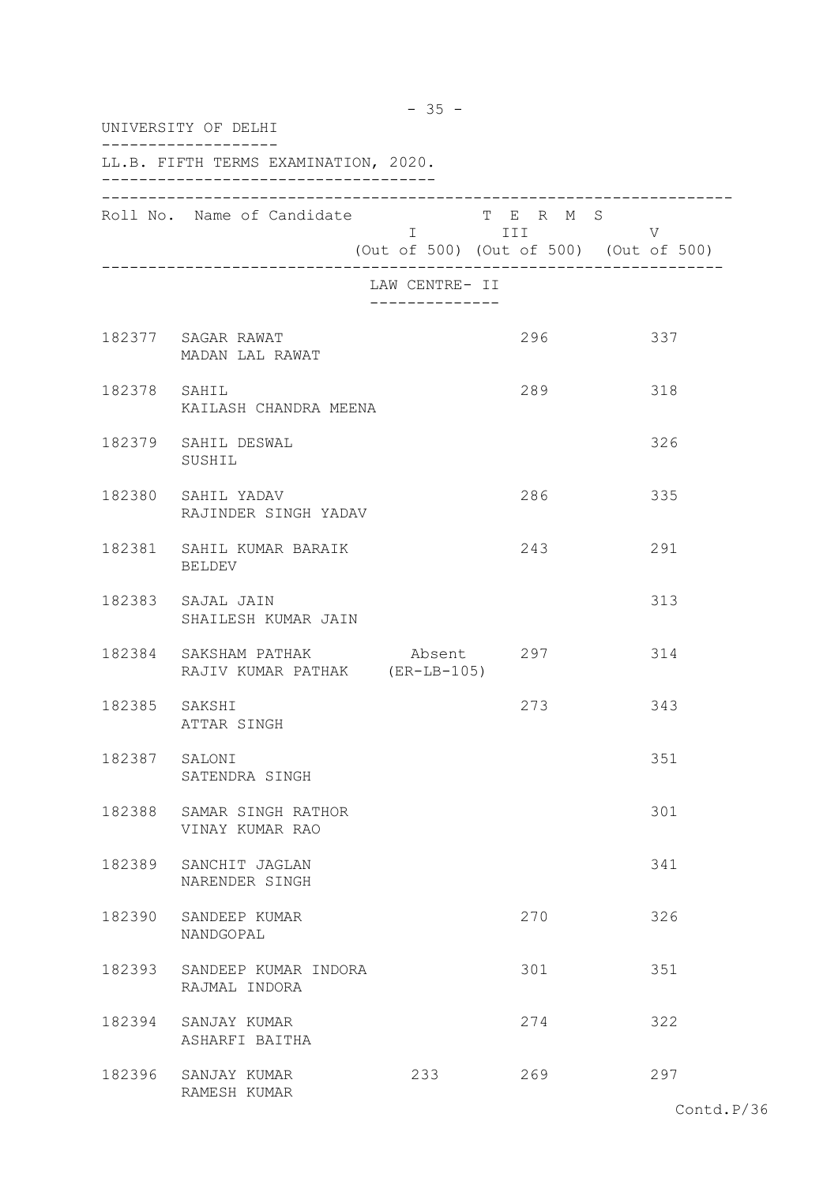UNIVERSITY OF DELHI

LL.B. FIFTH TERMS EXAMINATION, 2020.

| Roll No. | Name of Candidate | TERMS I (Out of 500) | TERMS III (Out of 500) | TERMS V (Out of 500) |
|---|---|---|---|---|
| | **LAW CENTRE- II** | | | |
| 182377 | SAGAR RAWAT<br>MADAN LAL RAWAT | | 296 | 337 |
| 182378 | SAHIL<br>KAILASH CHANDRA MEENA | | 289 | 318 |
| 182379 | SAHIL DESWAL<br>SUSHIL | | | 326 |
| 182380 | SAHIL YADAV<br>RAJINDER SINGH YADAV | | 286 | 335 |
| 182381 | SAHIL KUMAR BARAIK<br>BELDEV | | 243 | 291 |
| 182383 | SAJAL JAIN<br>SHAILESH KUMAR JAIN | | | 313 |
| 182384 | SAKSHAM PATHAK<br>RAJIV KUMAR PATHAK | Absent<br>(ER-LB-105) | 297 | 314 |
| 182385 | SAKSHI<br>ATTAR SINGH | | 273 | 343 |
| 182387 | SALONI<br>SATENDRA SINGH | | | 351 |
| 182388 | SAMAR SINGH RATHOR<br>VINAY KUMAR RAO | | | 301 |
| 182389 | SANCHIT JAGLAN<br>NARENDER SINGH | | | 341 |
| 182390 | SANDEEP KUMAR<br>NANDGOPAL | | 270 | 326 |
| 182393 | SANDEEP KUMAR INDORA<br>RAJMAL INDORA | | 301 | 351 |
| 182394 | SANJAY KUMAR<br>ASHARFI BAITHA | | 274 | 322 |
| 182396 | SANJAY KUMAR<br>RAMESH KUMAR | 233 | 269 | 297 |

Contd.P/36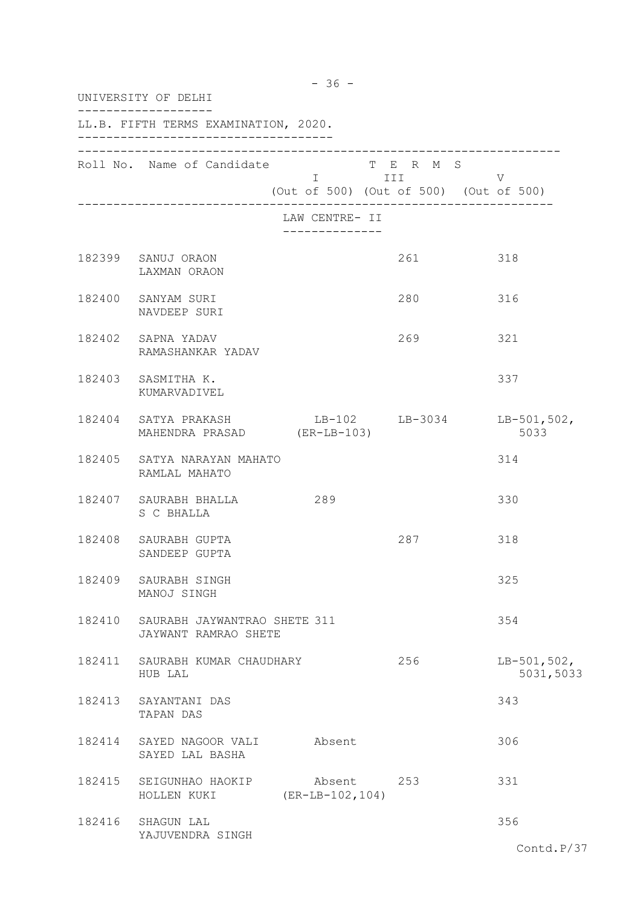UNIVERSITY OF DELHI

LL.B. FIFTH TERMS EXAMINATION, 2020.

| Roll No. | Name of Candidate | TERMS I (Out of 500) | TERMS III (Out of 500) | TERMS V (Out of 500) |
|---|---|---|---|---|
| | LAW CENTRE- II | | | |
| 182399 | SANUJ ORAON<br>LAXMAN ORAON | | 261 | 318 |
| 182400 | SANYAM SURI<br>NAVDEEP SURI | | 280 | 316 |
| 182402 | SAPNA YADAV<br>RAMASHANKAR YADAV | | 269 | 321 |
| 182403 | SASMITHA K.<br>KUMARVADIVEL | | | 337 |
| 182404 | SATYA PRAKASH<br>MAHENDRA PRASAD | LB-102<br>(ER-LB-103) | LB-3034 | LB-501,502,<br>5033 |
| 182405 | SATYA NARAYAN MAHATO<br>RAMLAL MAHATO | | | 314 |
| 182407 | SAURABH BHALLA<br>S C BHALLA | 289 | | 330 |
| 182408 | SAURABH GUPTA<br>SANDEEP GUPTA | | 287 | 318 |
| 182409 | SAURABH SINGH<br>MANOJ SINGH | | | 325 |
| 182410 | SAURABH JAYWANTRAO SHETE<br>JAYWANT RAMRAO SHETE | 311 | | 354 |
| 182411 | SAURABH KUMAR CHAUDHARY<br>HUB LAL | | 256 | LB-501,502,<br>5031,5033 |
| 182413 | SAYANTANI DAS<br>TAPAN DAS | | | 343 |
| 182414 | SAYED NAGOOR VALI<br>SAYED LAL BASHA | Absent | | 306 |
| 182415 | SEIGUNHAO HAOKIP<br>HOLLEN KUKI | Absent<br>(ER-LB-102,104) | 253 | 331 |
| 182416 | SHAGUN LAL<br>YAJUVENDRA SINGH | | | 356 |

Contd.P/37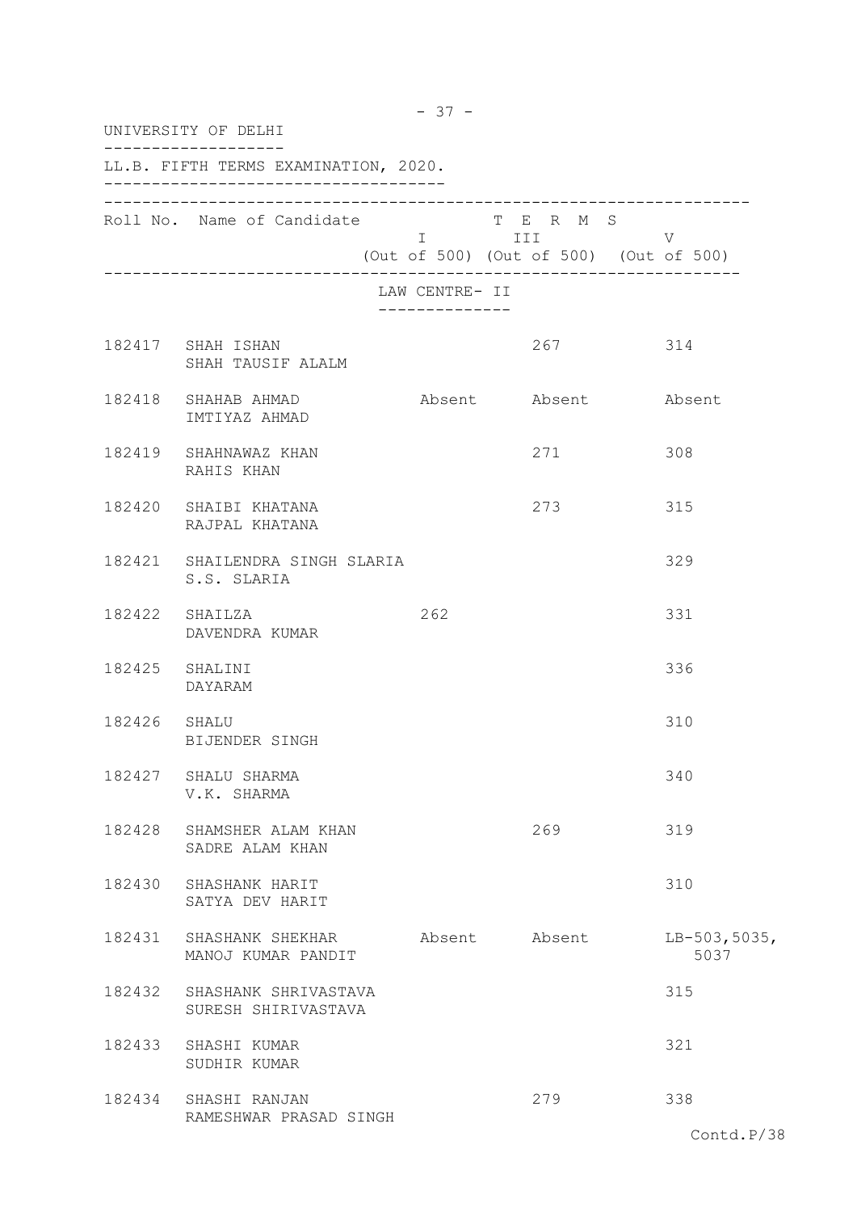UNIVERSITY OF DELHI

LL.B. FIFTH TERMS EXAMINATION, 2020.

| Roll No. | Name of Candidate | TERMS I (Out of 500) | TERMS III (Out of 500) | TERMS V (Out of 500) |
|---|---|---|---|---|
| | **LAW CENTRE- II** | | | |
| 182417 | SHAH ISHAN<br>SHAH TAUSIF ALALM | | 267 | 314 |
| 182418 | SHAHAB AHMAD<br>IMTIYAZ AHMAD | Absent | Absent | Absent |
| 182419 | SHAHNAWAZ KHAN<br>RAHIS KHAN | | 271 | 308 |
| 182420 | SHAIBI KHATANA<br>RAJPAL KHATANA | | 273 | 315 |
| 182421 | SHAILENDRA SINGH SLARIA<br>S.S. SLARIA | | | 329 |
| 182422 | SHAILZA<br>DAVENDRA KUMAR | 262 | | 331 |
| 182425 | SHALINI<br>DAYARAM | | | 336 |
| 182426 | SHALU<br>BIJENDER SINGH | | | 310 |
| 182427 | SHALU SHARMA<br>V.K. SHARMA | | | 340 |
| 182428 | SHAMSHER ALAM KHAN<br>SADRE ALAM KHAN | | 269 | 319 |
| 182430 | SHASHANK HARIT<br>SATYA DEV HARIT | | | 310 |
| 182431 | SHASHANK SHEKHAR<br>MANOJ KUMAR PANDIT | Absent | Absent | LB-503,5035,<br>5037 |
| 182432 | SHASHANK SHRIVASTAVA<br>SURESH SHIRIVASTAVA | | | 315 |
| 182433 | SHASHI KUMAR<br>SUDHIR KUMAR | | | 321 |
| 182434 | SHASHI RANJAN<br>RAMESHWAR PRASAD SINGH | | 279 | 338 |

Contd.P/38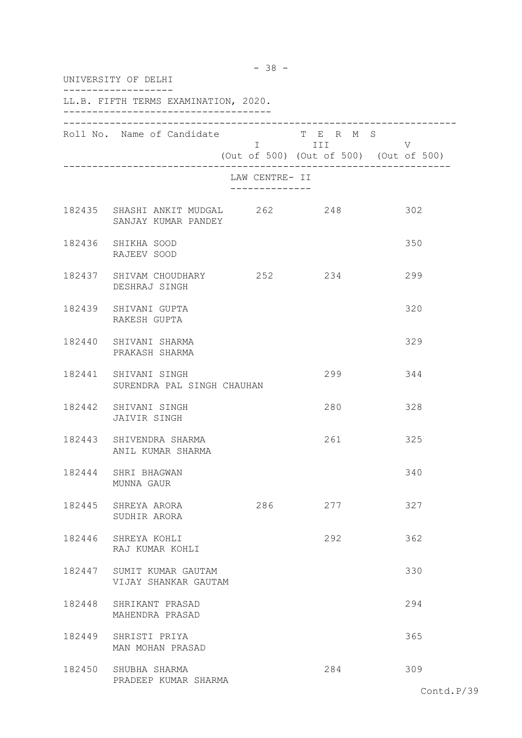UNIVERSITY OF DELHI

LL.B. FIFTH TERMS EXAMINATION, 2020.

| Roll No. | Name of Candidate | T E R M S I (Out of 500) | III (Out of 500) | V (Out of 500) |
|---|---|---|---|---|
| | **LAW CENTRE- II** | | | |
| 182435 | SHASHI ANKIT MUDGAL<br>SANJAY KUMAR PANDEY | 262 | 248 | 302 |
| 182436 | SHIKHA SOOD<br>RAJEEV SOOD | | | 350 |
| 182437 | SHIVAM CHOUDHARY<br>DESHRAJ SINGH | 252 | 234 | 299 |
| 182439 | SHIVANI GUPTA<br>RAKESH GUPTA | | | 320 |
| 182440 | SHIVANI SHARMA<br>PRAKASH SHARMA | | | 329 |
| 182441 | SHIVANI SINGH<br>SURENDRA PAL SINGH CHAUHAN | | 299 | 344 |
| 182442 | SHIVANI SINGH<br>JAIVIR SINGH | | 280 | 328 |
| 182443 | SHIVENDRA SHARMA<br>ANIL KUMAR SHARMA | | 261 | 325 |
| 182444 | SHRI BHAGWAN<br>MUNNA GAUR | | | 340 |
| 182445 | SHREYA ARORA<br>SUDHIR ARORA | 286 | 277 | 327 |
| 182446 | SHREYA KOHLI<br>RAJ KUMAR KOHLI | | 292 | 362 |
| 182447 | SUMIT KUMAR GAUTAM<br>VIJAY SHANKAR GAUTAM | | | 330 |
| 182448 | SHRIKANT PRASAD<br>MAHENDRA PRASAD | | | 294 |
| 182449 | SHRISTI PRIYA<br>MAN MOHAN PRASAD | | | 365 |
| 182450 | SHUBHA SHARMA<br>PRADEEP KUMAR SHARMA | | 284 | 309 |

Contd.P/39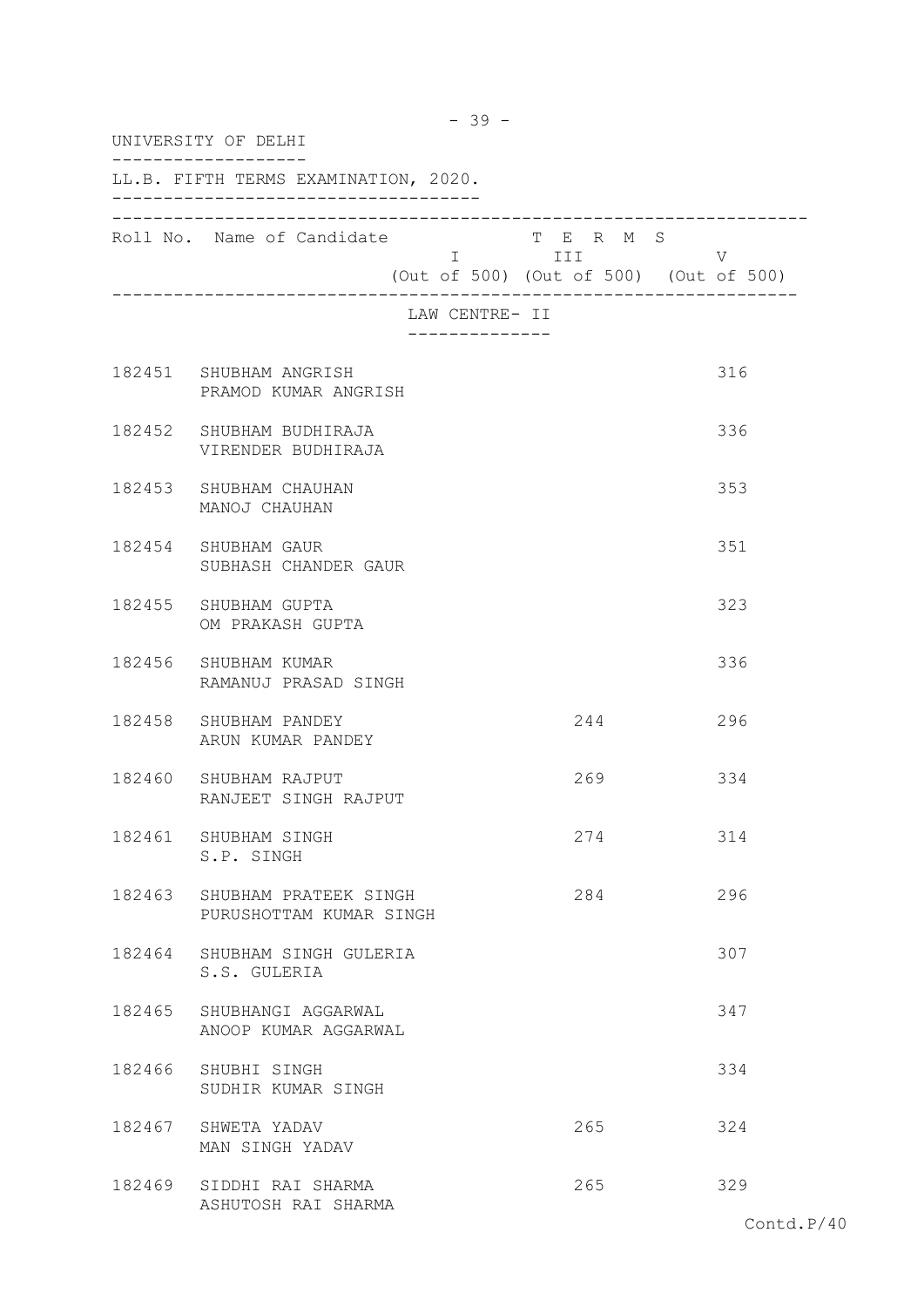UNIVERSITY OF DELHI

LL.B. FIFTH TERMS EXAMINATION, 2020.

| Roll No. | Name of Candidate | TERMS I (Out of 500) | TERMS III (Out of 500) | TERMS V (Out of 500) |
|---|---|---|---|---|
| | **LAW CENTRE- II** | | | |
| 182451 | SHUBHAM ANGRISH<br>PRAMOD KUMAR ANGRISH | | | 316 |
| 182452 | SHUBHAM BUDHIRAJA<br>VIRENDER BUDHIRAJA | | | 336 |
| 182453 | SHUBHAM CHAUHAN<br>MANOJ CHAUHAN | | | 353 |
| 182454 | SHUBHAM GAUR<br>SUBHASH CHANDER GAUR | | | 351 |
| 182455 | SHUBHAM GUPTA<br>OM PRAKASH GUPTA | | | 323 |
| 182456 | SHUBHAM KUMAR<br>RAMANUJ PRASAD SINGH | | | 336 |
| 182458 | SHUBHAM PANDEY<br>ARUN KUMAR PANDEY | | 244 | 296 |
| 182460 | SHUBHAM RAJPUT<br>RANJEET SINGH RAJPUT | | 269 | 334 |
| 182461 | SHUBHAM SINGH<br>S.P. SINGH | | 274 | 314 |
| 182463 | SHUBHAM PRATEEK SINGH<br>PURUSHOTTAM KUMAR SINGH | | 284 | 296 |
| 182464 | SHUBHAM SINGH GULERIA<br>S.S. GULERIA | | | 307 |
| 182465 | SHUBHANGI AGGARWAL<br>ANOOP KUMAR AGGARWAL | | | 347 |
| 182466 | SHUBHI SINGH<br>SUDHIR KUMAR SINGH | | | 334 |
| 182467 | SHWETA YADAV<br>MAN SINGH YADAV | | 265 | 324 |
| 182469 | SIDDHI RAI SHARMA<br>ASHUTOSH RAI SHARMA | | 265 | 329 |

Contd.P/40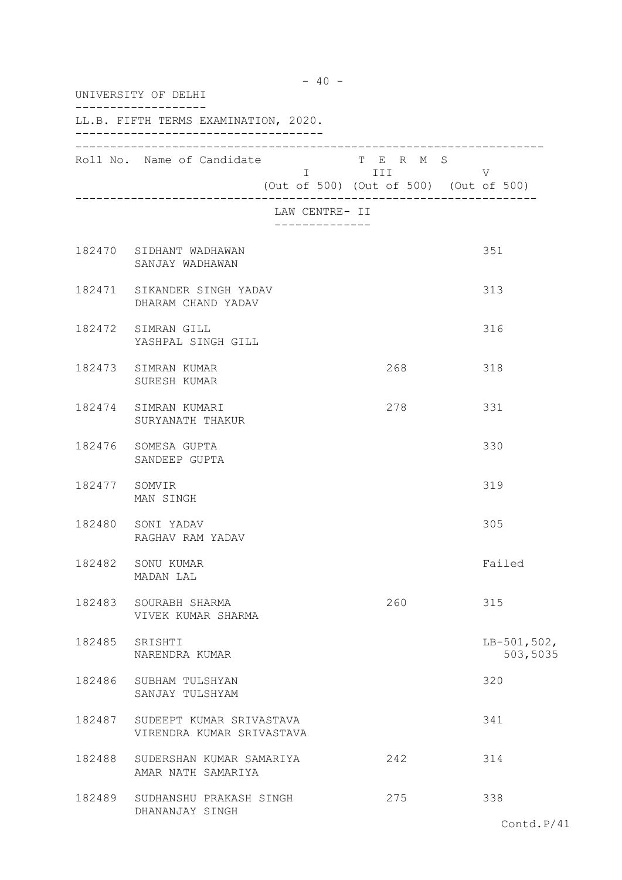UNIVERSITY OF DELHI

LL.B. FIFTH TERMS EXAMINATION, 2020.

| Roll No. | Name of Candidate | TERMS I (Out of 500) | TERMS III (Out of 500) | TERMS V (Out of 500) |
|---|---|---|---|---|
| | **LAW CENTRE- II** | | | |
| 182470 | SIDHANT WADHAWAN<br>SANJAY WADHAWAN | | | 351 |
| 182471 | SIKANDER SINGH YADAV<br>DHARAM CHAND YADAV | | | 313 |
| 182472 | SIMRAN GILL<br>YASHPAL SINGH GILL | | | 316 |
| 182473 | SIMRAN KUMAR<br>SURESH KUMAR | | 268 | 318 |
| 182474 | SIMRAN KUMARI<br>SURYANATH THAKUR | | 278 | 331 |
| 182476 | SOMESA GUPTA<br>SANDEEP GUPTA | | | 330 |
| 182477 | SOMVIR<br>MAN SINGH | | | 319 |
| 182480 | SONI YADAV<br>RAGHAV RAM YADAV | | | 305 |
| 182482 | SONU KUMAR<br>MADAN LAL | | | Failed |
| 182483 | SOURABH SHARMA<br>VIVEK KUMAR SHARMA | | 260 | 315 |
| 182485 | SRISHTI<br>NARENDRA KUMAR | | | LB-501,502,<br>503,5035 |
| 182486 | SUBHAM TULSHYAN<br>SANJAY TULSHYAM | | | 320 |
| 182487 | SUDEEPT KUMAR SRIVASTAVA<br>VIRENDRA KUMAR SRIVASTAVA | | | 341 |
| 182488 | SUDERSHAN KUMAR SAMARIYA<br>AMAR NATH SAMARIYA | | 242 | 314 |
| 182489 | SUDHANSHU PRAKASH SINGH<br>DHANANJAY SINGH | | 275 | 338 |

Contd.P/41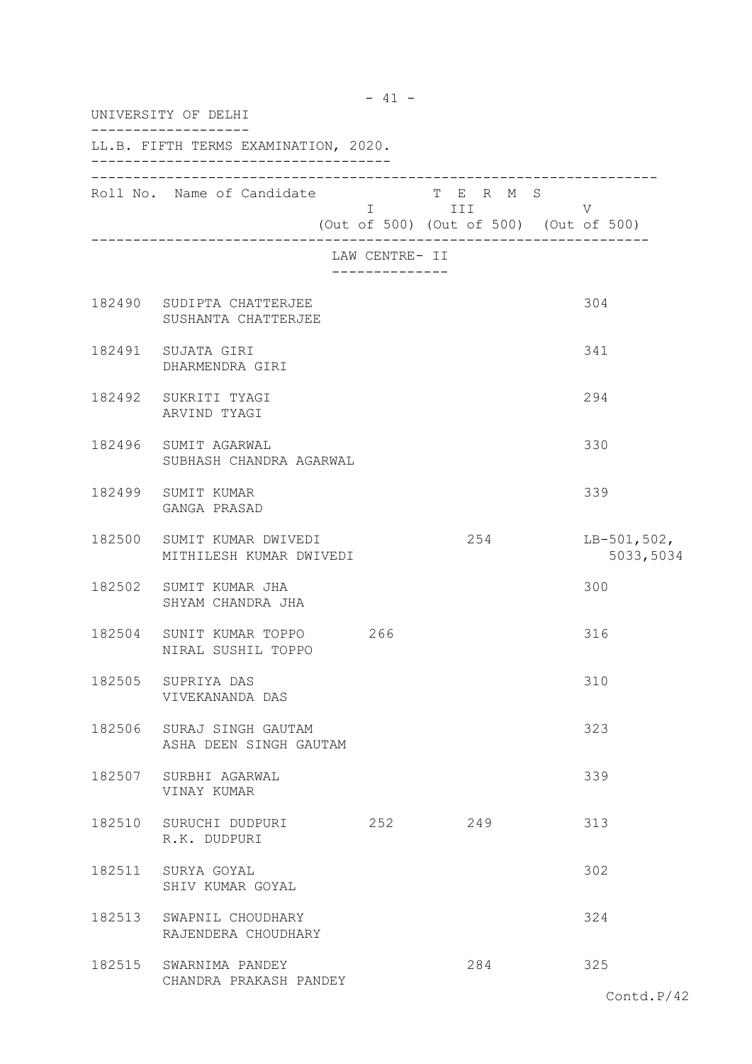UNIVERSITY OF DELHI

LL.B. FIFTH TERMS EXAMINATION, 2020.

| Roll No. | Name of Candidate | TERMS I (Out of 500) | TERMS III (Out of 500) | TERMS V (Out of 500) |
|---|---|---|---|---|
| | **LAW CENTRE- II** | | | |
| 182490 | SUDIPTA CHATTERJEE<br>SUSHANTA CHATTERJEE | | | 304 |
| 182491 | SUJATA GIRI<br>DHARMENDRA GIRI | | | 341 |
| 182492 | SUKRITI TYAGI<br>ARVIND TYAGI | | | 294 |
| 182496 | SUMIT AGARWAL<br>SUBHASH CHANDRA AGARWAL | | | 330 |
| 182499 | SUMIT KUMAR<br>GANGA PRASAD | | | 339 |
| 182500 | SUMIT KUMAR DWIVEDI<br>MITHILESH KUMAR DWIVEDI | | 254 | LB-501,502,<br>5033,5034 |
| 182502 | SUMIT KUMAR JHA<br>SHYAM CHANDRA JHA | | | 300 |
| 182504 | SUNIT KUMAR TOPPO<br>NIRAL SUSHIL TOPPO | 266 | | 316 |
| 182505 | SUPRIYA DAS<br>VIVEKANANDA DAS | | | 310 |
| 182506 | SURAJ SINGH GAUTAM<br>ASHA DEEN SINGH GAUTAM | | | 323 |
| 182507 | SURBHI AGARWAL<br>VINAY KUMAR | | | 339 |
| 182510 | SURUCHI DUDPURI<br>R.K. DUDPURI | 252 | 249 | 313 |
| 182511 | SURYA GOYAL<br>SHIV KUMAR GOYAL | | | 302 |
| 182513 | SWAPNIL CHOUDHARY<br>RAJENDERA CHOUDHARY | | | 324 |
| 182515 | SWARNIMA PANDEY<br>CHANDRA PRAKASH PANDEY | | 284 | 325 |

Contd.P/42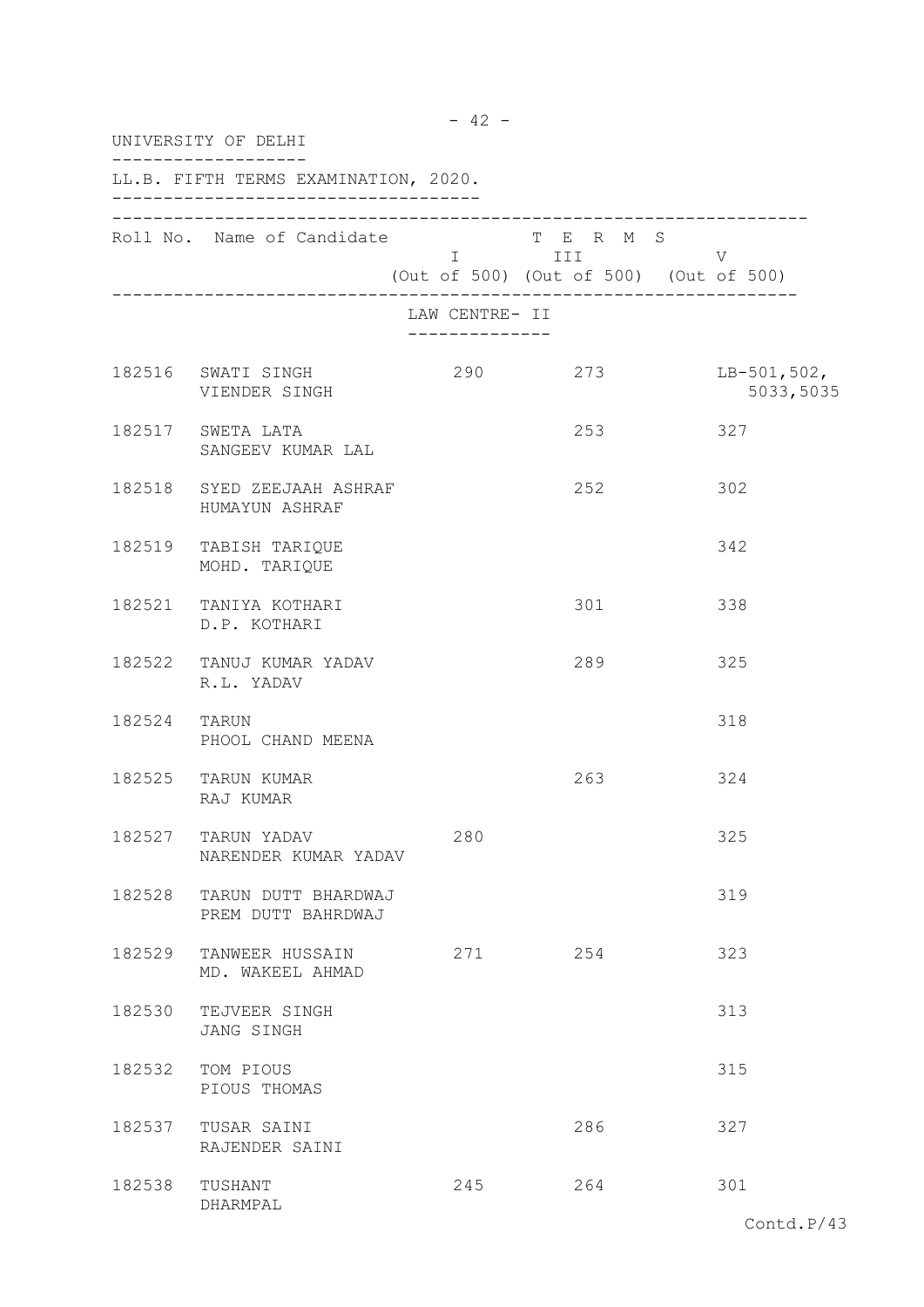UNIVERSITY OF DELHI

LL.B. FIFTH TERMS EXAMINATION, 2020.

| Roll No. | Name of Candidate | TERMS I (Out of 500) | TERMS III (Out of 500) | TERMS V (Out of 500) |
|---|---|---|---|---|
| | **LAW CENTRE- II** | | | |
| 182516 | SWATI SINGH<br>VIENDER SINGH | 290 | 273 | LB-501,502,<br>5033,5035 |
| 182517 | SWETA LATA<br>SANGEEV KUMAR LAL | | 253 | 327 |
| 182518 | SYED ZEEJAAH ASHRAF<br>HUMAYUN ASHRAF | | 252 | 302 |
| 182519 | TABISH TARIQUE<br>MOHD. TARIQUE | | | 342 |
| 182521 | TANIYA KOTHARI<br>D.P. KOTHARI | | 301 | 338 |
| 182522 | TANUJ KUMAR YADAV<br>R.L. YADAV | | 289 | 325 |
| 182524 | TARUN<br>PHOOL CHAND MEENA | | | 318 |
| 182525 | TARUN KUMAR<br>RAJ KUMAR | | 263 | 324 |
| 182527 | TARUN YADAV<br>NARENDER KUMAR YADAV | 280 | | 325 |
| 182528 | TARUN DUTT BHARDWAJ<br>PREM DUTT BAHRDWAJ | | | 319 |
| 182529 | TANWEER HUSSAIN<br>MD. WAKEEL AHMAD | 271 | 254 | 323 |
| 182530 | TEJVEER SINGH<br>JANG SINGH | | | 313 |
| 182532 | TOM PIOUS<br>PIOUS THOMAS | | | 315 |
| 182537 | TUSAR SAINI<br>RAJENDER SAINI | | 286 | 327 |
| 182538 | TUSHANT<br>DHARMPAL | 245 | 264 | 301 |

Contd.P/43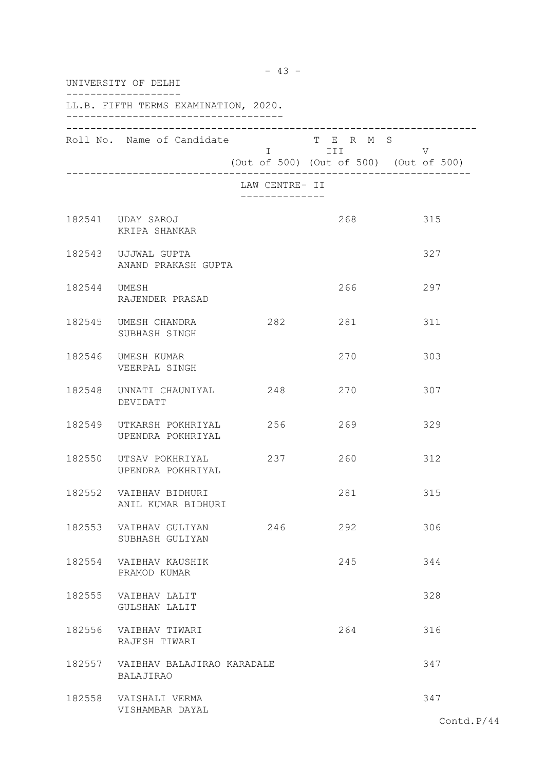UNIVERSITY OF DELHI

LL.B. FIFTH TERMS EXAMINATION, 2020.

| Roll No. | Name of Candidate | TERMS I (Out of 500) | TERMS III (Out of 500) | TERMS V (Out of 500) |
|---|---|---|---|---|
| | **LAW CENTRE- II** | | | |
| 182541 | UDAY SAROJ<br>KRIPA SHANKAR | | 268 | 315 |
| 182543 | UJJWAL GUPTA<br>ANAND PRAKASH GUPTA | | | 327 |
| 182544 | UMESH<br>RAJENDER PRASAD | | 266 | 297 |
| 182545 | UMESH CHANDRA<br>SUBHASH SINGH | 282 | 281 | 311 |
| 182546 | UMESH KUMAR<br>VEERPAL SINGH | | 270 | 303 |
| 182548 | UNNATI CHAUNIYAL<br>DEVIDATT | 248 | 270 | 307 |
| 182549 | UTKARSH POKHRIYAL<br>UPENDRA POKHRIYAL | 256 | 269 | 329 |
| 182550 | UTSAV POKHRIYAL<br>UPENDRA POKHRIYAL | 237 | 260 | 312 |
| 182552 | VAIBHAV BIDHURI<br>ANIL KUMAR BIDHURI | | 281 | 315 |
| 182553 | VAIBHAV GULIYAN<br>SUBHASH GULIYAN | 246 | 292 | 306 |
| 182554 | VAIBHAV KAUSHIK<br>PRAMOD KUMAR | | 245 | 344 |
| 182555 | VAIBHAV LALIT<br>GULSHAN LALIT | | | 328 |
| 182556 | VAIBHAV TIWARI<br>RAJESH TIWARI | | 264 | 316 |
| 182557 | VAIBHAV BALAJIRAO KARADALE<br>BALAJIRAO | | | 347 |
| 182558 | VAISHALI VERMA<br>VISHAMBAR DAYAL | | | 347 |

Contd.P/44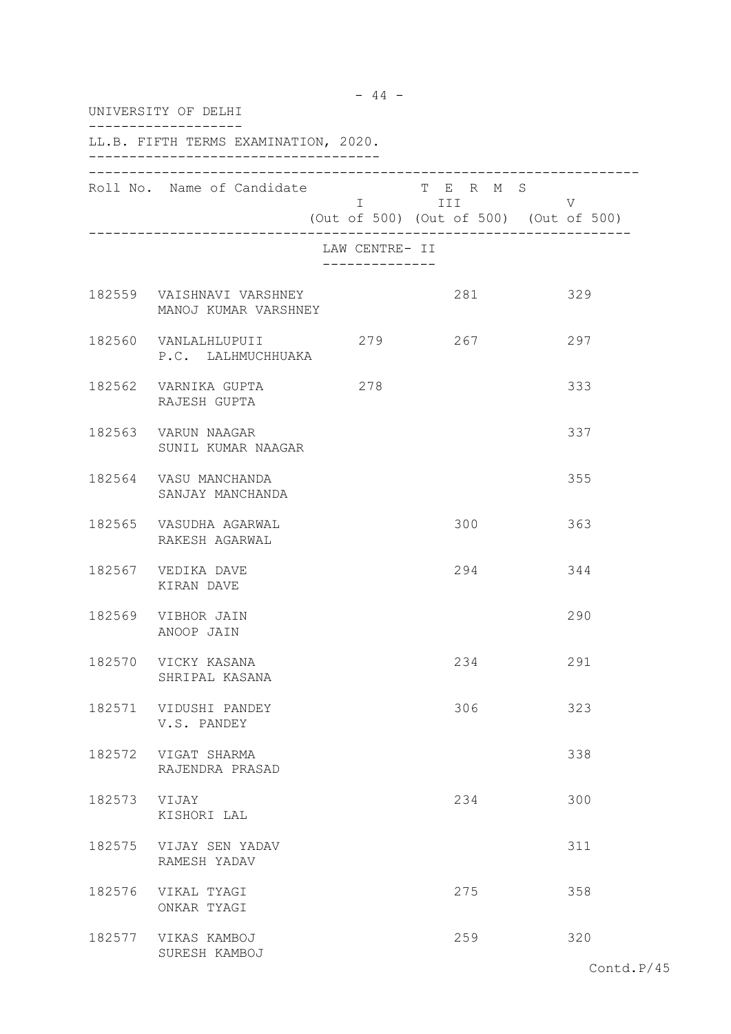UNIVERSITY OF DELHI

LL.B. FIFTH TERMS EXAMINATION, 2020.

| Roll No. | Name of Candidate | TERMS I (Out of 500) | TERMS III (Out of 500) | TERMS V (Out of 500) |
|---|---|---|---|---|
| | LAW CENTRE- II | | | |
| 182559 | VAISHNAVI VARSHNEY<br>MANOJ KUMAR VARSHNEY | | 281 | 329 |
| 182560 | VANLALHLUPUII<br>P.C. LALHMUCHHUAKA | 279 | 267 | 297 |
| 182562 | VARNIKA GUPTA<br>RAJESH GUPTA | 278 | | 333 |
| 182563 | VARUN NAAGAR<br>SUNIL KUMAR NAAGAR | | | 337 |
| 182564 | VASU MANCHANDA<br>SANJAY MANCHANDA | | | 355 |
| 182565 | VASUDHA AGARWAL<br>RAKESH AGARWAL | | 300 | 363 |
| 182567 | VEDIKA DAVE<br>KIRAN DAVE | | 294 | 344 |
| 182569 | VIBHOR JAIN<br>ANOOP JAIN | | | 290 |
| 182570 | VICKY KASANA<br>SHRIPAL KASANA | | 234 | 291 |
| 182571 | VIDUSHI PANDEY<br>V.S. PANDEY | | 306 | 323 |
| 182572 | VIGAT SHARMA<br>RAJENDRA PRASAD | | | 338 |
| 182573 | VIJAY<br>KISHORI LAL | | 234 | 300 |
| 182575 | VIJAY SEN YADAV<br>RAMESH YADAV | | | 311 |
| 182576 | VIKAL TYAGI<br>ONKAR TYAGI | | 275 | 358 |
| 182577 | VIKAS KAMBOJ<br>SURESH KAMBOJ | | 259 | 320 |

Contd.P/45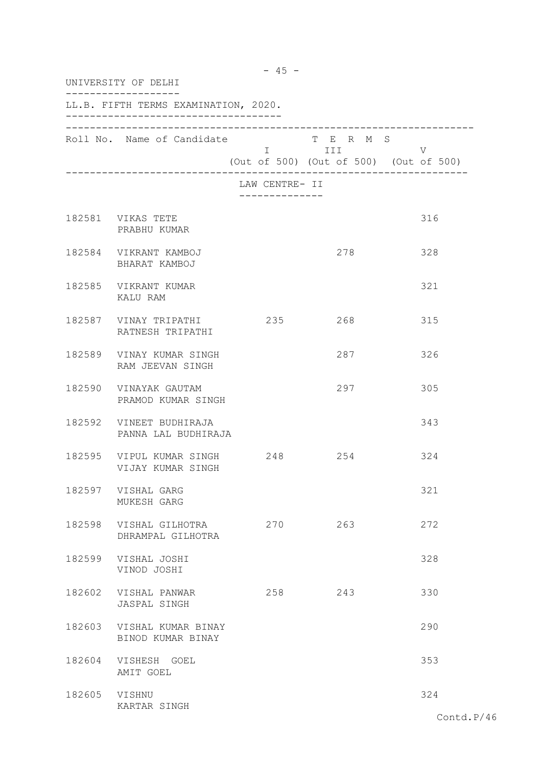UNIVERSITY OF DELHI

LL.B. FIFTH TERMS EXAMINATION, 2020.

| Roll No. | Name of Candidate | TERMS I (Out of 500) | TERMS III (Out of 500) | TERMS V (Out of 500) |
|---|---|---|---|---|
| | **LAW CENTRE- II** | | | |
| 182581 | VIKAS TETE<br>PRABHU KUMAR | | | 316 |
| 182584 | VIKRANT KAMBOJ<br>BHARAT KAMBOJ | | 278 | 328 |
| 182585 | VIKRANT KUMAR<br>KALU RAM | | | 321 |
| 182587 | VINAY TRIPATHI<br>RATNESH TRIPATHI | 235 | 268 | 315 |
| 182589 | VINAY KUMAR SINGH<br>RAM JEEVAN SINGH | | 287 | 326 |
| 182590 | VINAYAK GAUTAM<br>PRAMOD KUMAR SINGH | | 297 | 305 |
| 182592 | VINEET BUDHIRAJA<br>PANNA LAL BUDHIRAJA | | | 343 |
| 182595 | VIPUL KUMAR SINGH<br>VIJAY KUMAR SINGH | 248 | 254 | 324 |
| 182597 | VISHAL GARG<br>MUKESH GARG | | | 321 |
| 182598 | VISHAL GILHOTRA<br>DHRAMPAL GILHOTRA | 270 | 263 | 272 |
| 182599 | VISHAL JOSHI<br>VINOD JOSHI | | | 328 |
| 182602 | VISHAL PANWAR<br>JASPAL SINGH | 258 | 243 | 330 |
| 182603 | VISHAL KUMAR BINAY<br>BINOD KUMAR BINAY | | | 290 |
| 182604 | VISHESH GOEL<br>AMIT GOEL | | | 353 |
| 182605 | VISHNU<br>KARTAR SINGH | | | 324 |

Contd.P/46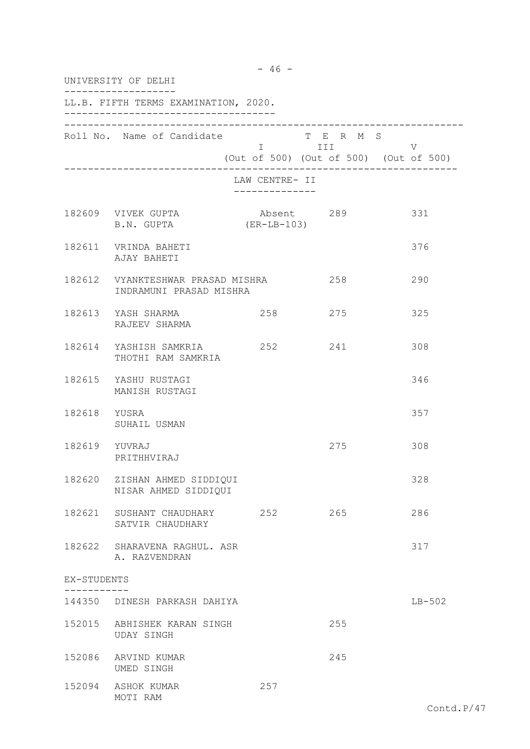UNIVERSITY OF DELHI

LL.B. FIFTH TERMS EXAMINATION, 2020.

| Roll No. | Name of Candidate | TERMS I (Out of 500) | TERMS III (Out of 500) | TERMS V (Out of 500) |
|---|---|---|---|---|
| | **LAW CENTRE- II** | | | |
| 182609 | VIVEK GUPTA<br>B.N. GUPTA | Absent<br>(ER-LB-103) | 289 | 331 |
| 182611 | VRINDA BAHETI<br>AJAY BAHETI | | | 376 |
| 182612 | VYANKTESHWAR PRASAD MISHRA<br>INDRAMUNI PRASAD MISHRA | | 258 | 290 |
| 182613 | YASH SHARMA<br>RAJEEV SHARMA | 258 | 275 | 325 |
| 182614 | YASHISH SAMKRIA<br>THOTHI RAM SAMKRIA | 252 | 241 | 308 |
| 182615 | YASHU RUSTAGI<br>MANISH RUSTAGI | | | 346 |
| 182618 | YUSRA<br>SUHAIL USMAN | | | 357 |
| 182619 | YUVRAJ<br>PRITHHVIRAJ | | 275 | 308 |
| 182620 | ZISHAN AHMED SIDDIQUI<br>NISAR AHMED SIDDIQUI | | | 328 |
| 182621 | SUSHANT CHAUDHARY<br>SATVIR CHAUDHARY | 252 | 265 | 286 |
| 182622 | SHARAVENA RAGHUL. ASR<br>A. RAZVENDRAN | | | 317 |
| **EX-STUDENTS** | | | | |
| 144350 | DINESH PARKASH DAHIYA | | | LB-502 |
| 152015 | ABHISHEK KARAN SINGH<br>UDAY SINGH | | 255 | |
| 152086 | ARVIND KUMAR<br>UMED SINGH | | 245 | |
| 152094 | ASHOK KUMAR<br>MOTI RAM | 257 | | |

Contd.P/47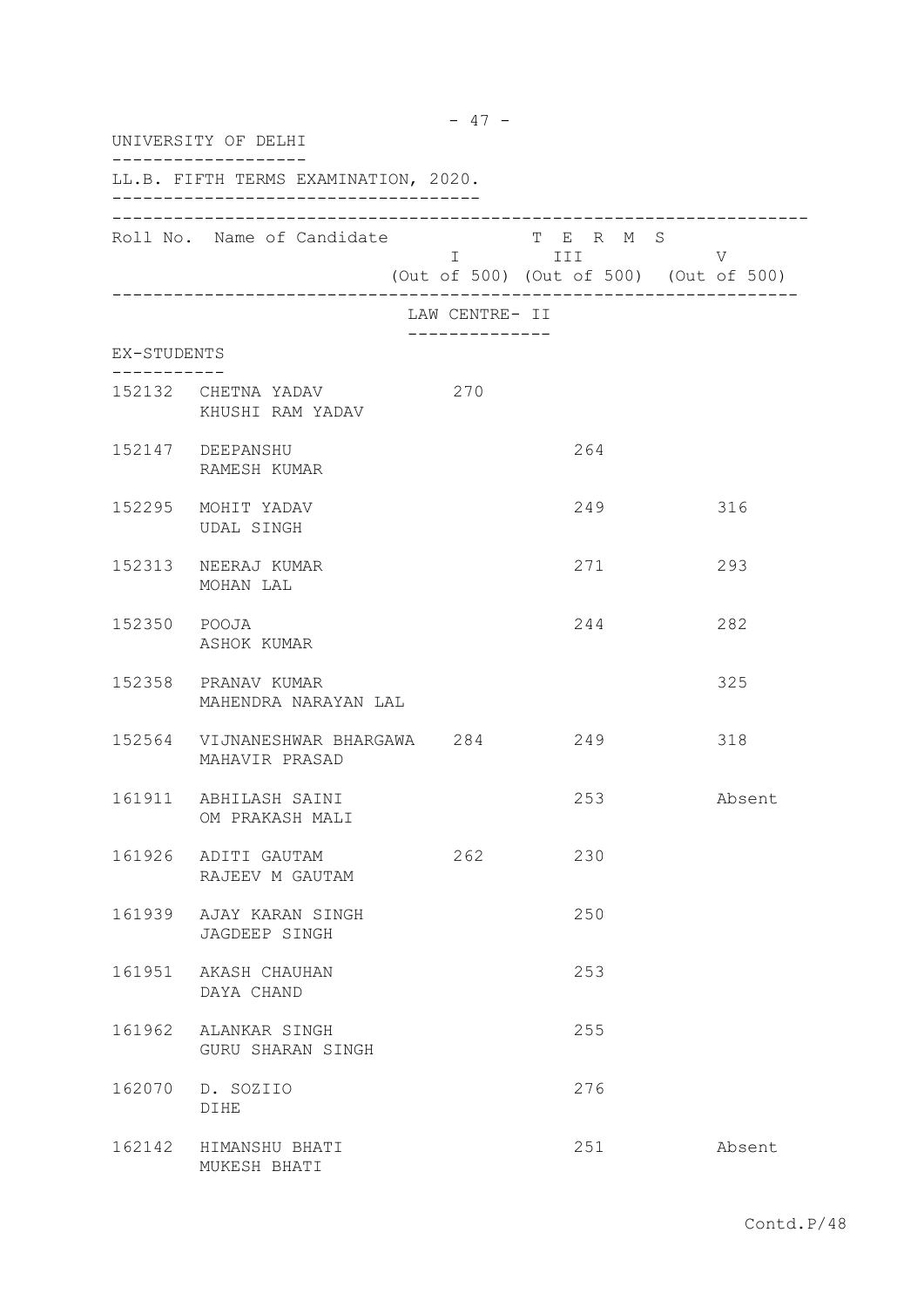UNIVERSITY OF DELHI

LL.B. FIFTH TERMS EXAMINATION, 2020.

| Roll No. | Name of Candidate | TERMS I (Out of 500) | TERMS III (Out of 500) | TERMS V (Out of 500) |
|---|---|---|---|---|
| | **LAW CENTRE- II** | | | |
| **EX-STUDENTS** | | | | |
| 152132 | CHETNA YADAV<br>KHUSHI RAM YADAV | 270 | | |
| 152147 | DEEPANSHU<br>RAMESH KUMAR | | 264 | |
| 152295 | MOHIT YADAV<br>UDAL SINGH | | 249 | 316 |
| 152313 | NEERAJ KUMAR<br>MOHAN LAL | | 271 | 293 |
| 152350 | POOJA<br>ASHOK KUMAR | | 244 | 282 |
| 152358 | PRANAV KUMAR<br>MAHENDRA NARAYAN LAL | | | 325 |
| 152564 | VIJNANESHWAR BHARGAWA<br>MAHAVIR PRASAD | 284 | 249 | 318 |
| 161911 | ABHILASH SAINI<br>OM PRAKASH MALI | | 253 | Absent |
| 161926 | ADITI GAUTAM<br>RAJEEV M GAUTAM | 262 | 230 | |
| 161939 | AJAY KARAN SINGH<br>JAGDEEP SINGH | | 250 | |
| 161951 | AKASH CHAUHAN<br>DAYA CHAND | | 253 | |
| 161962 | ALANKAR SINGH<br>GURU SHARAN SINGH | | 255 | |
| 162070 | D. SOZIIO<br>DIHE | | 276 | |
| 162142 | HIMANSHU BHATI<br>MUKESH BHATI | | 251 | Absent |

Contd.P/48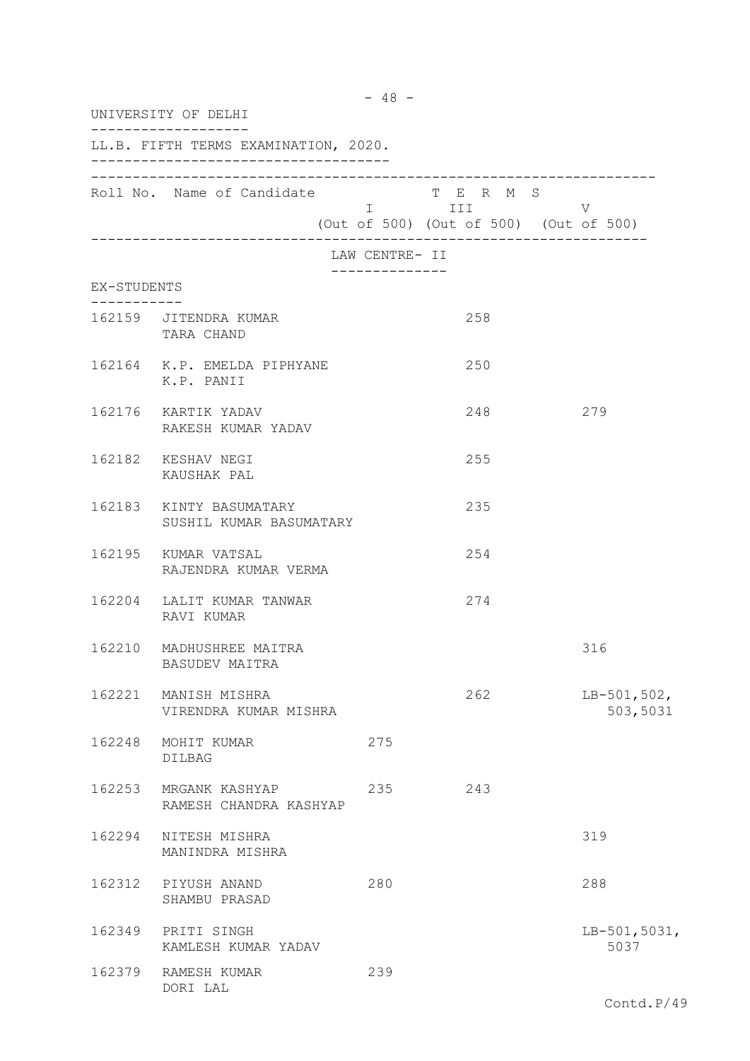UNIVERSITY OF DELHI

LL.B. FIFTH TERMS EXAMINATION, 2020.

| Roll No. | Name of Candidate | TERMS I (Out of 500) | TERMS III (Out of 500) | TERMS V (Out of 500) |
|---|---|---|---|---|
| | **LAW CENTRE- II** | | | |
| **EX-STUDENTS** | | | | |
| 162159 | JITENDRA KUMAR<br>TARA CHAND | | 258 | |
| 162164 | K.P. EMELDA PIPHYANE<br>K.P. PANII | | 250 | |
| 162176 | KARTIK YADAV<br>RAKESH KUMAR YADAV | | 248 | 279 |
| 162182 | KESHAV NEGI<br>KAUSHAK PAL | | 255 | |
| 162183 | KINTY BASUMATARY<br>SUSHIL KUMAR BASUMATARY | | 235 | |
| 162195 | KUMAR VATSAL<br>RAJENDRA KUMAR VERMA | | 254 | |
| 162204 | LALIT KUMAR TANWAR<br>RAVI KUMAR | | 274 | |
| 162210 | MADHUSHREE MAITRA<br>BASUDEV MAITRA | | | 316 |
| 162221 | MANISH MISHRA<br>VIRENDRA KUMAR MISHRA | | 262 | LB-501,502, 503,5031 |
| 162248 | MOHIT KUMAR<br>DILBAG | 275 | | |
| 162253 | MRGANK KASHYAP<br>RAMESH CHANDRA KASHYAP | 235 | 243 | |
| 162294 | NITESH MISHRA<br>MANINDRA MISHRA | | | 319 |
| 162312 | PIYUSH ANAND<br>SHAMBU PRASAD | 280 | | 288 |
| 162349 | PRITI SINGH<br>KAMLESH KUMAR YADAV | | | LB-501,5031, 5037 |
| 162379 | RAMESH KUMAR<br>DORI LAL | 239 | | |

Contd.P/49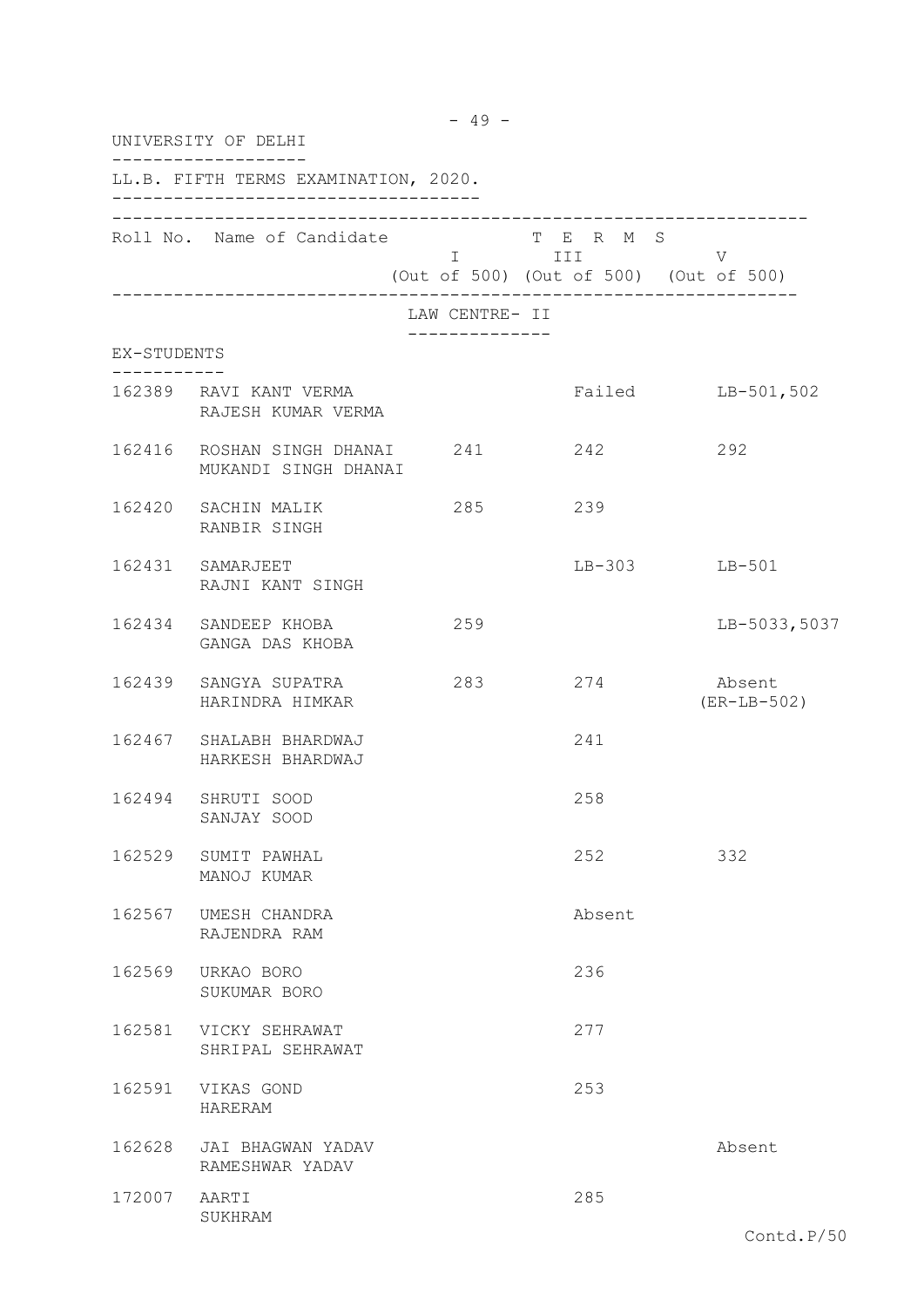UNIVERSITY OF DELHI

LL.B. FIFTH TERMS EXAMINATION, 2020.

| Roll No. | Name of Candidate | TERMS I (Out of 500) | TERMS III (Out of 500) | TERMS V (Out of 500) |
|---|---|---|---|---|
| | **LAW CENTRE- II** | | | |
| **EX-STUDENTS** | | | | |
| 162389 | RAVI KANT VERMA<br>RAJESH KUMAR VERMA | | Failed | LB-501,502 |
| 162416 | ROSHAN SINGH DHANAI<br>MUKANDI SINGH DHANAI | 241 | 242 | 292 |
| 162420 | SACHIN MALIK<br>RANBIR SINGH | 285 | 239 | |
| 162431 | SAMARJEET<br>RAJNI KANT SINGH | | LB-303 | LB-501 |
| 162434 | SANDEEP KHOBA<br>GANGA DAS KHOBA | 259 | | LB-5033,5037 |
| 162439 | SANGYA SUPATRA<br>HARINDRA HIMKAR | 283 | 274 | Absent<br>(ER-LB-502) |
| 162467 | SHALABH BHARDWAJ<br>HARKESH BHARDWAJ | | 241 | |
| 162494 | SHRUTI SOOD<br>SANJAY SOOD | | 258 | |
| 162529 | SUMIT PAWHAL<br>MANOJ KUMAR | | 252 | 332 |
| 162567 | UMESH CHANDRA<br>RAJENDRA RAM | | Absent | |
| 162569 | URKAO BORO<br>SUKUMAR BORO | | 236 | |
| 162581 | VICKY SEHRAWAT<br>SHRIPAL SEHRAWAT | | 277 | |
| 162591 | VIKAS GOND<br>HARERAM | | 253 | |
| 162628 | JAI BHAGWAN YADAV<br>RAMESHWAR YADAV | | | Absent |
| 172007 | AARTI<br>SUKHRAM | | 285 | |

Contd.P/50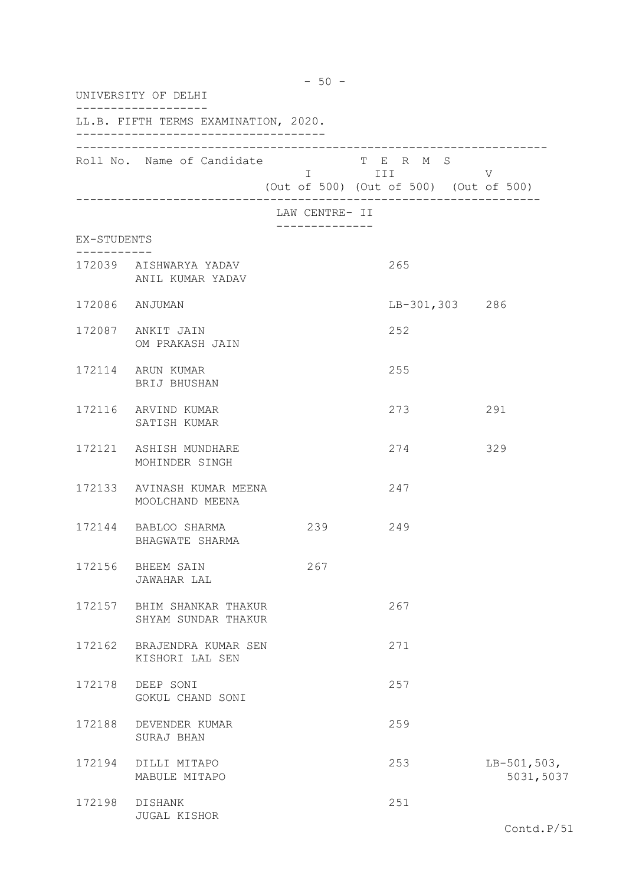UNIVERSITY OF DELHI

LL.B. FIFTH TERMS EXAMINATION, 2020.

| Roll No. | Name of Candidate | TERMS I (Out of 500) | TERMS III (Out of 500) | TERMS V (Out of 500) |
|---|---|---|---|---|
| | **LAW CENTRE- II** | | | |
| **EX-STUDENTS** | | | | |
| 172039 | AISHWARYA YADAV<br>ANIL KUMAR YADAV | | 265 | |
| 172086 | ANJUMAN | | LB-301,303 | 286 |
| 172087 | ANKIT JAIN<br>OM PRAKASH JAIN | | 252 | |
| 172114 | ARUN KUMAR<br>BRIJ BHUSHAN | | 255 | |
| 172116 | ARVIND KUMAR<br>SATISH KUMAR | | 273 | 291 |
| 172121 | ASHISH MUNDHARE<br>MOHINDER SINGH | | 274 | 329 |
| 172133 | AVINASH KUMAR MEENA<br>MOOLCHAND MEENA | | 247 | |
| 172144 | BABLOO SHARMA<br>BHAGWATE SHARMA | 239 | 249 | |
| 172156 | BHEEM SAIN<br>JAWAHAR LAL | 267 | | |
| 172157 | BHIM SHANKAR THAKUR<br>SHYAM SUNDAR THAKUR | | 267 | |
| 172162 | BRAJENDRA KUMAR SEN<br>KISHORI LAL SEN | | 271 | |
| 172178 | DEEP SONI<br>GOKUL CHAND SONI | | 257 | |
| 172188 | DEVENDER KUMAR<br>SURAJ BHAN | | 259 | |
| 172194 | DILLI MITAPO<br>MABULE MITAPO | | 253 | LB-501,503,<br>5031,5037 |
| 172198 | DISHANK<br>JUGAL KISHOR | | 251 | |

Contd.P/51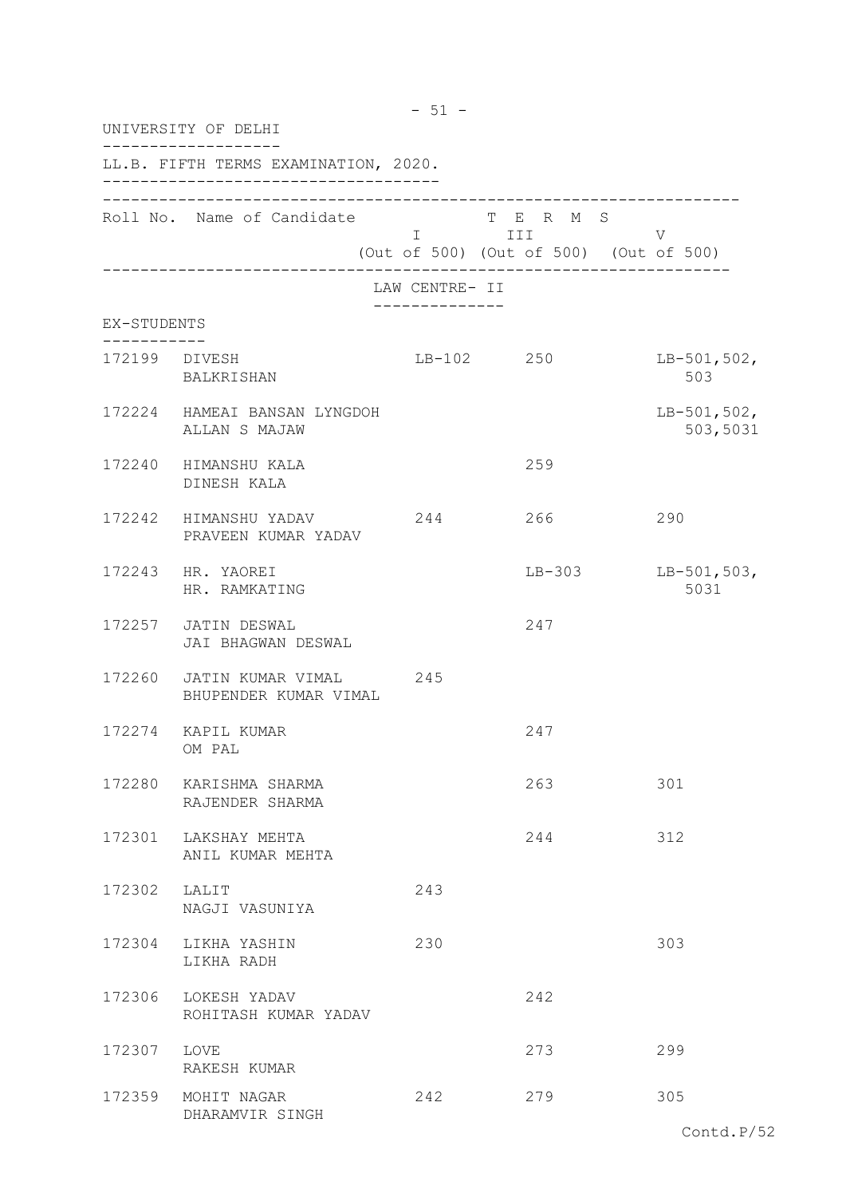UNIVERSITY OF DELHI

LL.B. FIFTH TERMS EXAMINATION, 2020.

LAW CENTRE- II

EX-STUDENTS

| Roll No. | Name of Candidate | TERMS I (Out of 500) | TERMS III (Out of 500) | TERMS V (Out of 500) |
|---|---|---|---|---|
| 172199 | DIVESH<br>BALKRISHAN | LB-102 | 250 | LB-501,502,<br>503 |
| 172224 | HAMEAI BANSAN LYNGDOH<br>ALLAN S MAJAW | | | LB-501,502,<br>503,5031 |
| 172240 | HIMANSHU KALA<br>DINESH KALA | | 259 | |
| 172242 | HIMANSHU YADAV<br>PRAVEEN KUMAR YADAV | 244 | 266 | 290 |
| 172243 | HR. YAOREI<br>HR. RAMKATING | | LB-303 | LB-501,503,<br>5031 |
| 172257 | JATIN DESWAL<br>JAI BHAGWAN DESWAL | | 247 | |
| 172260 | JATIN KUMAR VIMAL<br>BHUPENDER KUMAR VIMAL | 245 | | |
| 172274 | KAPIL KUMAR<br>OM PAL | | 247 | |
| 172280 | KARISHMA SHARMA<br>RAJENDER SHARMA | | 263 | 301 |
| 172301 | LAKSHAY MEHTA<br>ANIL KUMAR MEHTA | | 244 | 312 |
| 172302 | LALIT<br>NAGJI VASUNIYA | 243 | | |
| 172304 | LIKHA YASHIN<br>LIKHA RADH | 230 | | 303 |
| 172306 | LOKESH YADAV<br>ROHITASH KUMAR YADAV | | 242 | |
| 172307 | LOVE<br>RAKESH KUMAR | | 273 | 299 |
| 172359 | MOHIT NAGAR<br>DHARAMVIR SINGH | 242 | 279 | 305 |

Contd.P/52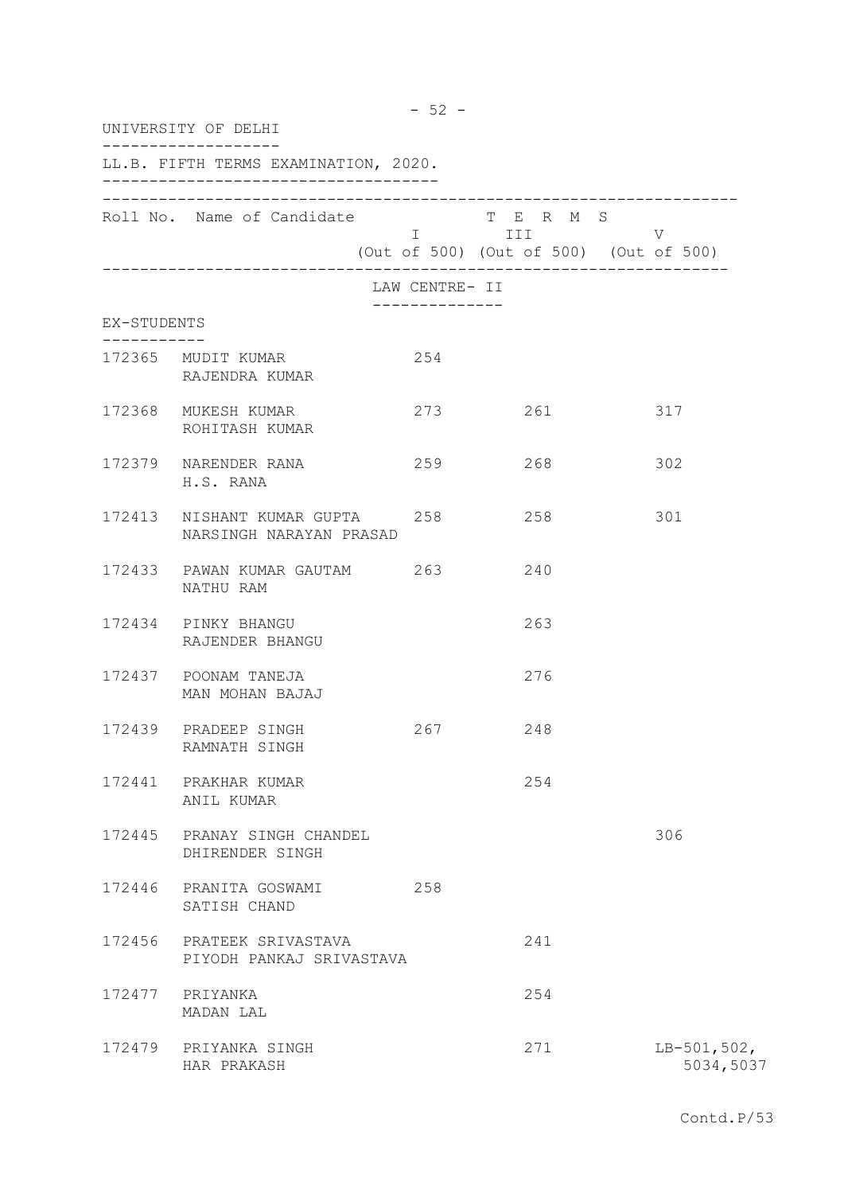UNIVERSITY OF DELHI

LL.B. FIFTH TERMS EXAMINATION, 2020.

| Roll No. | Name of Candidate | TERMS I (Out of 500) | TERMS III (Out of 500) | TERMS V (Out of 500) |
|---|---|---|---|---|
| | **LAW CENTRE- II** | | | |
| **EX-STUDENTS** | | | | |
| 172365 | MUDIT KUMAR<br>RAJENDRA KUMAR | 254 | | |
| 172368 | MUKESH KUMAR<br>ROHITASH KUMAR | 273 | 261 | 317 |
| 172379 | NARENDER RANA<br>H.S. RANA | 259 | 268 | 302 |
| 172413 | NISHANT KUMAR GUPTA<br>NARSINGH NARAYAN PRASAD | 258 | 258 | 301 |
| 172433 | PAWAN KUMAR GAUTAM<br>NATHU RAM | 263 | 240 | |
| 172434 | PINKY BHANGU<br>RAJENDER BHANGU | | 263 | |
| 172437 | POONAM TANEJA<br>MAN MOHAN BAJAJ | | 276 | |
| 172439 | PRADEEP SINGH<br>RAMNATH SINGH | 267 | 248 | |
| 172441 | PRAKHAR KUMAR<br>ANIL KUMAR | | 254 | |
| 172445 | PRANAY SINGH CHANDEL<br>DHIRENDER SINGH | | | 306 |
| 172446 | PRANITA GOSWAMI<br>SATISH CHAND | 258 | | |
| 172456 | PRATEEK SRIVASTAVA<br>PIYODH PANKAJ SRIVASTAVA | | 241 | |
| 172477 | PRIYANKA<br>MADAN LAL | | 254 | |
| 172479 | PRIYANKA SINGH<br>HAR PRAKASH | | 271 | LB-501,502,<br>5034,5037 |

Contd.P/53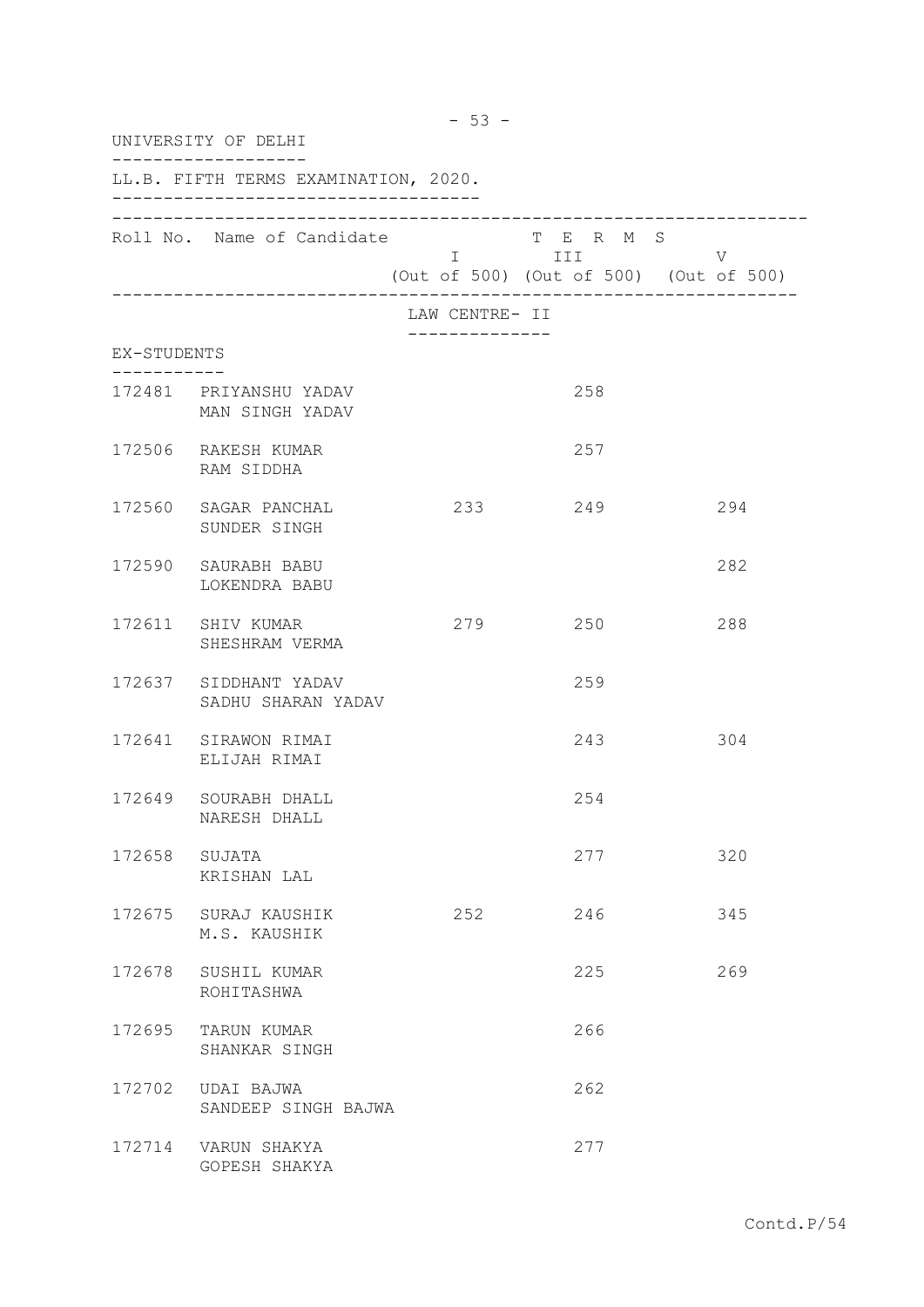UNIVERSITY OF DELHI

LL.B. FIFTH TERMS EXAMINATION, 2020.

| Roll No. | Name of Candidate | TERMS I (Out of 500) | TERMS III (Out of 500) | TERMS V (Out of 500) |
|---|---|---|---|---|
| | LAW CENTRE- II | | | |
| EX-STUDENTS | | | | |
| 172481 | PRIYANSHU YADAV<br>MAN SINGH YADAV | | 258 | |
| 172506 | RAKESH KUMAR<br>RAM SIDDHA | | 257 | |
| 172560 | SAGAR PANCHAL<br>SUNDER SINGH | 233 | 249 | 294 |
| 172590 | SAURABH BABU<br>LOKENDRA BABU | | | 282 |
| 172611 | SHIV KUMAR<br>SHESHRAM VERMA | 279 | 250 | 288 |
| 172637 | SIDDHANT YADAV<br>SADHU SHARAN YADAV | | 259 | |
| 172641 | SIRAWON RIMAI<br>ELIJAH RIMAI | | 243 | 304 |
| 172649 | SOURABH DHALL<br>NARESH DHALL | | 254 | |
| 172658 | SUJATA<br>KRISHAN LAL | | 277 | 320 |
| 172675 | SURAJ KAUSHIK<br>M.S. KAUSHIK | 252 | 246 | 345 |
| 172678 | SUSHIL KUMAR<br>ROHITASHWA | | 225 | 269 |
| 172695 | TARUN KUMAR<br>SHANKAR SINGH | | 266 | |
| 172702 | UDAI BAJWA<br>SANDEEP SINGH BAJWA | | 262 | |
| 172714 | VARUN SHAKYA<br>GOPESH SHAKYA | | 277 | |

Contd.P/54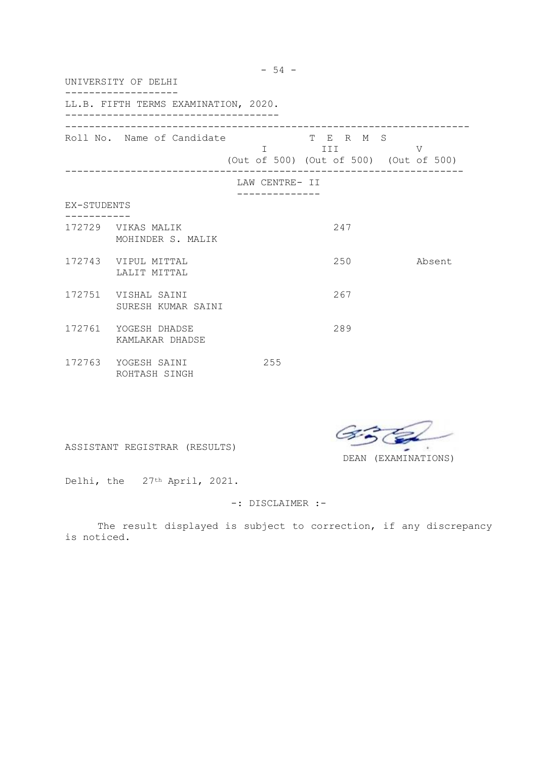UNIVERSITY OF DELHI

LL.B. FIFTH TERMS EXAMINATION, 2020.

| Roll No. | Name of Candidate | TERMS I (Out of 500) | TERMS III (Out of 500) | TERMS V (Out of 500) |
|---|---|---|---|---|
| | **LAW CENTRE- II** | | | |
| **EX-STUDENTS** | | | | |
| 172729 | VIKAS MALIK<br>MOHINDER S. MALIK | | 247 | |
| 172743 | VIPUL MITTAL<br>LALIT MITTAL | | 250 | Absent |
| 172751 | VISHAL SAINI<br>SURESH KUMAR SAINI | | 267 | |
| 172761 | YOGESH DHADSE<br>KAMLAKAR DHADSE | | 289 | |
| 172763 | YOGESH SAINI<br>ROHTASH SINGH | 255 | | |

ASSISTANT REGISTRAR (RESULTS)

DEAN (EXAMINATIONS)

Delhi, the 27th April, 2021.

-: DISCLAIMER :-

The result displayed is subject to correction, if any discrepancy is noticed.